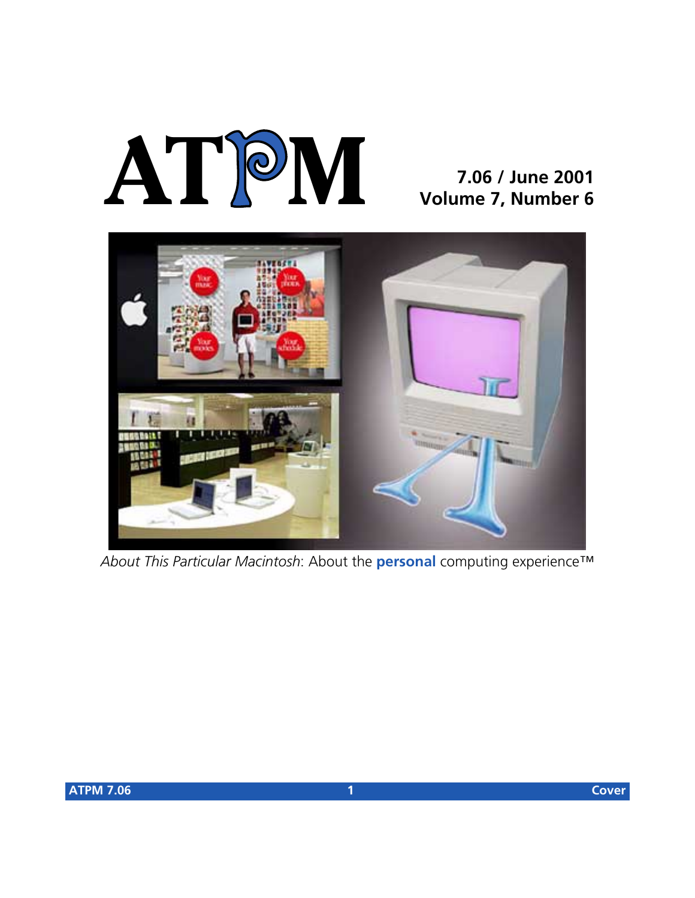# ATPM

**7.06 / June 2001**
**Volume 7, Number 6**

*About This Particular Macintosh*: About the **personal** computing experience™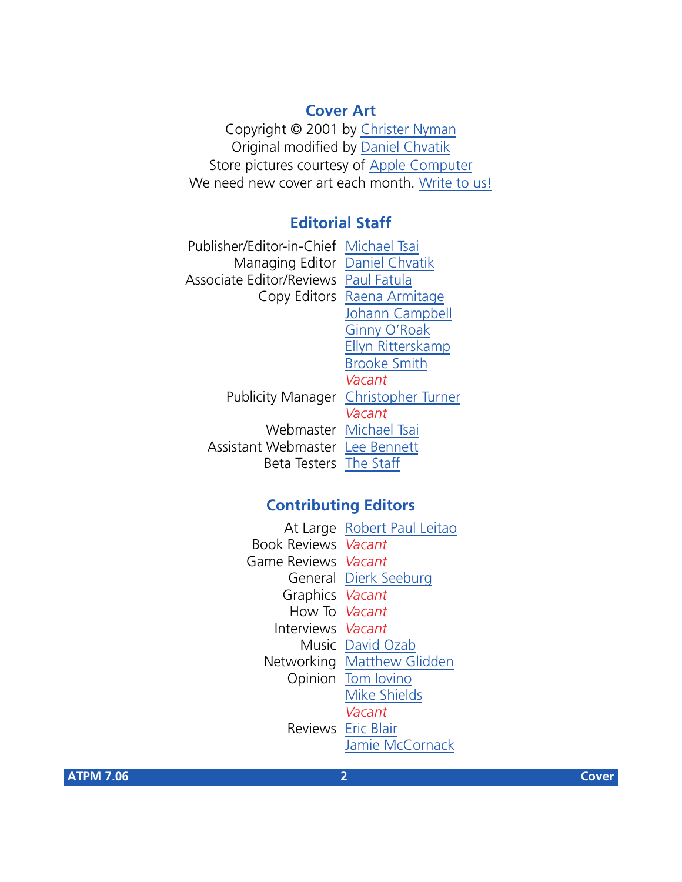## Cover Art

Copyright © 2001 by Christer Nyman
Original modified by Daniel Chvatik
Store pictures courtesy of Apple Computer
We need new cover art each month. Write to us!

## Editorial Staff

| | |
|---|---|
| Publisher/Editor-in-Chief | Michael Tsai |
| Managing Editor | Daniel Chvatik |
| Associate Editor/Reviews | Paul Fatula |
| Copy Editors | Raena Armitage |
| | Johann Campbell |
| | Ginny O'Roak |
| | Ellyn Ritterskamp |
| | Brooke Smith |
| | *Vacant* |
| Publicity Manager | Christopher Turner |
| | *Vacant* |
| Webmaster | Michael Tsai |
| Assistant Webmaster | Lee Bennett |
| Beta Testers | The Staff |

## Contributing Editors

| | |
|---|---|
| At Large | Robert Paul Leitao |
| Book Reviews | *Vacant* |
| Game Reviews | *Vacant* |
| General | Dierk Seeburg |
| Graphics | *Vacant* |
| How To | *Vacant* |
| Interviews | *Vacant* |
| Music | David Ozab |
| Networking | Matthew Glidden |
| Opinion | Tom Iovino |
| | Mike Shields |
| | *Vacant* |
| Reviews | Eric Blair |
| | Jamie McCornack |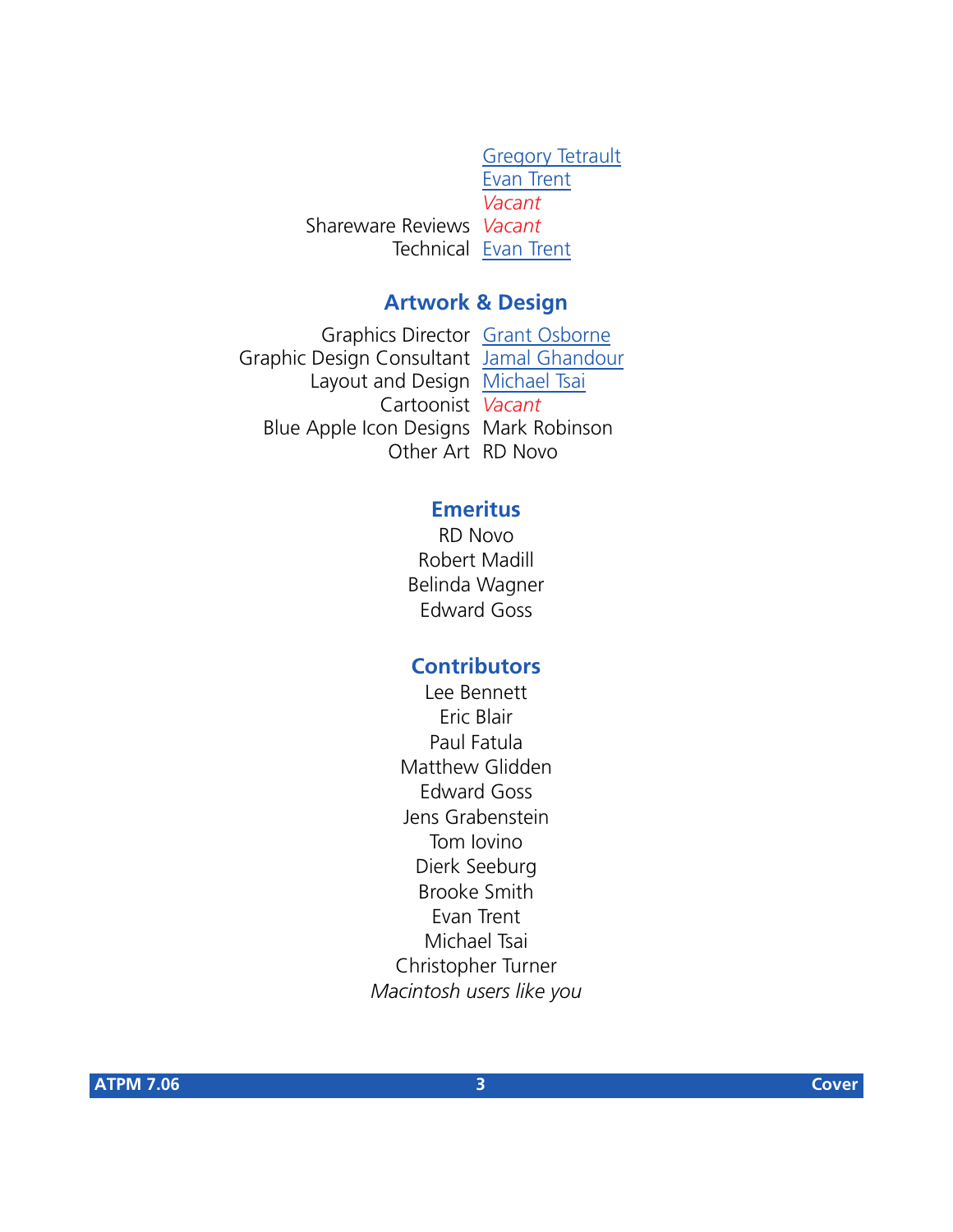| | |
|---|---|
| | Gregory Tetrault |
| | Evan Trent |
| | *Vacant* |
| Shareware Reviews | *Vacant* |
| Technical | Evan Trent |

## Artwork & Design

| | |
|---|---|
| Graphics Director | Grant Osborne |
| Graphic Design Consultant | Jamal Ghandour |
| Layout and Design | Michael Tsai |
| Cartoonist | *Vacant* |
| Blue Apple Icon Designs | Mark Robinson |
| Other Art | RD Novo |

## Emeritus

RD Novo
Robert Madill
Belinda Wagner
Edward Goss

## Contributors

Lee Bennett
Eric Blair
Paul Fatula
Matthew Glidden
Edward Goss
Jens Grabenstein
Tom Iovino
Dierk Seeburg
Brooke Smith
Evan Trent
Michael Tsai
Christopher Turner
*Macintosh users like you*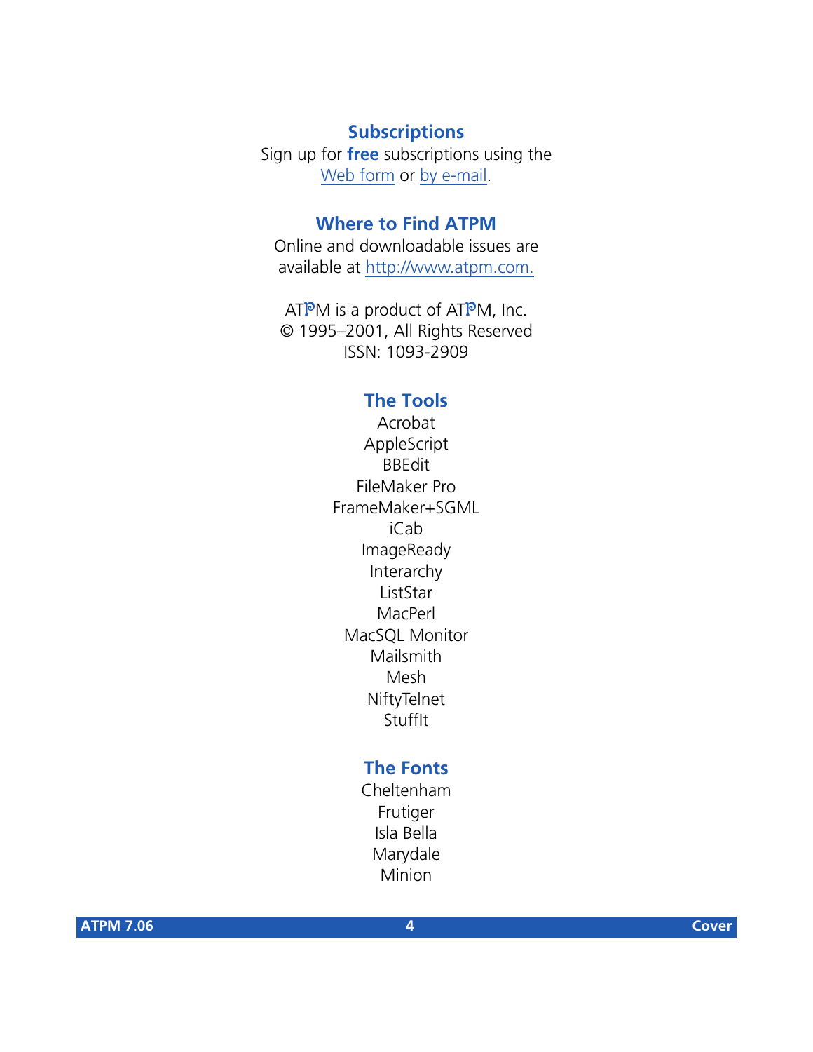## Subscriptions

Sign up for **free** subscriptions using the Web form or by e-mail.

## Where to Find ATPM

Online and downloadable issues are available at http://www.atpm.com.

ATPM is a product of ATPM, Inc.
© 1995–2001, All Rights Reserved
ISSN: 1093-2909

## The Tools

Acrobat
AppleScript
BBEdit
FileMaker Pro
FrameMaker+SGML
iCab
ImageReady
Interarchy
ListStar
MacPerl
MacSQL Monitor
Mailsmith
Mesh
NiftyTelnet
StuffIt

## The Fonts

Cheltenham
Frutiger
Isla Bella
Marydale
Minion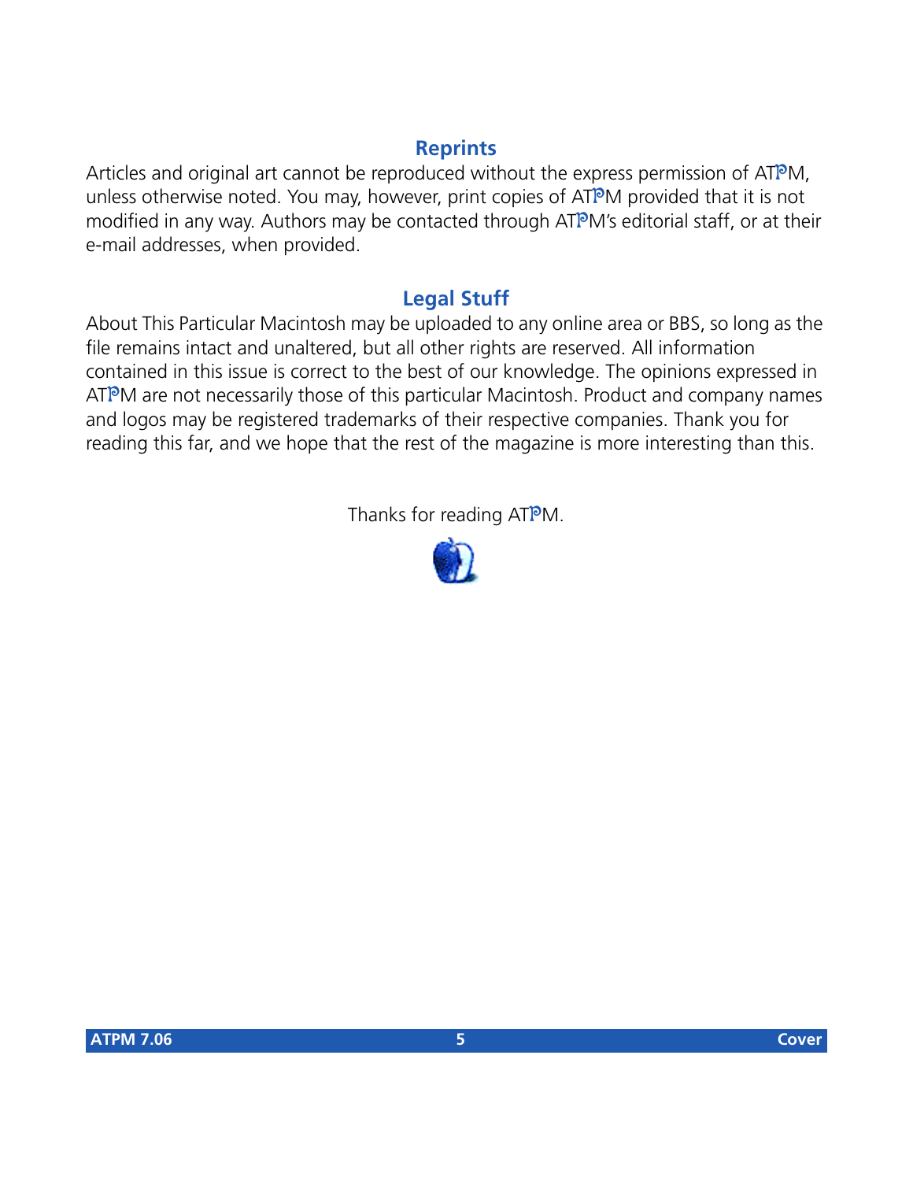## Reprints

Articles and original art cannot be reproduced without the express permission of ATPM, unless otherwise noted. You may, however, print copies of ATPM provided that it is not modified in any way. Authors may be contacted through ATPM's editorial staff, or at their e-mail addresses, when provided.

## Legal Stuff

About This Particular Macintosh may be uploaded to any online area or BBS, so long as the file remains intact and unaltered, but all other rights are reserved. All information contained in this issue is correct to the best of our knowledge. The opinions expressed in ATPM are not necessarily those of this particular Macintosh. Product and company names and logos may be registered trademarks of their respective companies. Thank you for reading this far, and we hope that the rest of the magazine is more interesting than this.

Thanks for reading ATPM.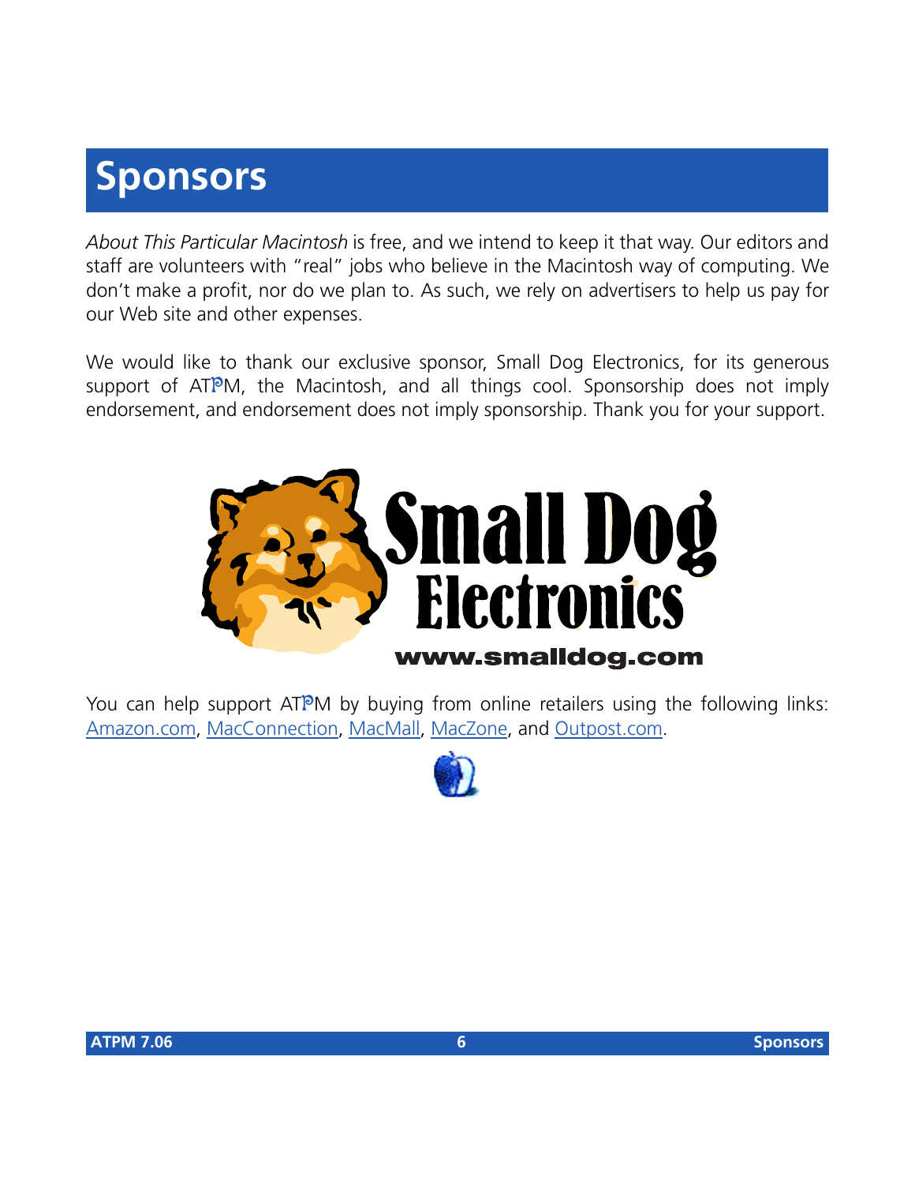# Sponsors

*About This Particular Macintosh* is free, and we intend to keep it that way. Our editors and staff are volunteers with "real" jobs who believe in the Macintosh way of computing. We don't make a profit, nor do we plan to. As such, we rely on advertisers to help us pay for our Web site and other expenses.

We would like to thank our exclusive sponsor, Small Dog Electronics, for its generous support of ATPM, the Macintosh, and all things cool. Sponsorship does not imply endorsement, and endorsement does not imply sponsorship. Thank you for your support.

Small Dog Electronics

www.smalldog.com

You can help support ATPM by buying from online retailers using the following links: Amazon.com, MacConnection, MacMall, MacZone, and Outpost.com.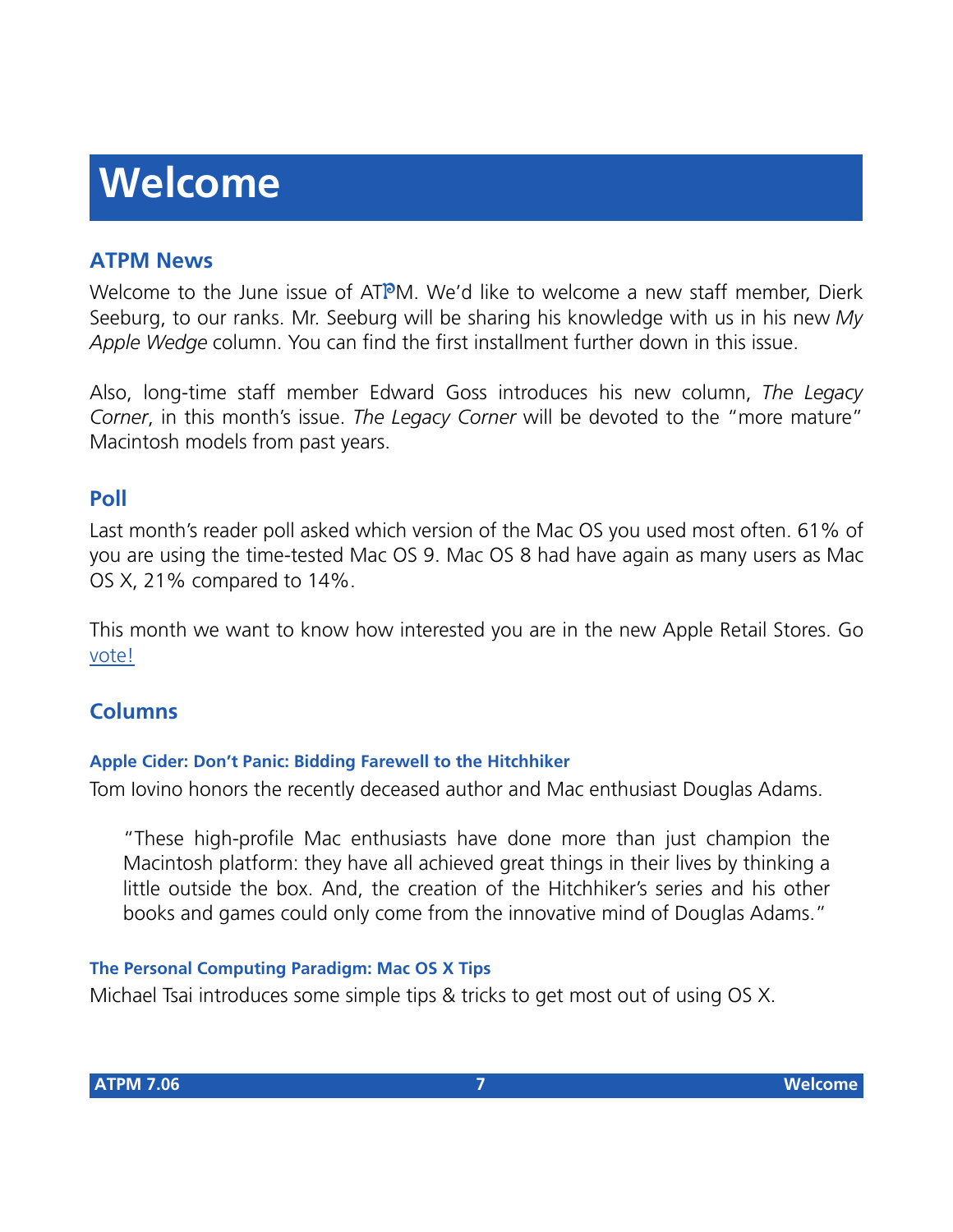# Welcome

## ATPM News

Welcome to the June issue of ATPM. We'd like to welcome a new staff member, Dierk Seeburg, to our ranks. Mr. Seeburg will be sharing his knowledge with us in his new *My Apple Wedge* column. You can find the first installment further down in this issue.

Also, long-time staff member Edward Goss introduces his new column, *The Legacy Corner*, in this month's issue. *The Legacy Corner* will be devoted to the "more mature" Macintosh models from past years.

## Poll

Last month's reader poll asked which version of the Mac OS you used most often. 61% of you are using the time-tested Mac OS 9. Mac OS 8 had have again as many users as Mac OS X, 21% compared to 14%.

This month we want to know how interested you are in the new Apple Retail Stores. Go vote!

## Columns

#### Apple Cider: Don't Panic: Bidding Farewell to the Hitchhiker

Tom Iovino honors the recently deceased author and Mac enthusiast Douglas Adams.

> "These high-profile Mac enthusiasts have done more than just champion the Macintosh platform: they have all achieved great things in their lives by thinking a little outside the box. And, the creation of the Hitchhiker's series and his other books and games could only come from the innovative mind of Douglas Adams."

#### The Personal Computing Paradigm: Mac OS X Tips

Michael Tsai introduces some simple tips & tricks to get most out of using OS X.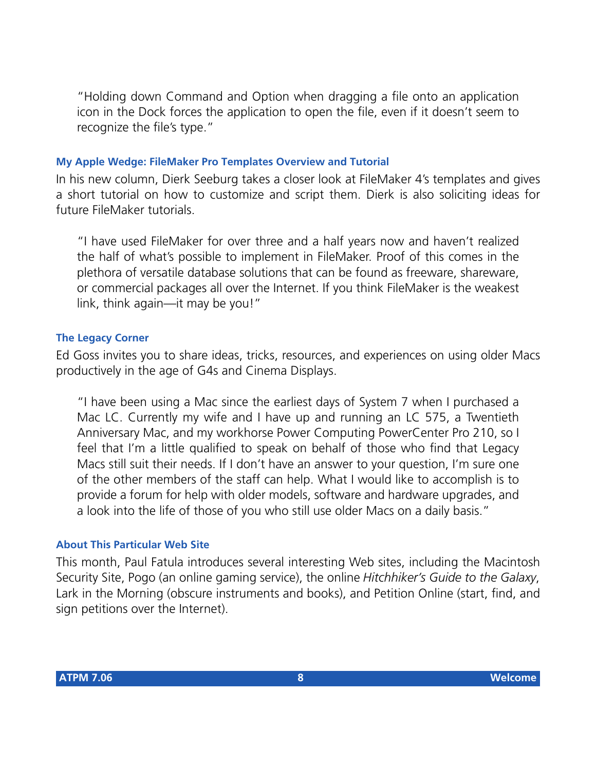> "Holding down Command and Option when dragging a file onto an application icon in the Dock forces the application to open the file, even if it doesn't seem to recognize the file's type."

### My Apple Wedge: FileMaker Pro Templates Overview and Tutorial

In his new column, Dierk Seeburg takes a closer look at FileMaker 4's templates and gives a short tutorial on how to customize and script them. Dierk is also soliciting ideas for future FileMaker tutorials.

> "I have used FileMaker for over three and a half years now and haven't realized the half of what's possible to implement in FileMaker. Proof of this comes in the plethora of versatile database solutions that can be found as freeware, shareware, or commercial packages all over the Internet. If you think FileMaker is the weakest link, think again—it may be you!"

### The Legacy Corner

Ed Goss invites you to share ideas, tricks, resources, and experiences on using older Macs productively in the age of G4s and Cinema Displays.

> "I have been using a Mac since the earliest days of System 7 when I purchased a Mac LC. Currently my wife and I have up and running an LC 575, a Twentieth Anniversary Mac, and my workhorse Power Computing PowerCenter Pro 210, so I feel that I'm a little qualified to speak on behalf of those who find that Legacy Macs still suit their needs. If I don't have an answer to your question, I'm sure one of the other members of the staff can help. What I would like to accomplish is to provide a forum for help with older models, software and hardware upgrades, and a look into the life of those of you who still use older Macs on a daily basis."

### About This Particular Web Site

This month, Paul Fatula introduces several interesting Web sites, including the Macintosh Security Site, Pogo (an online gaming service), the online *Hitchhiker's Guide to the Galaxy*, Lark in the Morning (obscure instruments and books), and Petition Online (start, find, and sign petitions over the Internet).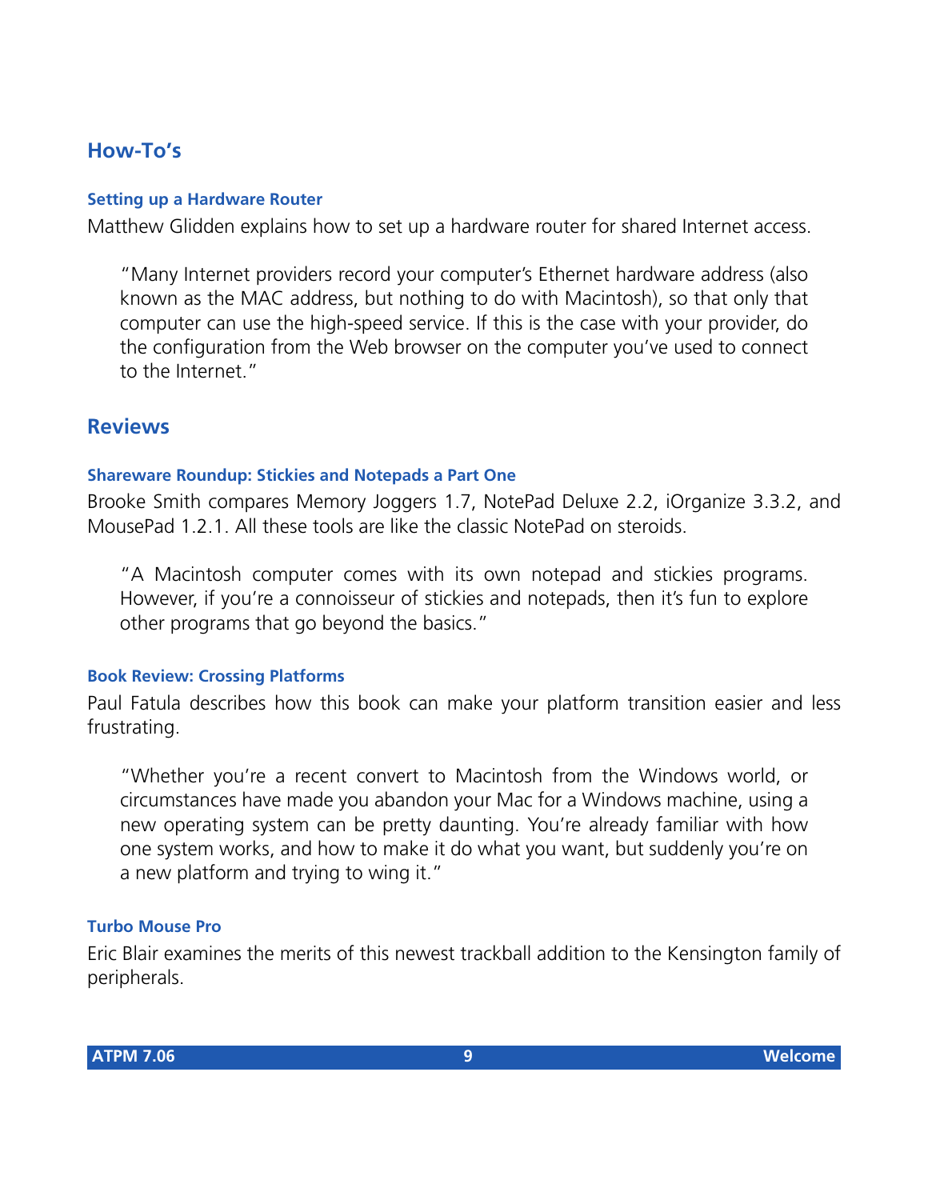## How-To's

### Setting up a Hardware Router

Matthew Glidden explains how to set up a hardware router for shared Internet access.

> "Many Internet providers record your computer's Ethernet hardware address (also known as the MAC address, but nothing to do with Macintosh), so that only that computer can use the high-speed service. If this is the case with your provider, do the configuration from the Web browser on the computer you've used to connect to the Internet."

## Reviews

### Shareware Roundup: Stickies and Notepads a Part One

Brooke Smith compares Memory Joggers 1.7, NotePad Deluxe 2.2, iOrganize 3.3.2, and MousePad 1.2.1. All these tools are like the classic NotePad on steroids.

> "A Macintosh computer comes with its own notepad and stickies programs. However, if you're a connoisseur of stickies and notepads, then it's fun to explore other programs that go beyond the basics."

### Book Review: Crossing Platforms

Paul Fatula describes how this book can make your platform transition easier and less frustrating.

> "Whether you're a recent convert to Macintosh from the Windows world, or circumstances have made you abandon your Mac for a Windows machine, using a new operating system can be pretty daunting. You're already familiar with how one system works, and how to make it do what you want, but suddenly you're on a new platform and trying to wing it."

### Turbo Mouse Pro

Eric Blair examines the merits of this newest trackball addition to the Kensington family of peripherals.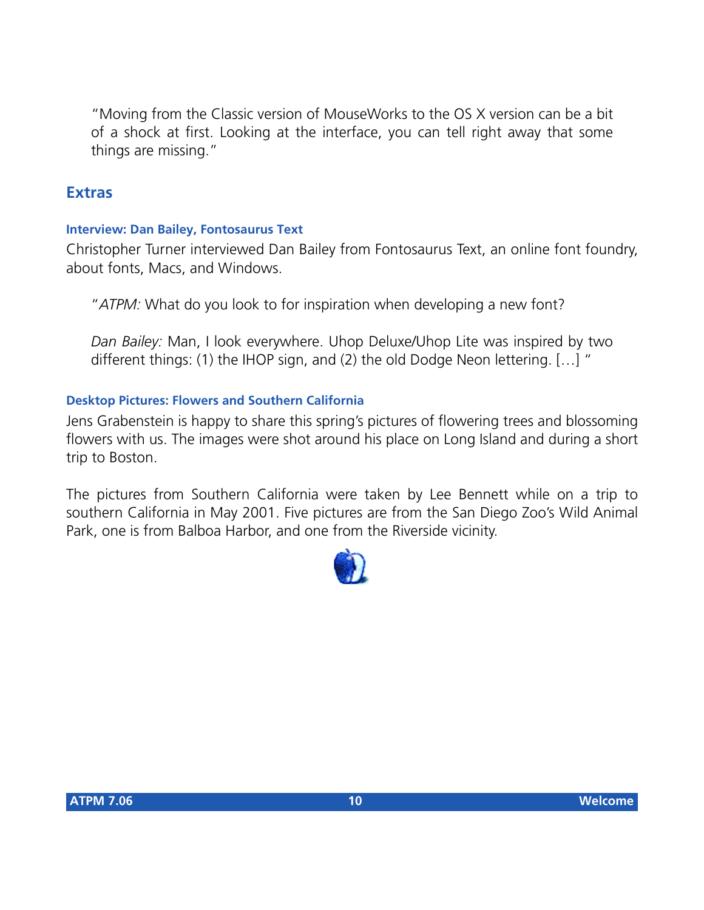> “Moving from the Classic version of MouseWorks to the OS X version can be a bit of a shock at first. Looking at the interface, you can tell right away that some things are missing.”

## Extras

### Interview: Dan Bailey, Fontosaurus Text

Christopher Turner interviewed Dan Bailey from Fontosaurus Text, an online font foundry, about fonts, Macs, and Windows.

> “*ATPM:* What do you look to for inspiration when developing a new font?
>
> *Dan Bailey:* Man, I look everywhere. Uhop Deluxe/Uhop Lite was inspired by two different things: (1) the IHOP sign, and (2) the old Dodge Neon lettering. […] “

### Desktop Pictures: Flowers and Southern California

Jens Grabenstein is happy to share this spring’s pictures of flowering trees and blossoming flowers with us. The images were shot around his place on Long Island and during a short trip to Boston.

The pictures from Southern California were taken by Lee Bennett while on a trip to southern California in May 2001. Five pictures are from the San Diego Zoo’s Wild Animal Park, one is from Balboa Harbor, and one from the Riverside vicinity.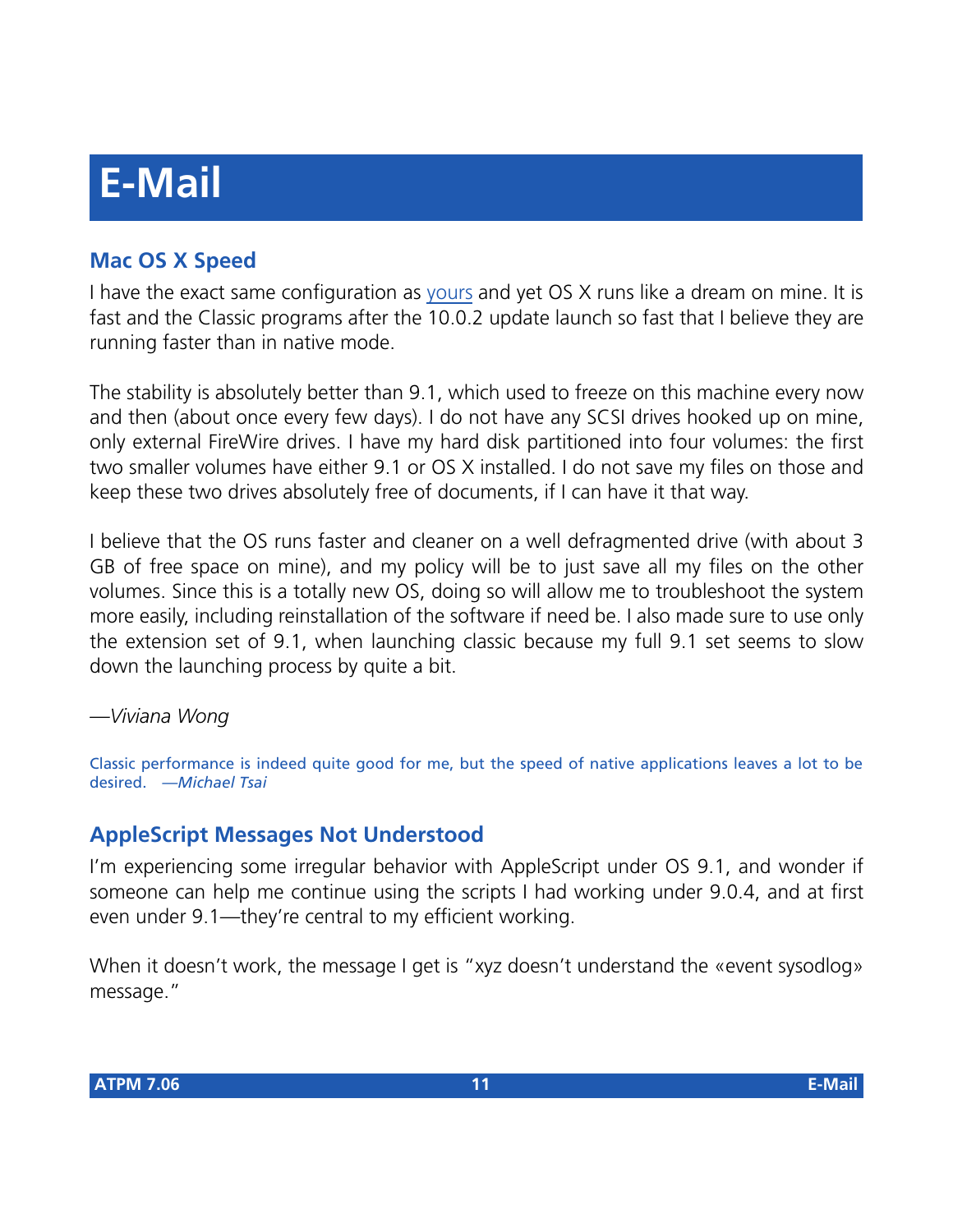# E-Mail

## Mac OS X Speed

I have the exact same configuration as yours and yet OS X runs like a dream on mine. It is fast and the Classic programs after the 10.0.2 update launch so fast that I believe they are running faster than in native mode.

The stability is absolutely better than 9.1, which used to freeze on this machine every now and then (about once every few days). I do not have any SCSI drives hooked up on mine, only external FireWire drives. I have my hard disk partitioned into four volumes: the first two smaller volumes have either 9.1 or OS X installed. I do not save my files on those and keep these two drives absolutely free of documents, if I can have it that way.

I believe that the OS runs faster and cleaner on a well defragmented drive (with about 3 GB of free space on mine), and my policy will be to just save all my files on the other volumes. Since this is a totally new OS, doing so will allow me to troubleshoot the system more easily, including reinstallation of the software if need be. I also made sure to use only the extension set of 9.1, when launching classic because my full 9.1 set seems to slow down the launching process by quite a bit.

*—Viviana Wong*

Classic performance is indeed quite good for me, but the speed of native applications leaves a lot to be desired. *—Michael Tsai*

## AppleScript Messages Not Understood

I'm experiencing some irregular behavior with AppleScript under OS 9.1, and wonder if someone can help me continue using the scripts I had working under 9.0.4, and at first even under 9.1—they're central to my efficient working.

When it doesn't work, the message I get is "xyz doesn't understand the «event sysodlog» message."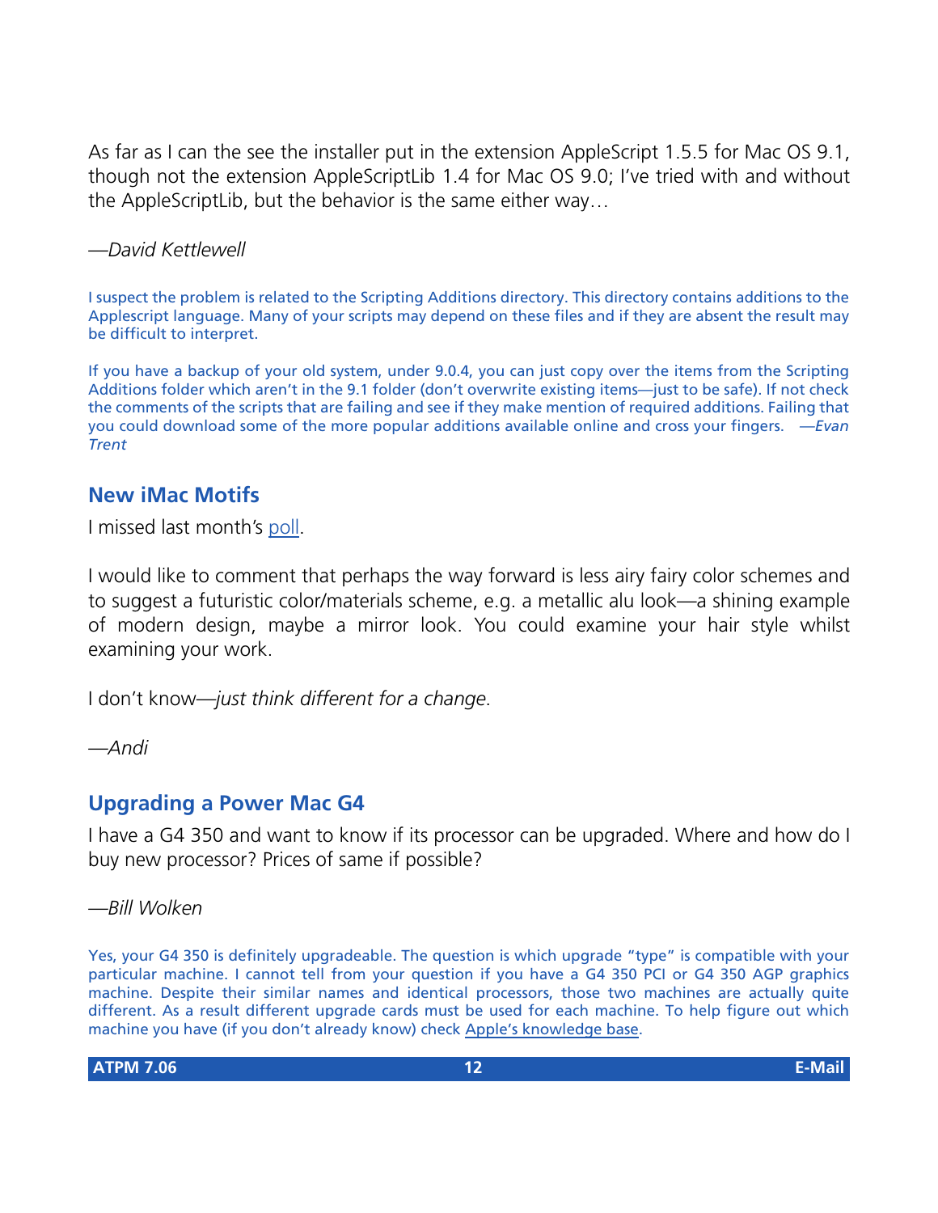As far as I can the see the installer put in the extension AppleScript 1.5.5 for Mac OS 9.1, though not the extension AppleScriptLib 1.4 for Mac OS 9.0; I've tried with and without the AppleScriptLib, but the behavior is the same either way…

*—David Kettlewell*

I suspect the problem is related to the Scripting Additions directory. This directory contains additions to the Applescript language. Many of your scripts may depend on these files and if they are absent the result may be difficult to interpret.

If you have a backup of your old system, under 9.0.4, you can just copy over the items from the Scripting Additions folder which aren't in the 9.1 folder (don't overwrite existing items—just to be safe). If not check the comments of the scripts that are failing and see if they make mention of required additions. Failing that you could download some of the more popular additions available online and cross your fingers. *—Evan Trent*

## New iMac Motifs

I missed last month's poll.

I would like to comment that perhaps the way forward is less airy fairy color schemes and to suggest a futuristic color/materials scheme, e.g. a metallic alu look—a shining example of modern design, maybe a mirror look. You could examine your hair style whilst examining your work.

I don't know—*just think different for a change*.

*—Andi*

## Upgrading a Power Mac G4

I have a G4 350 and want to know if its processor can be upgraded. Where and how do I buy new processor? Prices of same if possible?

*—Bill Wolken*

Yes, your G4 350 is definitely upgradeable. The question is which upgrade "type" is compatible with your particular machine. I cannot tell from your question if you have a G4 350 PCI or G4 350 AGP graphics machine. Despite their similar names and identical processors, those two machines are actually quite different. As a result different upgrade cards must be used for each machine. To help figure out which machine you have (if you don't already know) check Apple's knowledge base.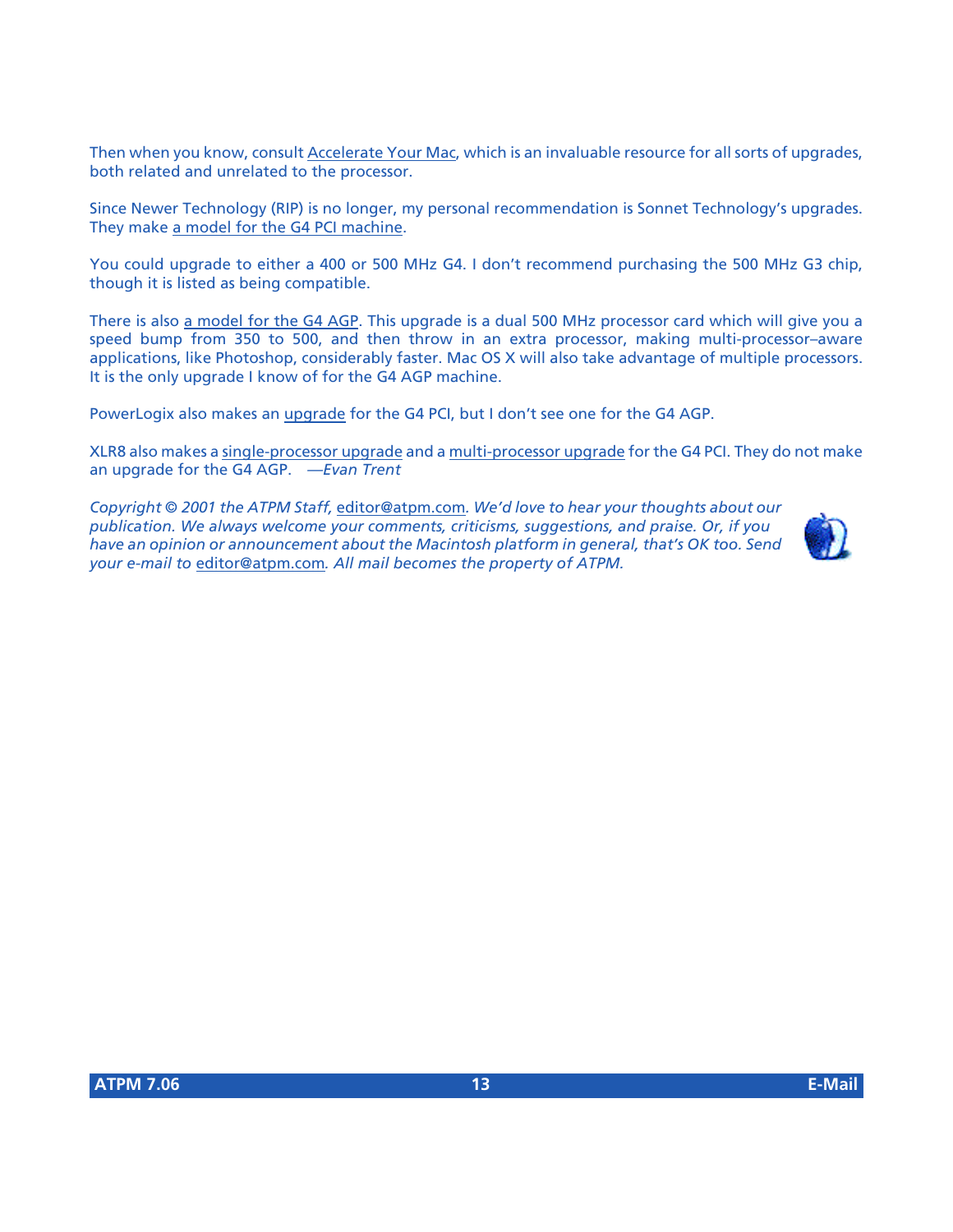Then when you know, consult Accelerate Your Mac, which is an invaluable resource for all sorts of upgrades, both related and unrelated to the processor.

Since Newer Technology (RIP) is no longer, my personal recommendation is Sonnet Technology's upgrades. They make a model for the G4 PCI machine.

You could upgrade to either a 400 or 500 MHz G4. I don't recommend purchasing the 500 MHz G3 chip, though it is listed as being compatible.

There is also a model for the G4 AGP. This upgrade is a dual 500 MHz processor card which will give you a speed bump from 350 to 500, and then throw in an extra processor, making multi-processor–aware applications, like Photoshop, considerably faster. Mac OS X will also take advantage of multiple processors. It is the only upgrade I know of for the G4 AGP machine.

PowerLogix also makes an upgrade for the G4 PCI, but I don't see one for the G4 AGP.

XLR8 also makes a single-processor upgrade and a multi-processor upgrade for the G4 PCI. They do not make an upgrade for the G4 AGP. *—Evan Trent*

*Copyright © 2001 the ATPM Staff, editor@atpm.com. We'd love to hear your thoughts about our publication. We always welcome your comments, criticisms, suggestions, and praise. Or, if you have an opinion or announcement about the Macintosh platform in general, that's OK too. Send your e-mail to editor@atpm.com. All mail becomes the property of ATPM.*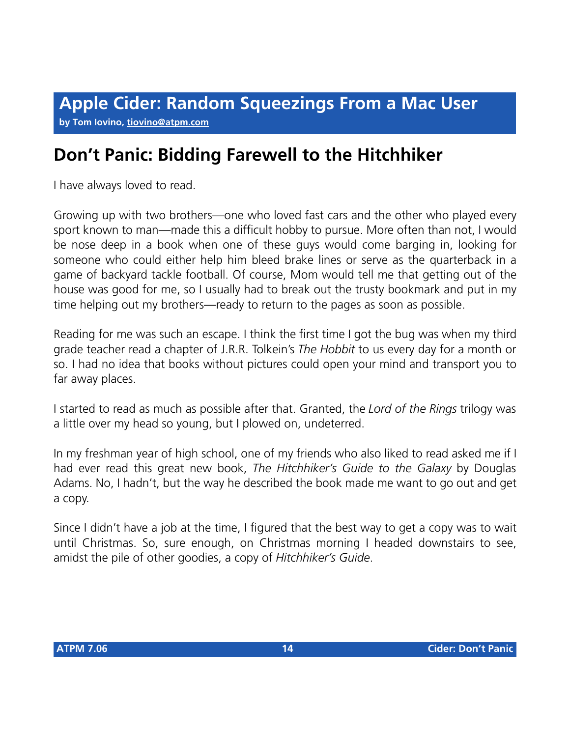# Apple Cider: Random Squeezings From a Mac User

**by Tom Iovino, tiovino@atpm.com**

## Don't Panic: Bidding Farewell to the Hitchhiker

I have always loved to read.

Growing up with two brothers—one who loved fast cars and the other who played every sport known to man—made this a difficult hobby to pursue. More often than not, I would be nose deep in a book when one of these guys would come barging in, looking for someone who could either help him bleed brake lines or serve as the quarterback in a game of backyard tackle football. Of course, Mom would tell me that getting out of the house was good for me, so I usually had to break out the trusty bookmark and put in my time helping out my brothers—ready to return to the pages as soon as possible.

Reading for me was such an escape. I think the first time I got the bug was when my third grade teacher read a chapter of J.R.R. Tolkein's *The Hobbit* to us every day for a month or so. I had no idea that books without pictures could open your mind and transport you to far away places.

I started to read as much as possible after that. Granted, the *Lord of the Rings* trilogy was a little over my head so young, but I plowed on, undeterred.

In my freshman year of high school, one of my friends who also liked to read asked me if I had ever read this great new book, *The Hitchhiker's Guide to the Galaxy* by Douglas Adams. No, I hadn't, but the way he described the book made me want to go out and get a copy.

Since I didn't have a job at the time, I figured that the best way to get a copy was to wait until Christmas. So, sure enough, on Christmas morning I headed downstairs to see, amidst the pile of other goodies, a copy of *Hitchhiker's Guide*.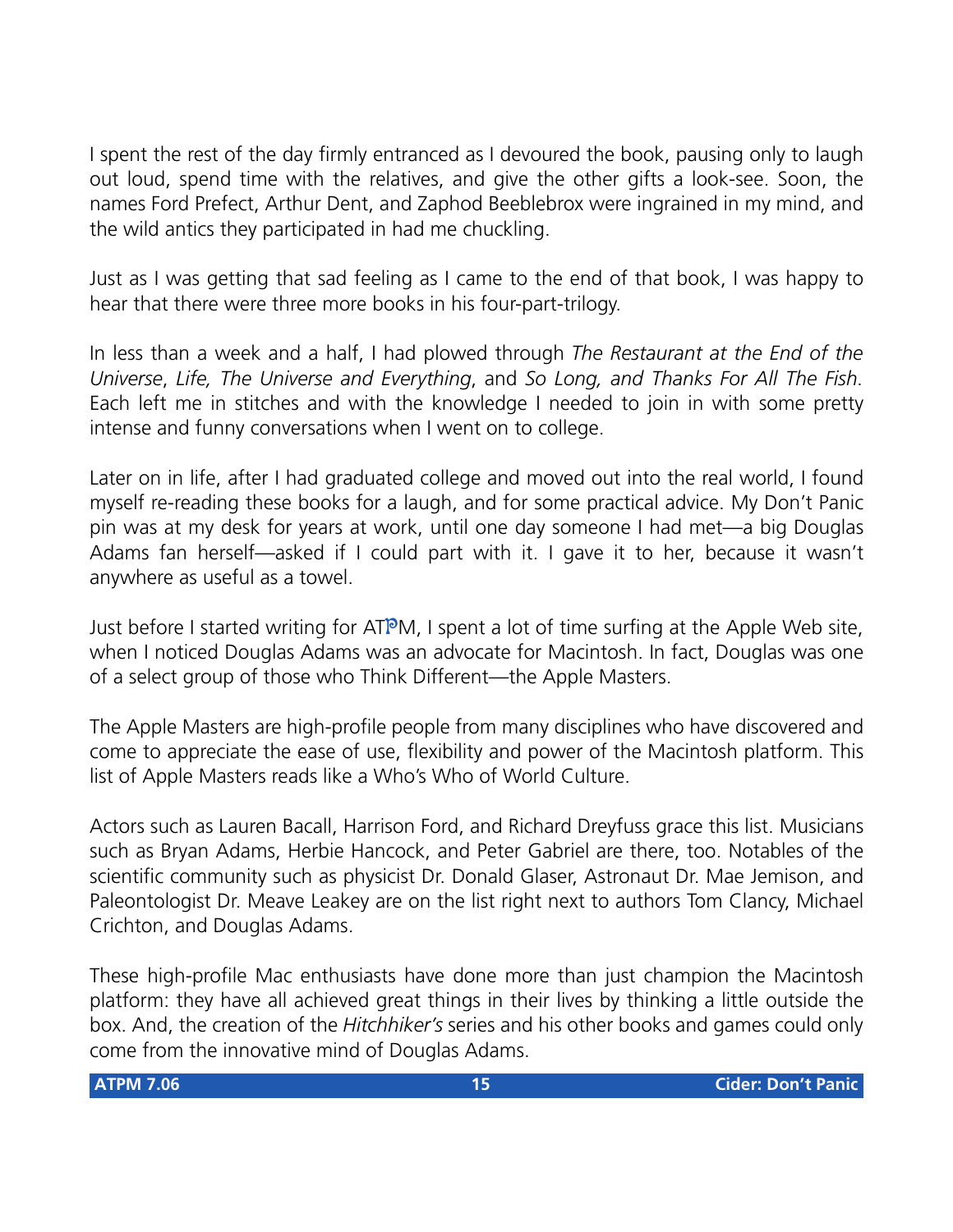I spent the rest of the day firmly entranced as I devoured the book, pausing only to laugh out loud, spend time with the relatives, and give the other gifts a look-see. Soon, the names Ford Prefect, Arthur Dent, and Zaphod Beeblebrox were ingrained in my mind, and the wild antics they participated in had me chuckling.

Just as I was getting that sad feeling as I came to the end of that book, I was happy to hear that there were three more books in his four-part-trilogy.

In less than a week and a half, I had plowed through *The Restaurant at the End of the Universe*, *Life, The Universe and Everything*, and *So Long, and Thanks For All The Fish*. Each left me in stitches and with the knowledge I needed to join in with some pretty intense and funny conversations when I went on to college.

Later on in life, after I had graduated college and moved out into the real world, I found myself re-reading these books for a laugh, and for some practical advice. My Don't Panic pin was at my desk for years at work, until one day someone I had met—a big Douglas Adams fan herself—asked if I could part with it. I gave it to her, because it wasn't anywhere as useful as a towel.

Just before I started writing for ATPM, I spent a lot of time surfing at the Apple Web site, when I noticed Douglas Adams was an advocate for Macintosh. In fact, Douglas was one of a select group of those who Think Different—the Apple Masters.

The Apple Masters are high-profile people from many disciplines who have discovered and come to appreciate the ease of use, flexibility and power of the Macintosh platform. This list of Apple Masters reads like a Who's Who of World Culture.

Actors such as Lauren Bacall, Harrison Ford, and Richard Dreyfuss grace this list. Musicians such as Bryan Adams, Herbie Hancock, and Peter Gabriel are there, too. Notables of the scientific community such as physicist Dr. Donald Glaser, Astronaut Dr. Mae Jemison, and Paleontologist Dr. Meave Leakey are on the list right next to authors Tom Clancy, Michael Crichton, and Douglas Adams.

These high-profile Mac enthusiasts have done more than just champion the Macintosh platform: they have all achieved great things in their lives by thinking a little outside the box. And, the creation of the *Hitchhiker's* series and his other books and games could only come from the innovative mind of Douglas Adams.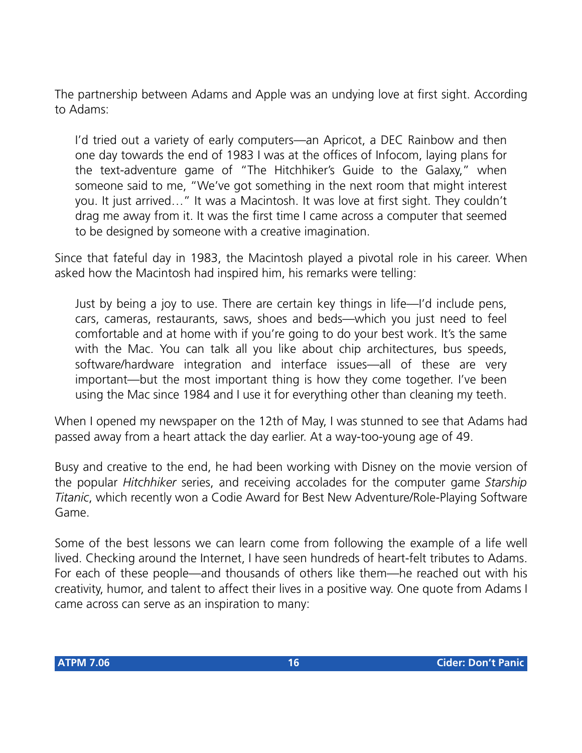The partnership between Adams and Apple was an undying love at first sight. According to Adams:

> I'd tried out a variety of early computers—an Apricot, a DEC Rainbow and then one day towards the end of 1983 I was at the offices of Infocom, laying plans for the text-adventure game of "The Hitchhiker's Guide to the Galaxy," when someone said to me, "We've got something in the next room that might interest you. It just arrived…" It was a Macintosh. It was love at first sight. They couldn't drag me away from it. It was the first time I came across a computer that seemed to be designed by someone with a creative imagination.

Since that fateful day in 1983, the Macintosh played a pivotal role in his career. When asked how the Macintosh had inspired him, his remarks were telling:

> Just by being a joy to use. There are certain key things in life—I'd include pens, cars, cameras, restaurants, saws, shoes and beds—which you just need to feel comfortable and at home with if you're going to do your best work. It's the same with the Mac. You can talk all you like about chip architectures, bus speeds, software/hardware integration and interface issues—all of these are very important—but the most important thing is how they come together. I've been using the Mac since 1984 and I use it for everything other than cleaning my teeth.

When I opened my newspaper on the 12th of May, I was stunned to see that Adams had passed away from a heart attack the day earlier. At a way-too-young age of 49.

Busy and creative to the end, he had been working with Disney on the movie version of the popular *Hitchhiker* series, and receiving accolades for the computer game *Starship Titanic*, which recently won a Codie Award for Best New Adventure/Role-Playing Software Game.

Some of the best lessons we can learn come from following the example of a life well lived. Checking around the Internet, I have seen hundreds of heart-felt tributes to Adams. For each of these people—and thousands of others like them—he reached out with his creativity, humor, and talent to affect their lives in a positive way. One quote from Adams I came across can serve as an inspiration to many: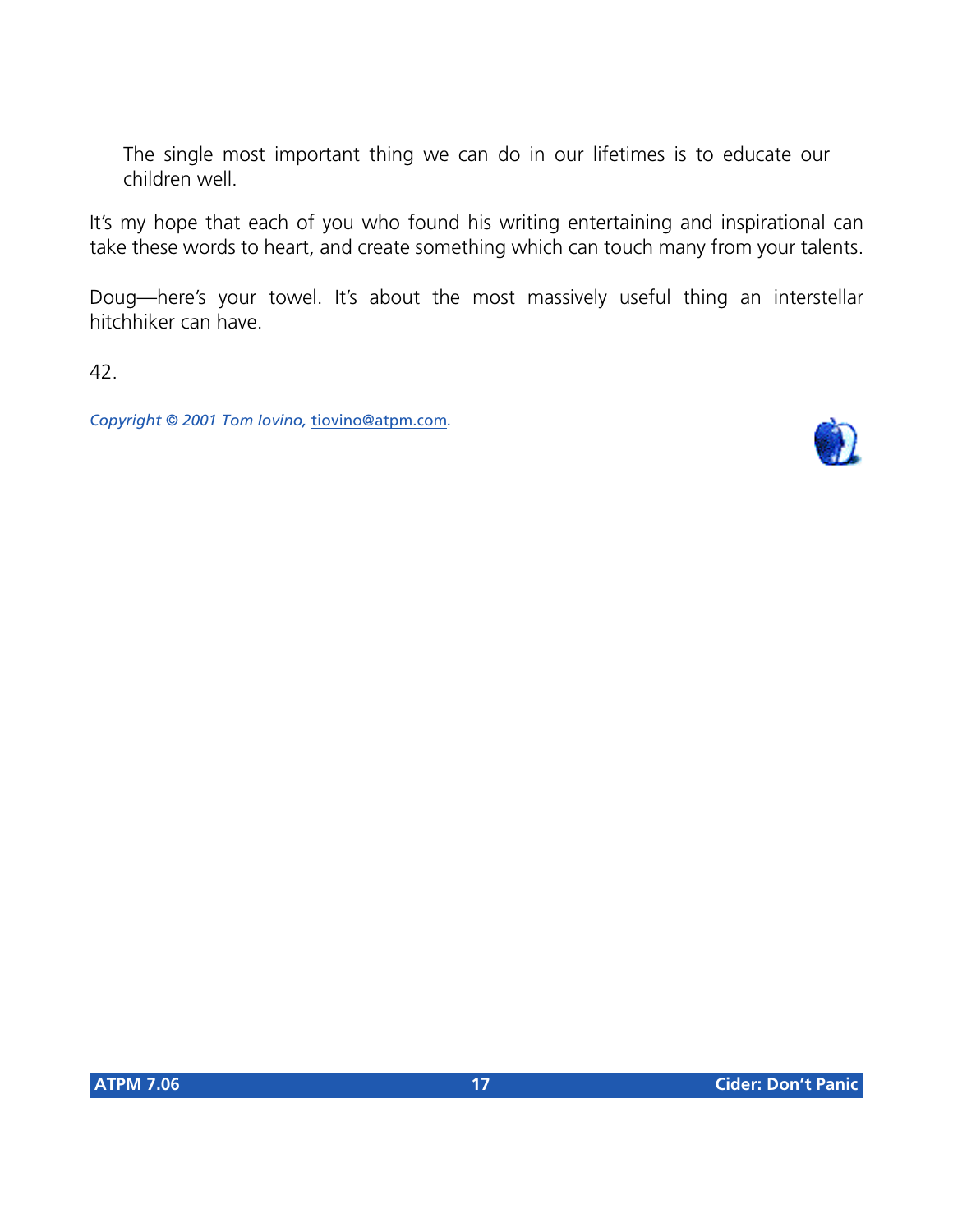> The single most important thing we can do in our lifetimes is to educate our children well.

It's my hope that each of you who found his writing entertaining and inspirational can take these words to heart, and create something which can touch many from your talents.

Doug—here's your towel. It's about the most massively useful thing an interstellar hitchhiker can have.

42.

*Copyright © 2001 Tom Iovino, [tiovino@atpm.com](mailto:tiovino@atpm.com).*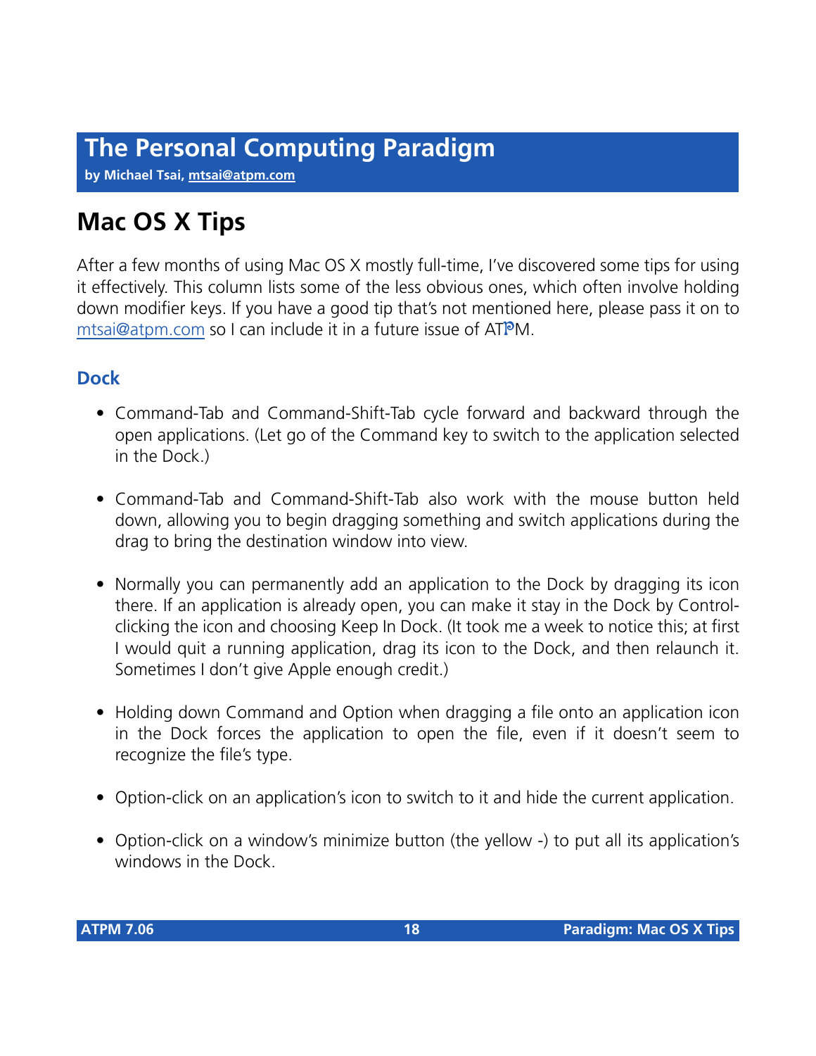# The Personal Computing Paradigm

**by Michael Tsai, mtsai@atpm.com**

## Mac OS X Tips

After a few months of using Mac OS X mostly full-time, I've discovered some tips for using it effectively. This column lists some of the less obvious ones, which often involve holding down modifier keys. If you have a good tip that's not mentioned here, please pass it on to mtsai@atpm.com so I can include it in a future issue of ATPM.

### Dock

- Command-Tab and Command-Shift-Tab cycle forward and backward through the open applications. (Let go of the Command key to switch to the application selected in the Dock.)
- Command-Tab and Command-Shift-Tab also work with the mouse button held down, allowing you to begin dragging something and switch applications during the drag to bring the destination window into view.
- Normally you can permanently add an application to the Dock by dragging its icon there. If an application is already open, you can make it stay in the Dock by Control-clicking the icon and choosing Keep In Dock. (It took me a week to notice this; at first I would quit a running application, drag its icon to the Dock, and then relaunch it. Sometimes I don't give Apple enough credit.)
- Holding down Command and Option when dragging a file onto an application icon in the Dock forces the application to open the file, even if it doesn't seem to recognize the file's type.
- Option-click on an application's icon to switch to it and hide the current application.
- Option-click on a window's minimize button (the yellow -) to put all its application's windows in the Dock.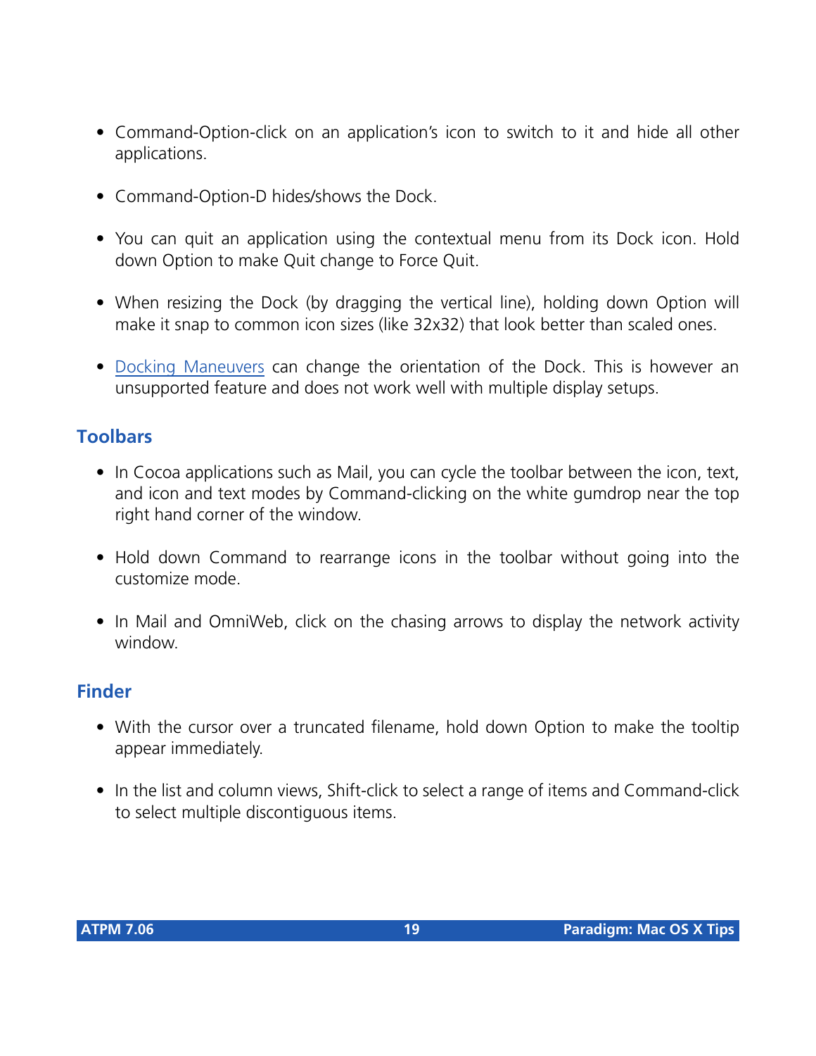- Command-Option-click on an application's icon to switch to it and hide all other applications.
- Command-Option-D hides/shows the Dock.
- You can quit an application using the contextual menu from its Dock icon. Hold down Option to make Quit change to Force Quit.
- When resizing the Dock (by dragging the vertical line), holding down Option will make it snap to common icon sizes (like 32x32) that look better than scaled ones.
- Docking Maneuvers can change the orientation of the Dock. This is however an unsupported feature and does not work well with multiple display setups.

### Toolbars

- In Cocoa applications such as Mail, you can cycle the toolbar between the icon, text, and icon and text modes by Command-clicking on the white gumdrop near the top right hand corner of the window.
- Hold down Command to rearrange icons in the toolbar without going into the customize mode.
- In Mail and OmniWeb, click on the chasing arrows to display the network activity window.

### Finder

- With the cursor over a truncated filename, hold down Option to make the tooltip appear immediately.
- In the list and column views, Shift-click to select a range of items and Command-click to select multiple discontiguous items.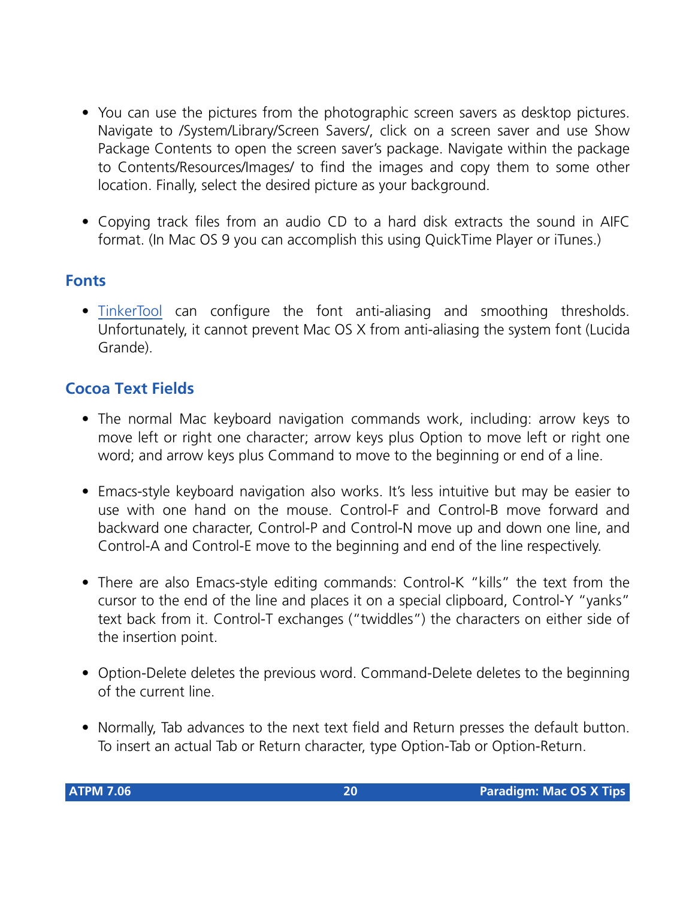- You can use the pictures from the photographic screen savers as desktop pictures. Navigate to /System/Library/Screen Savers/, click on a screen saver and use Show Package Contents to open the screen saver's package. Navigate within the package to Contents/Resources/Images/ to find the images and copy them to some other location. Finally, select the desired picture as your background.

- Copying track files from an audio CD to a hard disk extracts the sound in AIFC format. (In Mac OS 9 you can accomplish this using QuickTime Player or iTunes.)

## Fonts

- TinkerTool can configure the font anti-aliasing and smoothing thresholds. Unfortunately, it cannot prevent Mac OS X from anti-aliasing the system font (Lucida Grande).

## Cocoa Text Fields

- The normal Mac keyboard navigation commands work, including: arrow keys to move left or right one character; arrow keys plus Option to move left or right one word; and arrow keys plus Command to move to the beginning or end of a line.

- Emacs-style keyboard navigation also works. It's less intuitive but may be easier to use with one hand on the mouse. Control-F and Control-B move forward and backward one character, Control-P and Control-N move up and down one line, and Control-A and Control-E move to the beginning and end of the line respectively.

- There are also Emacs-style editing commands: Control-K "kills" the text from the cursor to the end of the line and places it on a special clipboard, Control-Y "yanks" text back from it. Control-T exchanges ("twiddles") the characters on either side of the insertion point.

- Option-Delete deletes the previous word. Command-Delete deletes to the beginning of the current line.

- Normally, Tab advances to the next text field and Return presses the default button. To insert an actual Tab or Return character, type Option-Tab or Option-Return.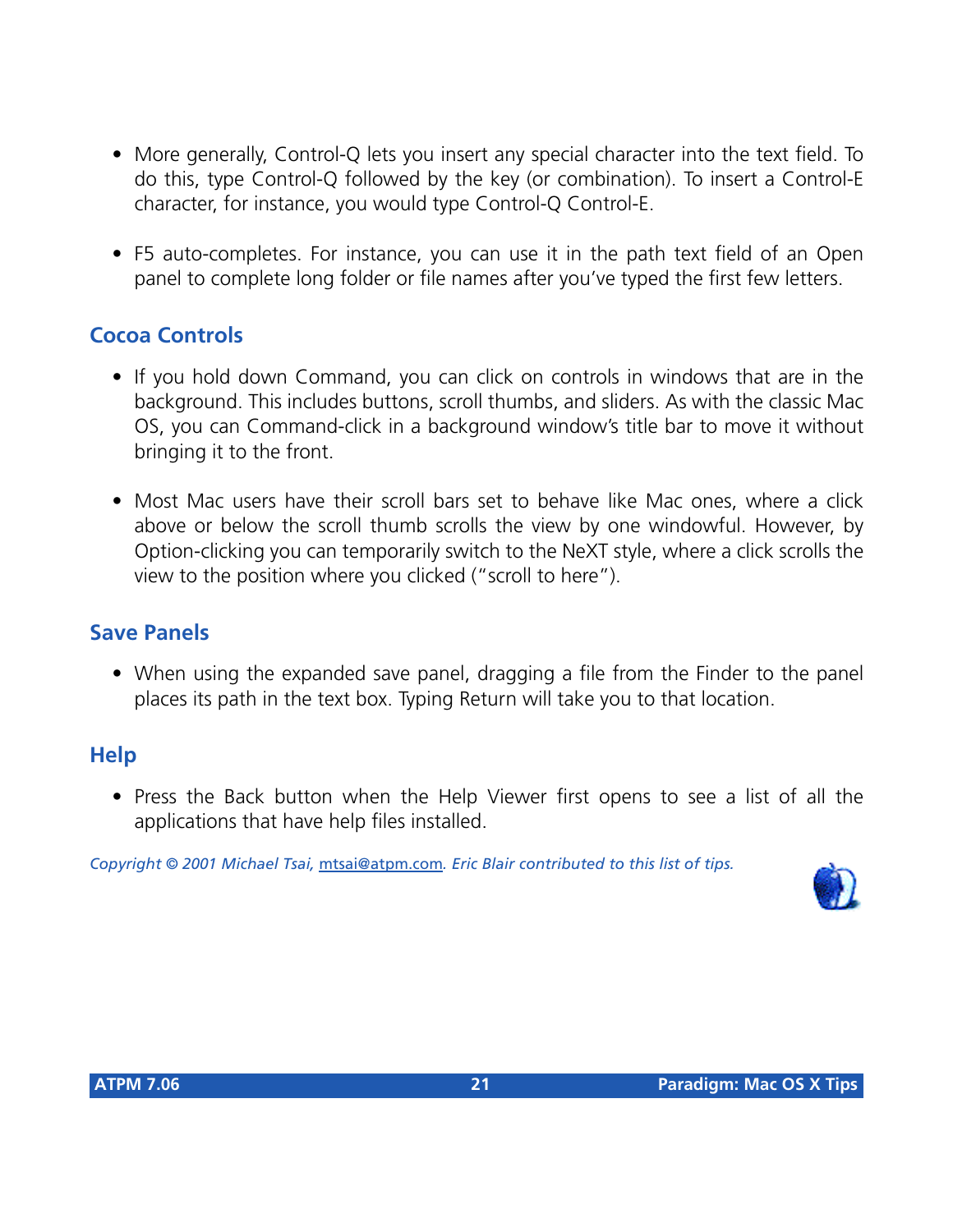- More generally, Control-Q lets you insert any special character into the text field. To do this, type Control-Q followed by the key (or combination). To insert a Control-E character, for instance, you would type Control-Q Control-E.

- F5 auto-completes. For instance, you can use it in the path text field of an Open panel to complete long folder or file names after you've typed the first few letters.

## Cocoa Controls

- If you hold down Command, you can click on controls in windows that are in the background. This includes buttons, scroll thumbs, and sliders. As with the classic Mac OS, you can Command-click in a background window's title bar to move it without bringing it to the front.

- Most Mac users have their scroll bars set to behave like Mac ones, where a click above or below the scroll thumb scrolls the view by one windowful. However, by Option-clicking you can temporarily switch to the NeXT style, where a click scrolls the view to the position where you clicked ("scroll to here").

## Save Panels

- When using the expanded save panel, dragging a file from the Finder to the panel places its path in the text box. Typing Return will take you to that location.

## Help

- Press the Back button when the Help Viewer first opens to see a list of all the applications that have help files installed.

*Copyright © 2001 Michael Tsai, mtsai@atpm.com. Eric Blair contributed to this list of tips.*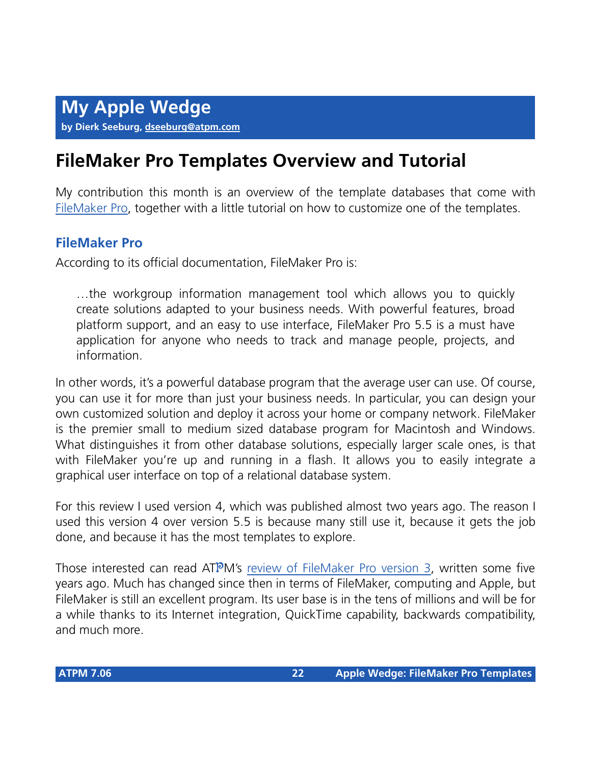# My Apple Wedge

**by Dierk Seeburg, dseeburg@atpm.com**

## FileMaker Pro Templates Overview and Tutorial

My contribution this month is an overview of the template databases that come with FileMaker Pro, together with a little tutorial on how to customize one of the templates.

### FileMaker Pro

According to its official documentation, FileMaker Pro is:

> …the workgroup information management tool which allows you to quickly create solutions adapted to your business needs. With powerful features, broad platform support, and an easy to use interface, FileMaker Pro 5.5 is a must have application for anyone who needs to track and manage people, projects, and information.

In other words, it's a powerful database program that the average user can use. Of course, you can use it for more than just your business needs. In particular, you can design your own customized solution and deploy it across your home or company network. FileMaker is the premier small to medium sized database program for Macintosh and Windows. What distinguishes it from other database solutions, especially larger scale ones, is that with FileMaker you're up and running in a flash. It allows you to easily integrate a graphical user interface on top of a relational database system.

For this review I used version 4, which was published almost two years ago. The reason I used this version 4 over version 5.5 is because many still use it, because it gets the job done, and because it has the most templates to explore.

Those interested can read ATPM's review of FileMaker Pro version 3, written some five years ago. Much has changed since then in terms of FileMaker, computing and Apple, but FileMaker is still an excellent program. Its user base is in the tens of millions and will be for a while thanks to its Internet integration, QuickTime capability, backwards compatibility, and much more.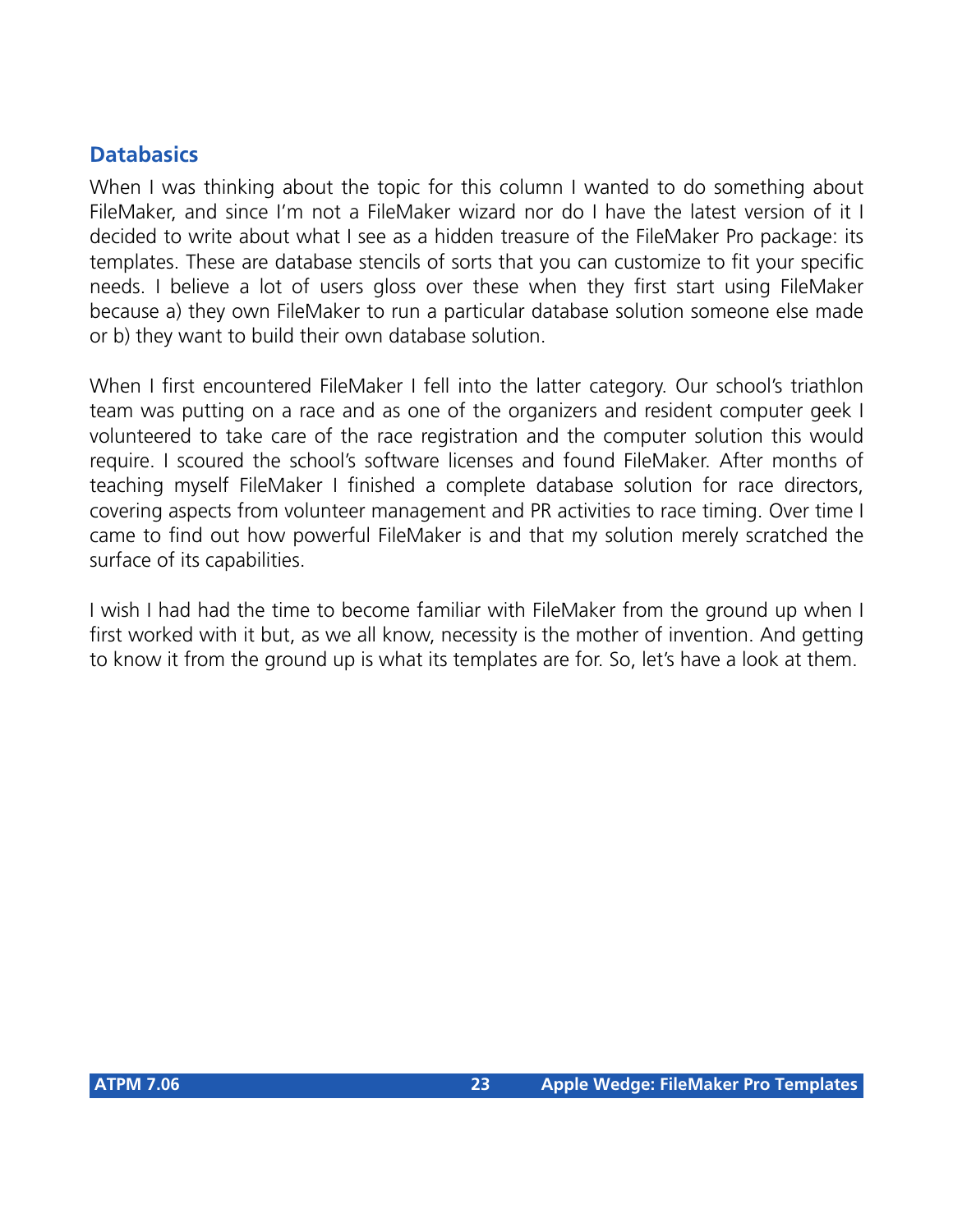### Databasics

When I was thinking about the topic for this column I wanted to do something about FileMaker, and since I'm not a FileMaker wizard nor do I have the latest version of it I decided to write about what I see as a hidden treasure of the FileMaker Pro package: its templates. These are database stencils of sorts that you can customize to fit your specific needs. I believe a lot of users gloss over these when they first start using FileMaker because a) they own FileMaker to run a particular database solution someone else made or b) they want to build their own database solution.

When I first encountered FileMaker I fell into the latter category. Our school's triathlon team was putting on a race and as one of the organizers and resident computer geek I volunteered to take care of the race registration and the computer solution this would require. I scoured the school's software licenses and found FileMaker. After months of teaching myself FileMaker I finished a complete database solution for race directors, covering aspects from volunteer management and PR activities to race timing. Over time I came to find out how powerful FileMaker is and that my solution merely scratched the surface of its capabilities.

I wish I had had the time to become familiar with FileMaker from the ground up when I first worked with it but, as we all know, necessity is the mother of invention. And getting to know it from the ground up is what its templates are for. So, let's have a look at them.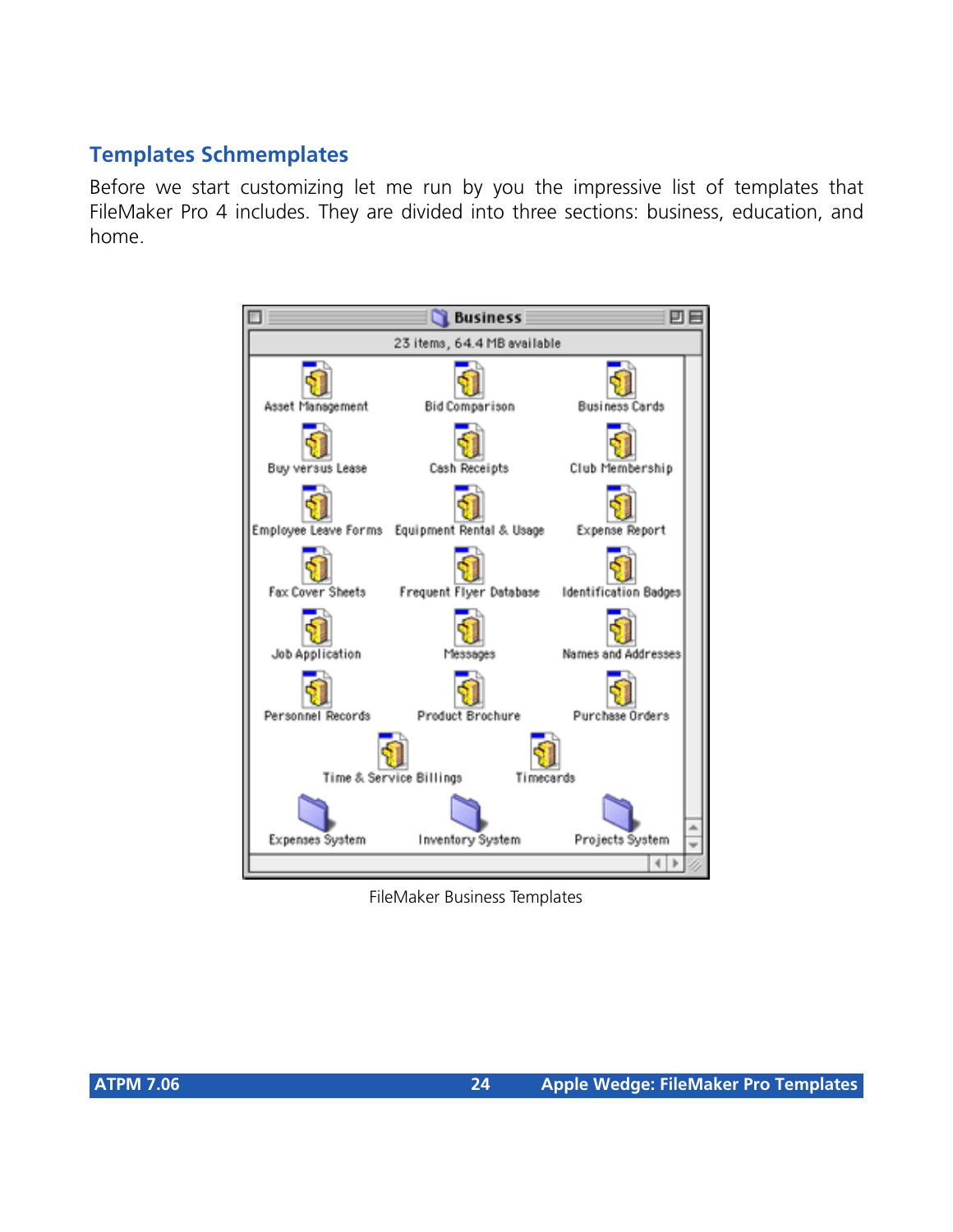## Templates Schmemplates

Before we start customizing let me run by you the impressive list of templates that FileMaker Pro 4 includes. They are divided into three sections: business, education, and home.

FileMaker Business Templates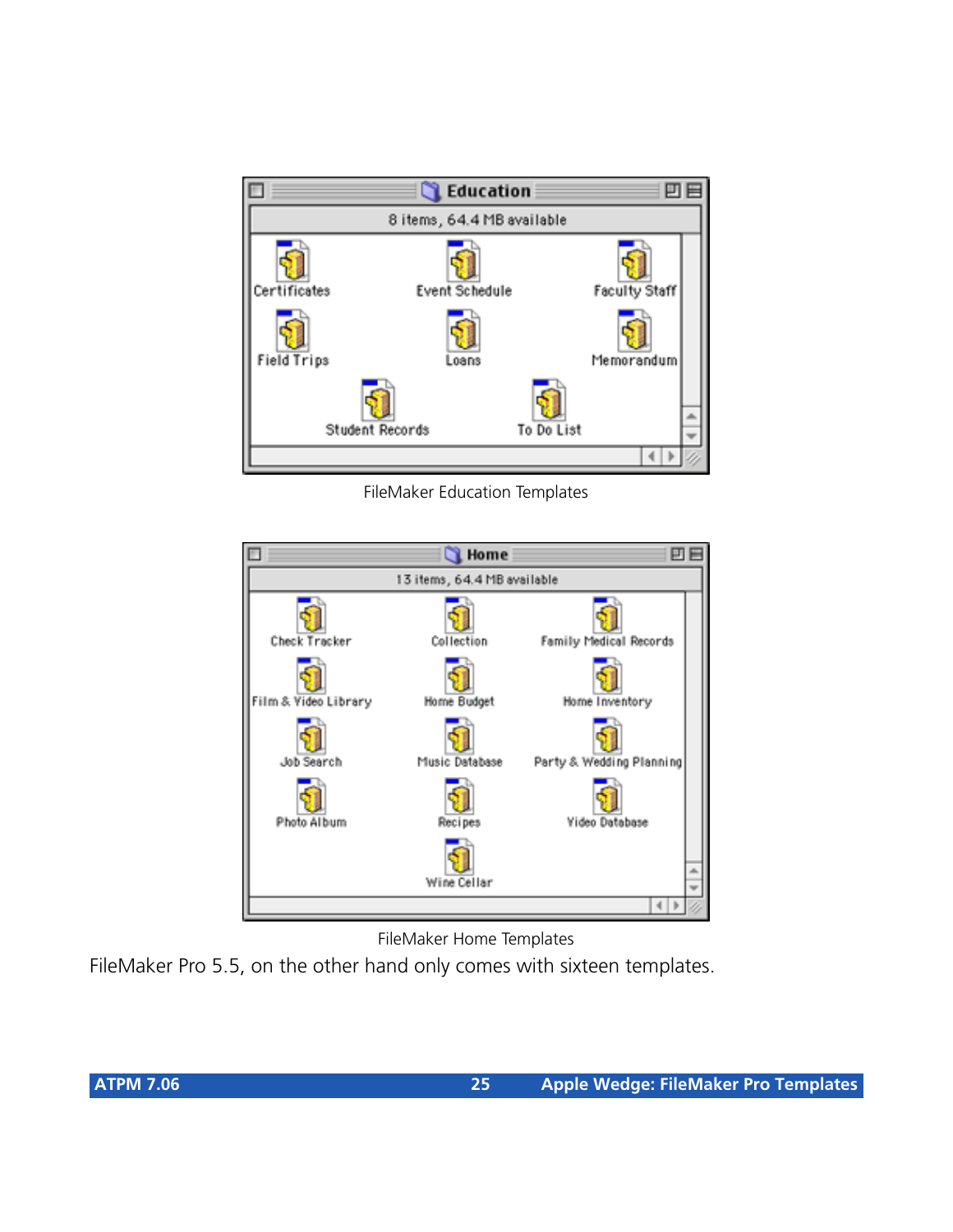FileMaker Education Templates

FileMaker Home Templates

FileMaker Pro 5.5, on the other hand only comes with sixteen templates.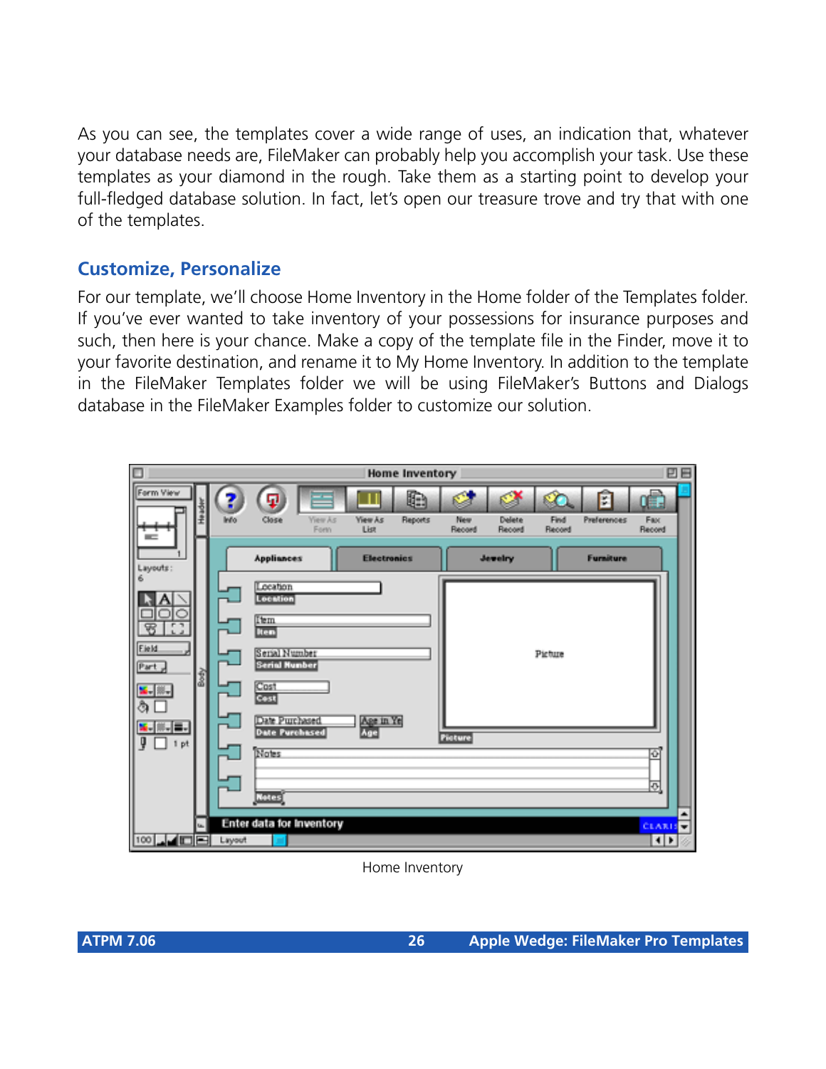As you can see, the templates cover a wide range of uses, an indication that, whatever your database needs are, FileMaker can probably help you accomplish your task. Use these templates as your diamond in the rough. Take them as a starting point to develop your full-fledged database solution. In fact, let's open our treasure trove and try that with one of the templates.

## Customize, Personalize

For our template, we'll choose Home Inventory in the Home folder of the Templates folder. If you've ever wanted to take inventory of your possessions for insurance purposes and such, then here is your chance. Make a copy of the template file in the Finder, move it to your favorite destination, and rename it to My Home Inventory. In addition to the template in the FileMaker Templates folder we will be using FileMaker's Buttons and Dialogs database in the FileMaker Examples folder to customize our solution.

Home Inventory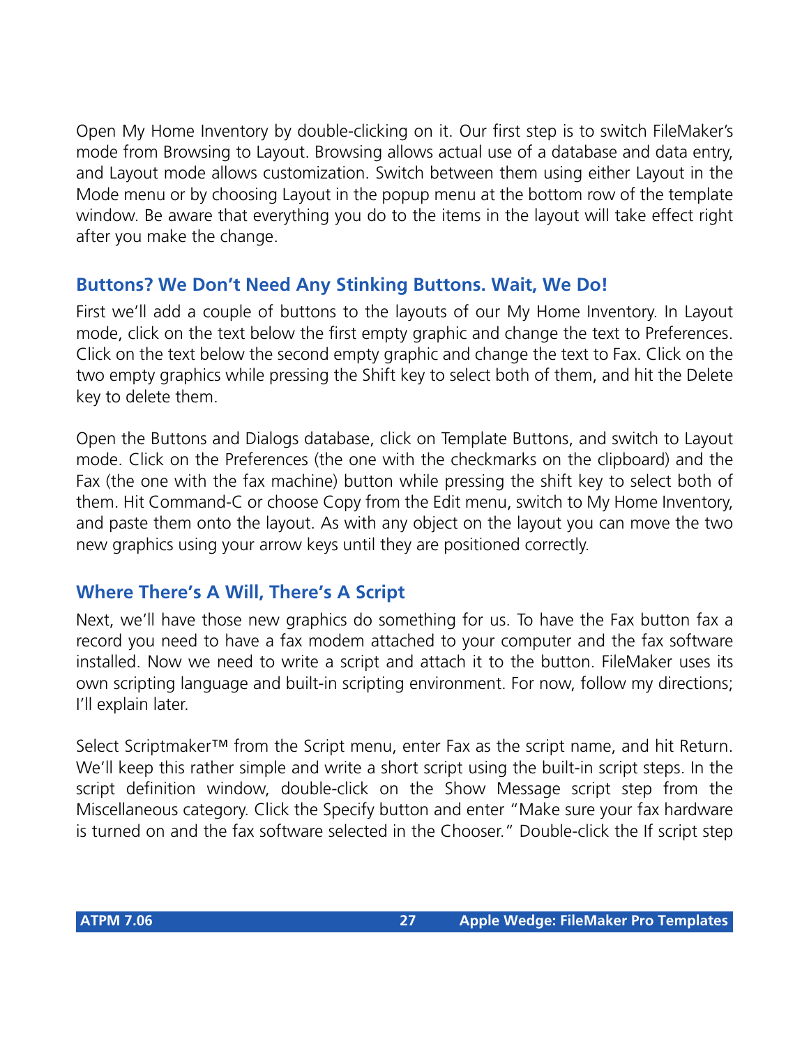Open My Home Inventory by double-clicking on it. Our first step is to switch FileMaker's mode from Browsing to Layout. Browsing allows actual use of a database and data entry, and Layout mode allows customization. Switch between them using either Layout in the Mode menu or by choosing Layout in the popup menu at the bottom row of the template window. Be aware that everything you do to the items in the layout will take effect right after you make the change.

### Buttons? We Don't Need Any Stinking Buttons. Wait, We Do!

First we'll add a couple of buttons to the layouts of our My Home Inventory. In Layout mode, click on the text below the first empty graphic and change the text to Preferences. Click on the text below the second empty graphic and change the text to Fax. Click on the two empty graphics while pressing the Shift key to select both of them, and hit the Delete key to delete them.

Open the Buttons and Dialogs database, click on Template Buttons, and switch to Layout mode. Click on the Preferences (the one with the checkmarks on the clipboard) and the Fax (the one with the fax machine) button while pressing the shift key to select both of them. Hit Command-C or choose Copy from the Edit menu, switch to My Home Inventory, and paste them onto the layout. As with any object on the layout you can move the two new graphics using your arrow keys until they are positioned correctly.

### Where There's A Will, There's A Script

Next, we'll have those new graphics do something for us. To have the Fax button fax a record you need to have a fax modem attached to your computer and the fax software installed. Now we need to write a script and attach it to the button. FileMaker uses its own scripting language and built-in scripting environment. For now, follow my directions; I'll explain later.

Select Scriptmaker™ from the Script menu, enter Fax as the script name, and hit Return. We'll keep this rather simple and write a short script using the built-in script steps. In the script definition window, double-click on the Show Message script step from the Miscellaneous category. Click the Specify button and enter "Make sure your fax hardware is turned on and the fax software selected in the Chooser." Double-click the If script step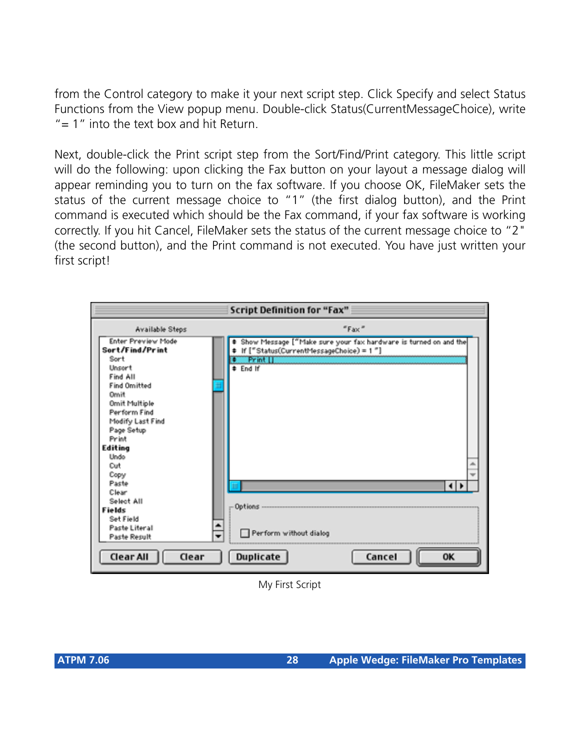from the Control category to make it your next script step. Click Specify and select Status Functions from the View popup menu. Double-click Status(CurrentMessageChoice), write "= 1" into the text box and hit Return.

Next, double-click the Print script step from the Sort/Find/Print category. This little script will do the following: upon clicking the Fax button on your layout a message dialog will appear reminding you to turn on the fax software. If you choose OK, FileMaker sets the status of the current message choice to "1" (the first dialog button), and the Print command is executed which should be the Fax command, if your fax software is working correctly. If you hit Cancel, FileMaker sets the status of the current message choice to "2" (the second button), and the Print command is not executed. You have just written your first script!

My First Script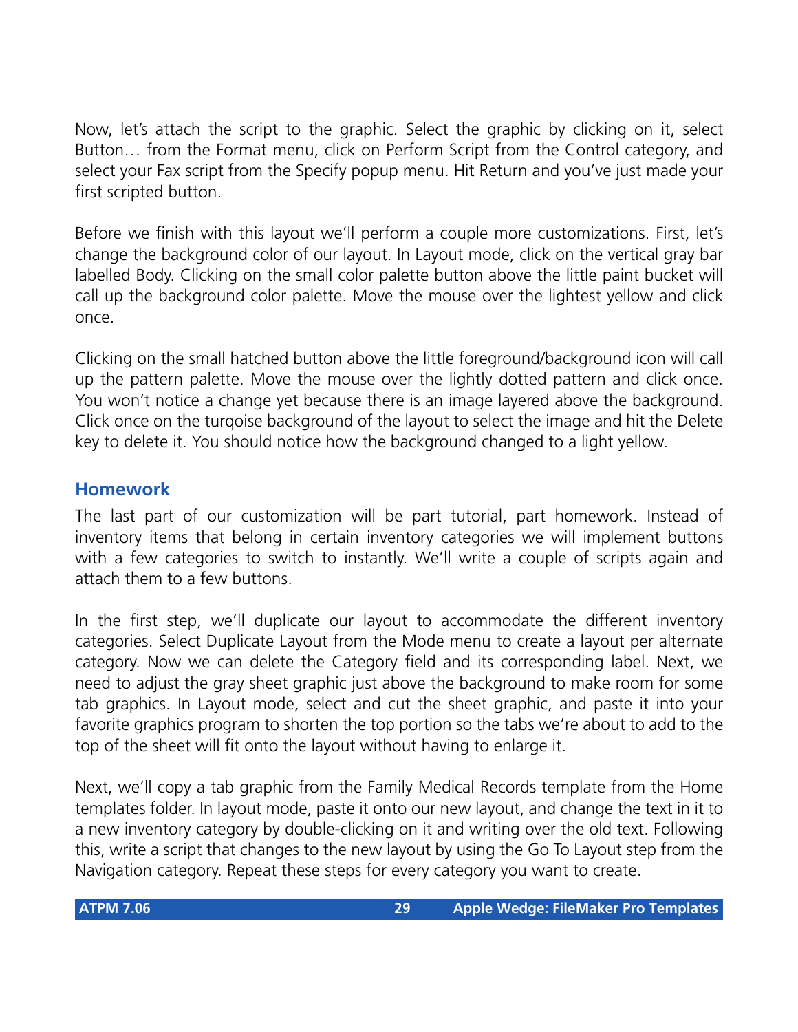Now, let's attach the script to the graphic. Select the graphic by clicking on it, select Button… from the Format menu, click on Perform Script from the Control category, and select your Fax script from the Specify popup menu. Hit Return and you've just made your first scripted button.

Before we finish with this layout we'll perform a couple more customizations. First, let's change the background color of our layout. In Layout mode, click on the vertical gray bar labelled Body. Clicking on the small color palette button above the little paint bucket will call up the background color palette. Move the mouse over the lightest yellow and click once.

Clicking on the small hatched button above the little foreground/background icon will call up the pattern palette. Move the mouse over the lightly dotted pattern and click once. You won't notice a change yet because there is an image layered above the background. Click once on the turqoise background of the layout to select the image and hit the Delete key to delete it. You should notice how the background changed to a light yellow.

## Homework

The last part of our customization will be part tutorial, part homework. Instead of inventory items that belong in certain inventory categories we will implement buttons with a few categories to switch to instantly. We'll write a couple of scripts again and attach them to a few buttons.

In the first step, we'll duplicate our layout to accommodate the different inventory categories. Select Duplicate Layout from the Mode menu to create a layout per alternate category. Now we can delete the Category field and its corresponding label. Next, we need to adjust the gray sheet graphic just above the background to make room for some tab graphics. In Layout mode, select and cut the sheet graphic, and paste it into your favorite graphics program to shorten the top portion so the tabs we're about to add to the top of the sheet will fit onto the layout without having to enlarge it.

Next, we'll copy a tab graphic from the Family Medical Records template from the Home templates folder. In layout mode, paste it onto our new layout, and change the text in it to a new inventory category by double-clicking on it and writing over the old text. Following this, write a script that changes to the new layout by using the Go To Layout step from the Navigation category. Repeat these steps for every category you want to create.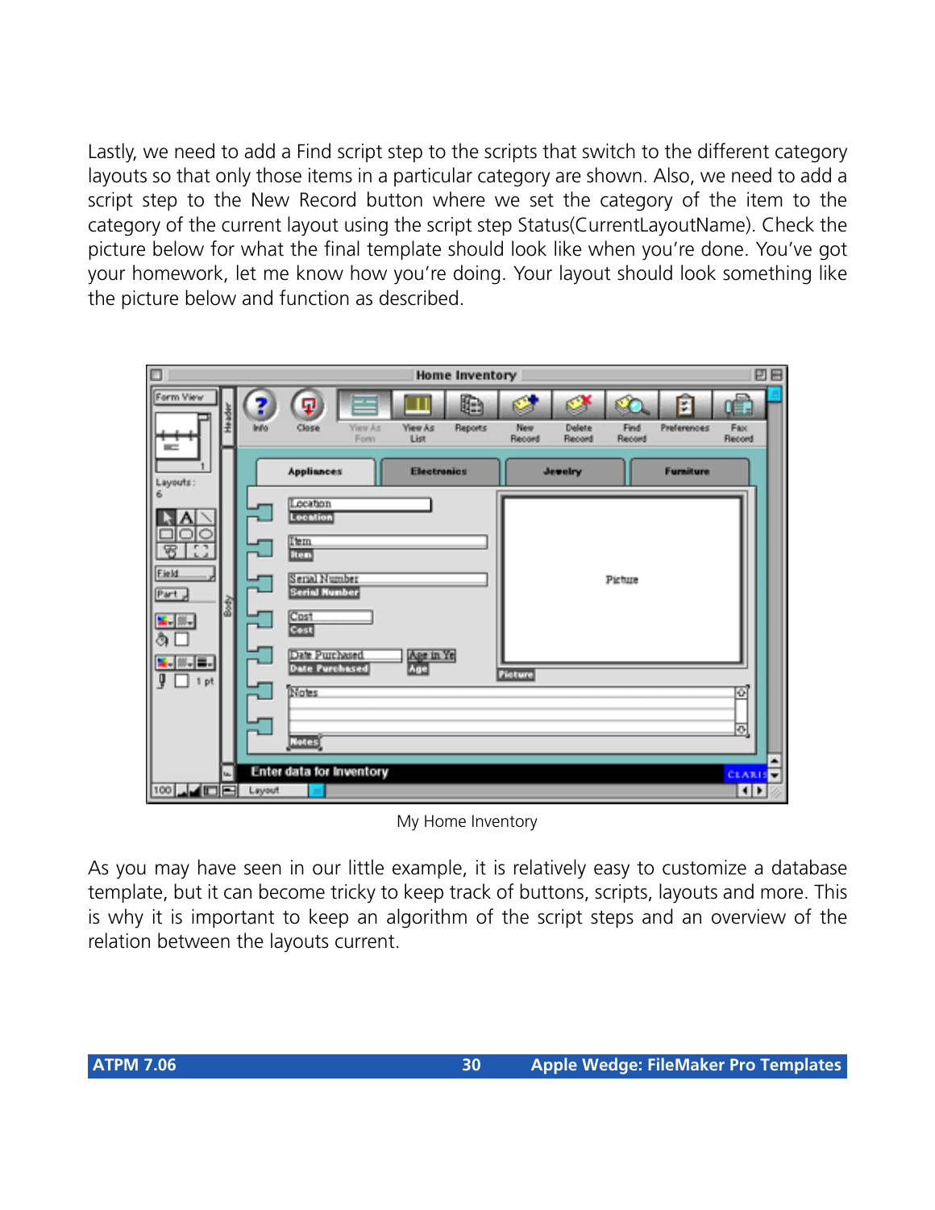Lastly, we need to add a Find script step to the scripts that switch to the different category layouts so that only those items in a particular category are shown. Also, we need to add a script step to the New Record button where we set the category of the item to the category of the current layout using the script step Status(CurrentLayoutName). Check the picture below for what the final template should look like when you're done. You've got your homework, let me know how you're doing. Your layout should look something like the picture below and function as described.

My Home Inventory

As you may have seen in our little example, it is relatively easy to customize a database template, but it can become tricky to keep track of buttons, scripts, layouts and more. This is why it is important to keep an algorithm of the script steps and an overview of the relation between the layouts current.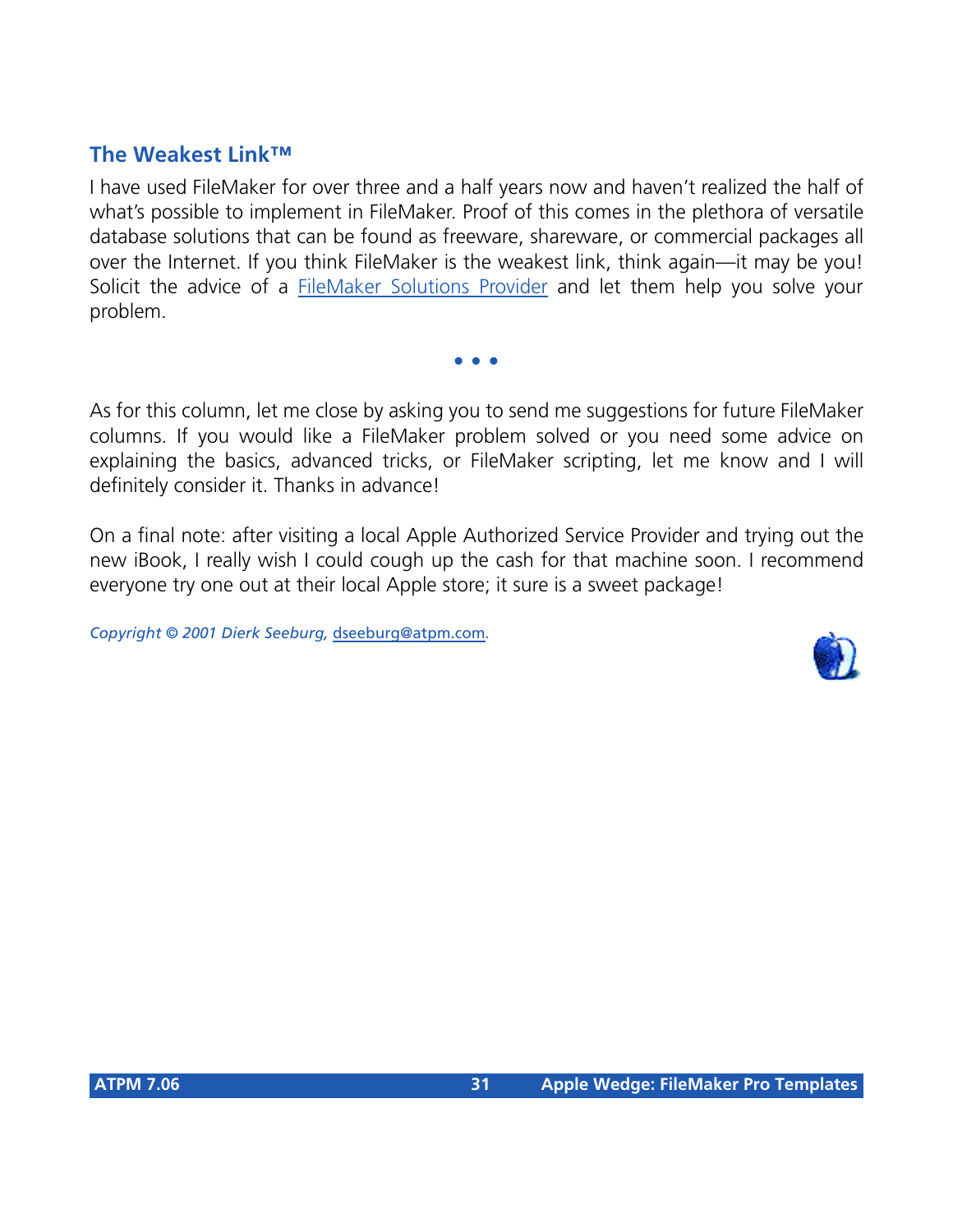### The Weakest Link™

I have used FileMaker for over three and a half years now and haven't realized the half of what's possible to implement in FileMaker. Proof of this comes in the plethora of versatile database solutions that can be found as freeware, shareware, or commercial packages all over the Internet. If you think FileMaker is the weakest link, think again—it may be you! Solicit the advice of a FileMaker Solutions Provider and let them help you solve your problem.

• • •

As for this column, let me close by asking you to send me suggestions for future FileMaker columns. If you would like a FileMaker problem solved or you need some advice on explaining the basics, advanced tricks, or FileMaker scripting, let me know and I will definitely consider it. Thanks in advance!

On a final note: after visiting a local Apple Authorized Service Provider and trying out the new iBook, I really wish I could cough up the cash for that machine soon. I recommend everyone try one out at their local Apple store; it sure is a sweet package!

*Copyright © 2001 Dierk Seeburg, dseeburg@atpm.com.*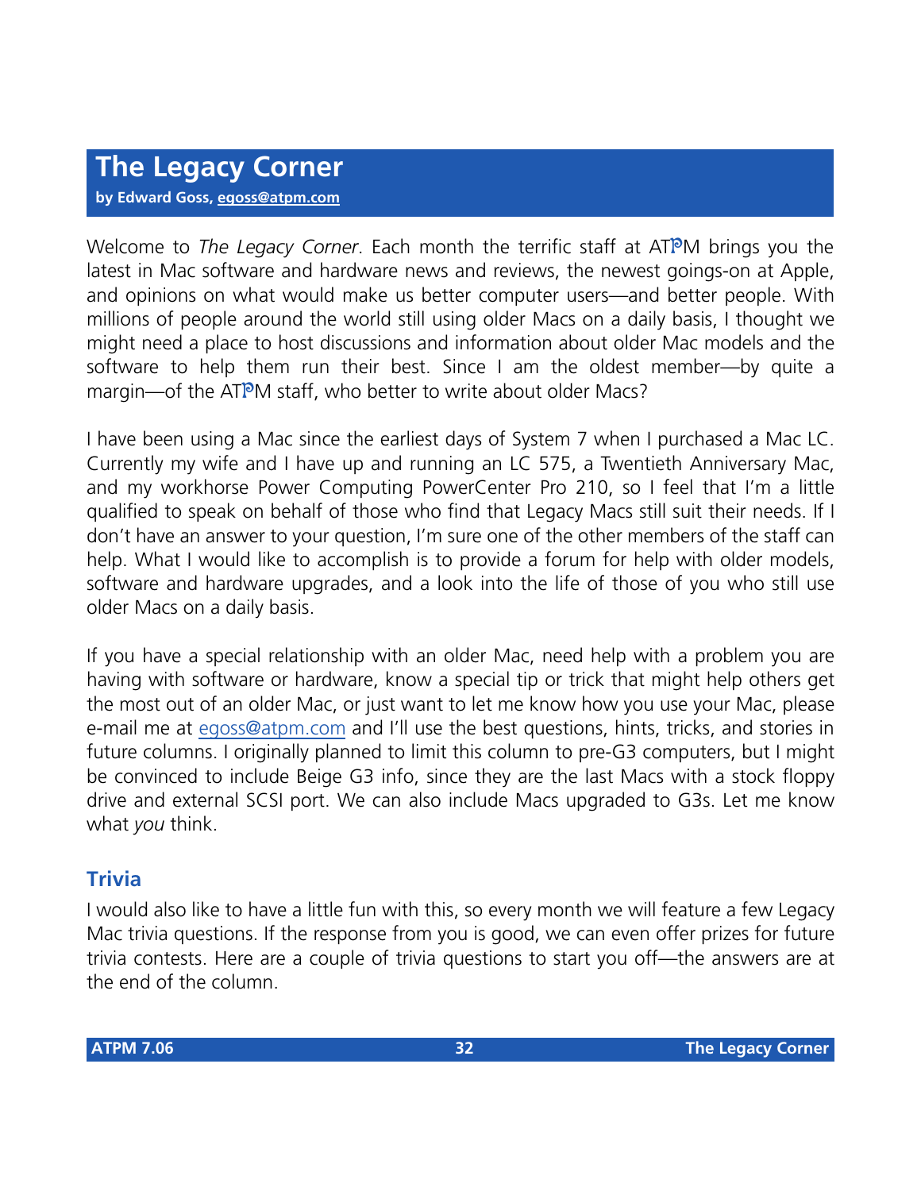# The Legacy Corner

**by Edward Goss, egoss@atpm.com**

Welcome to *The Legacy Corner*. Each month the terrific staff at ATPM brings you the latest in Mac software and hardware news and reviews, the newest goings-on at Apple, and opinions on what would make us better computer users—and better people. With millions of people around the world still using older Macs on a daily basis, I thought we might need a place to host discussions and information about older Mac models and the software to help them run their best. Since I am the oldest member—by quite a margin—of the ATPM staff, who better to write about older Macs?

I have been using a Mac since the earliest days of System 7 when I purchased a Mac LC. Currently my wife and I have up and running an LC 575, a Twentieth Anniversary Mac, and my workhorse Power Computing PowerCenter Pro 210, so I feel that I'm a little qualified to speak on behalf of those who find that Legacy Macs still suit their needs. If I don't have an answer to your question, I'm sure one of the other members of the staff can help. What I would like to accomplish is to provide a forum for help with older models, software and hardware upgrades, and a look into the life of those of you who still use older Macs on a daily basis.

If you have a special relationship with an older Mac, need help with a problem you are having with software or hardware, know a special tip or trick that might help others get the most out of an older Mac, or just want to let me know how you use your Mac, please e-mail me at egoss@atpm.com and I'll use the best questions, hints, tricks, and stories in future columns. I originally planned to limit this column to pre-G3 computers, but I might be convinced to include Beige G3 info, since they are the last Macs with a stock floppy drive and external SCSI port. We can also include Macs upgraded to G3s. Let me know what *you* think.

## Trivia

I would also like to have a little fun with this, so every month we will feature a few Legacy Mac trivia questions. If the response from you is good, we can even offer prizes for future trivia contests. Here are a couple of trivia questions to start you off—the answers are at the end of the column.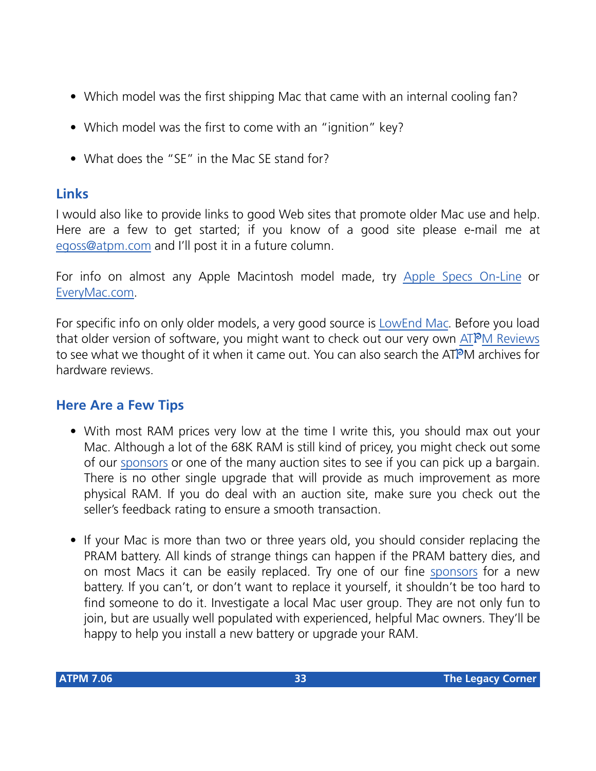- Which model was the first shipping Mac that came with an internal cooling fan?
- Which model was the first to come with an "ignition" key?
- What does the "SE" in the Mac SE stand for?

## Links

I would also like to provide links to good Web sites that promote older Mac use and help. Here are a few to get started; if you know of a good site please e-mail me at egoss@atpm.com and I'll post it in a future column.

For info on almost any Apple Macintosh model made, try Apple Specs On-Line or EveryMac.com.

For specific info on only older models, a very good source is LowEnd Mac. Before you load that older version of software, you might want to check out our very own ATPM Reviews to see what we thought of it when it came out. You can also search the ATPM archives for hardware reviews.

## Here Are a Few Tips

- With most RAM prices very low at the time I write this, you should max out your Mac. Although a lot of the 68K RAM is still kind of pricey, you might check out some of our sponsors or one of the many auction sites to see if you can pick up a bargain. There is no other single upgrade that will provide as much improvement as more physical RAM. If you do deal with an auction site, make sure you check out the seller's feedback rating to ensure a smooth transaction.
- If your Mac is more than two or three years old, you should consider replacing the PRAM battery. All kinds of strange things can happen if the PRAM battery dies, and on most Macs it can be easily replaced. Try one of our fine sponsors for a new battery. If you can't, or don't want to replace it yourself, it shouldn't be too hard to find someone to do it. Investigate a local Mac user group. They are not only fun to join, but are usually well populated with experienced, helpful Mac owners. They'll be happy to help you install a new battery or upgrade your RAM.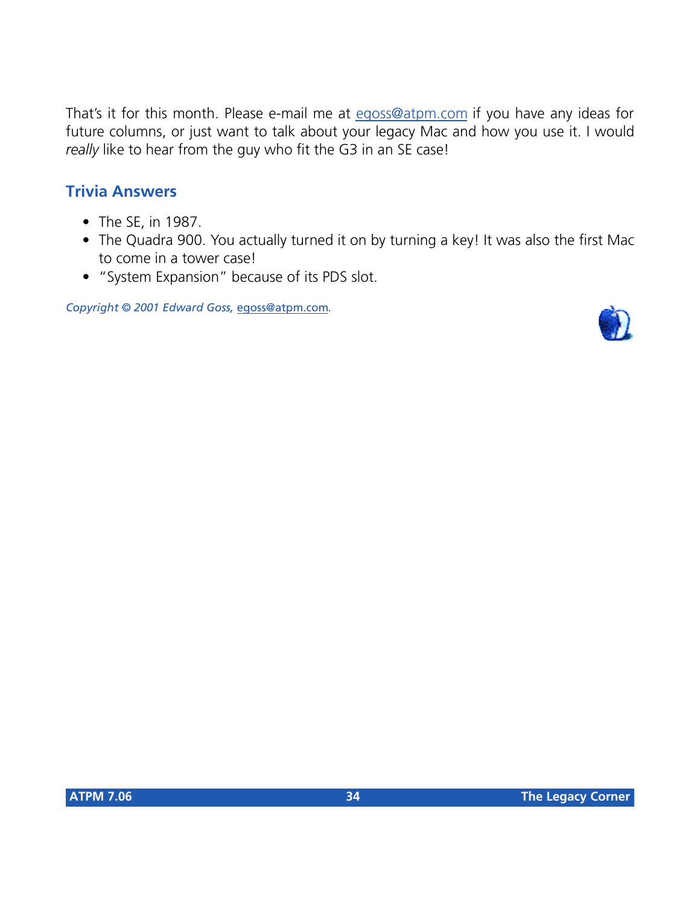That's it for this month. Please e-mail me at [egoss@atpm.com](mailto:egoss@atpm.com) if you have any ideas for future columns, or just want to talk about your legacy Mac and how you use it. I would *really* like to hear from the guy who fit the G3 in an SE case!

## Trivia Answers

- The SE, in 1987.
- The Quadra 900. You actually turned it on by turning a key! It was also the first Mac to come in a tower case!
- "System Expansion" because of its PDS slot.

*Copyright © 2001 Edward Goss,* [egoss@atpm.com](mailto:egoss@atpm.com)*.*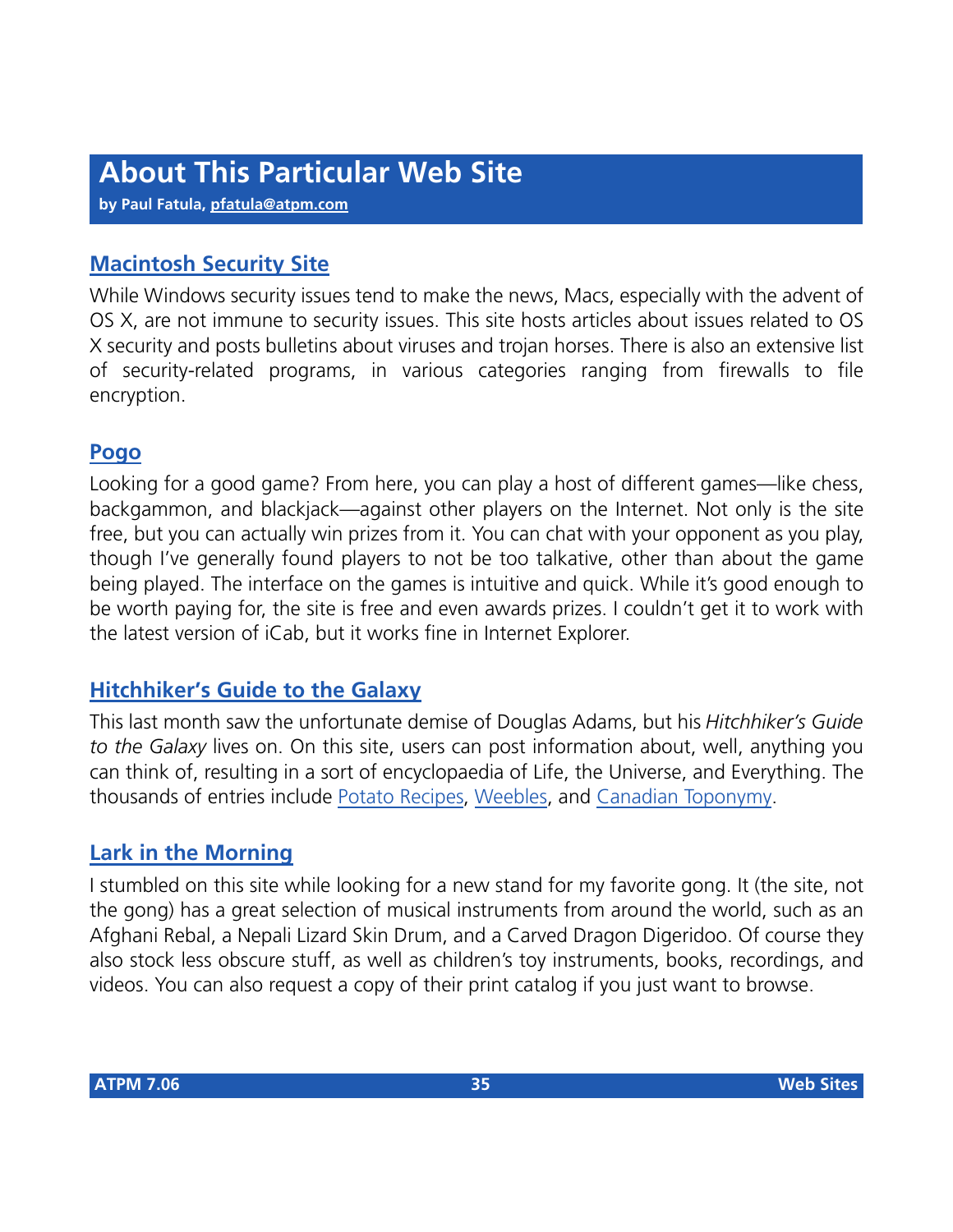# About This Particular Web Site

**by Paul Fatula, pfatula@atpm.com**

## Macintosh Security Site

While Windows security issues tend to make the news, Macs, especially with the advent of OS X, are not immune to security issues. This site hosts articles about issues related to OS X security and posts bulletins about viruses and trojan horses. There is also an extensive list of security-related programs, in various categories ranging from firewalls to file encryption.

## Pogo

Looking for a good game? From here, you can play a host of different games—like chess, backgammon, and blackjack—against other players on the Internet. Not only is the site free, but you can actually win prizes from it. You can chat with your opponent as you play, though I've generally found players to not be too talkative, other than about the game being played. The interface on the games is intuitive and quick. While it's good enough to be worth paying for, the site is free and even awards prizes. I couldn't get it to work with the latest version of iCab, but it works fine in Internet Explorer.

## Hitchhiker's Guide to the Galaxy

This last month saw the unfortunate demise of Douglas Adams, but his *Hitchhiker's Guide to the Galaxy* lives on. On this site, users can post information about, well, anything you can think of, resulting in a sort of encyclopaedia of Life, the Universe, and Everything. The thousands of entries include Potato Recipes, Weebles, and Canadian Toponymy.

## Lark in the Morning

I stumbled on this site while looking for a new stand for my favorite gong. It (the site, not the gong) has a great selection of musical instruments from around the world, such as an Afghani Rebal, a Nepali Lizard Skin Drum, and a Carved Dragon Digeridoo. Of course they also stock less obscure stuff, as well as children's toy instruments, books, recordings, and videos. You can also request a copy of their print catalog if you just want to browse.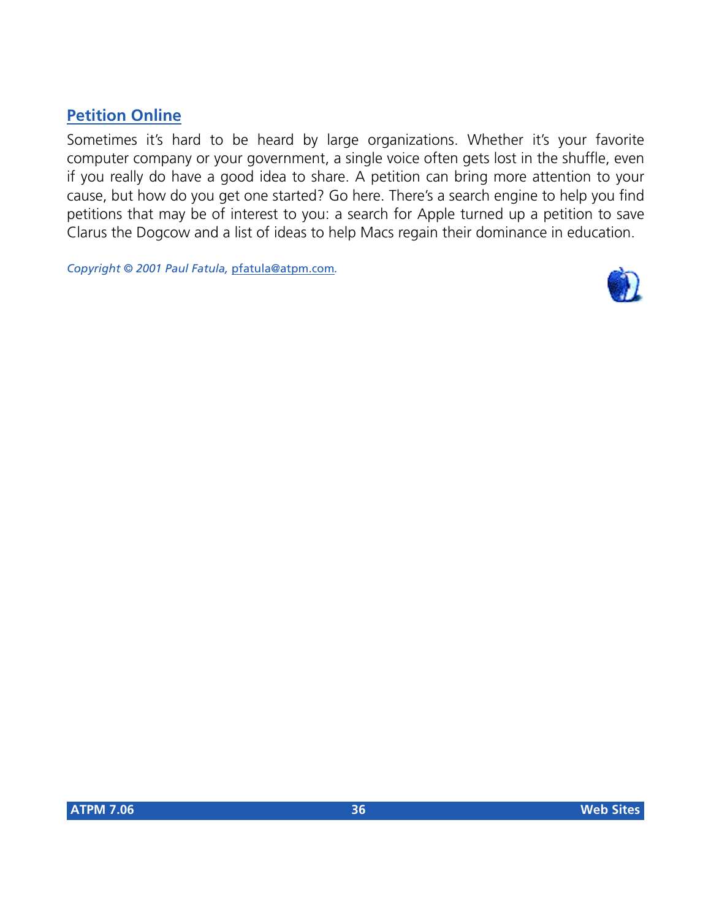## Petition Online

Sometimes it's hard to be heard by large organizations. Whether it's your favorite computer company or your government, a single voice often gets lost in the shuffle, even if you really do have a good idea to share. A petition can bring more attention to your cause, but how do you get one started? Go here. There's a search engine to help you find petitions that may be of interest to you: a search for Apple turned up a petition to save Clarus the Dogcow and a list of ideas to help Macs regain their dominance in education.

*Copyright © 2001 Paul Fatula, pfatula@atpm.com.*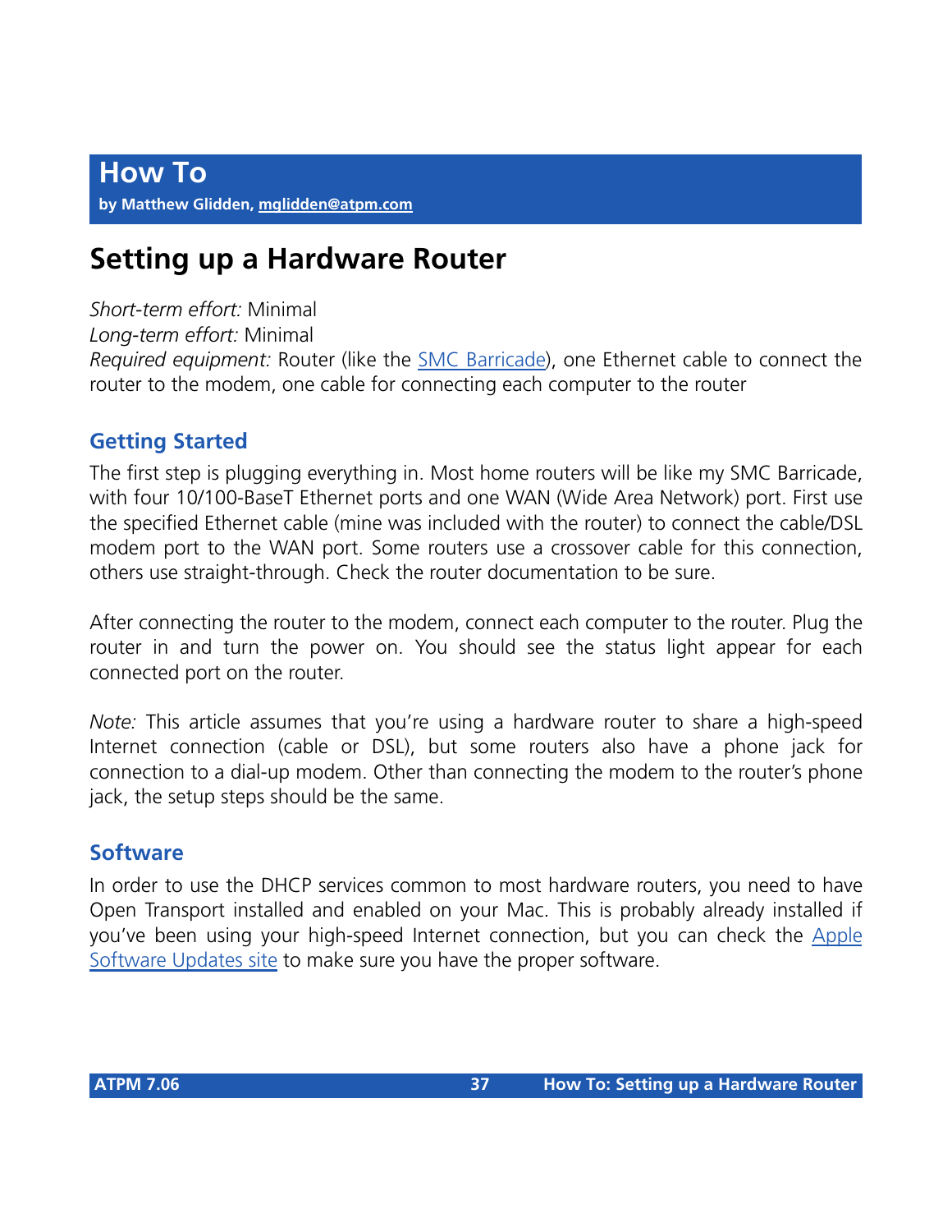# How To

**by Matthew Glidden, mglidden@atpm.com**

## Setting up a Hardware Router

*Short-term effort:* Minimal
*Long-term effort:* Minimal
*Required equipment:* Router (like the SMC Barricade), one Ethernet cable to connect the router to the modem, one cable for connecting each computer to the router

### Getting Started

The first step is plugging everything in. Most home routers will be like my SMC Barricade, with four 10/100-BaseT Ethernet ports and one WAN (Wide Area Network) port. First use the specified Ethernet cable (mine was included with the router) to connect the cable/DSL modem port to the WAN port. Some routers use a crossover cable for this connection, others use straight-through. Check the router documentation to be sure.

After connecting the router to the modem, connect each computer to the router. Plug the router in and turn the power on. You should see the status light appear for each connected port on the router.

*Note:* This article assumes that you're using a hardware router to share a high-speed Internet connection (cable or DSL), but some routers also have a phone jack for connection to a dial-up modem. Other than connecting the modem to the router's phone jack, the setup steps should be the same.

### Software

In order to use the DHCP services common to most hardware routers, you need to have Open Transport installed and enabled on your Mac. This is probably already installed if you've been using your high-speed Internet connection, but you can check the Apple Software Updates site to make sure you have the proper software.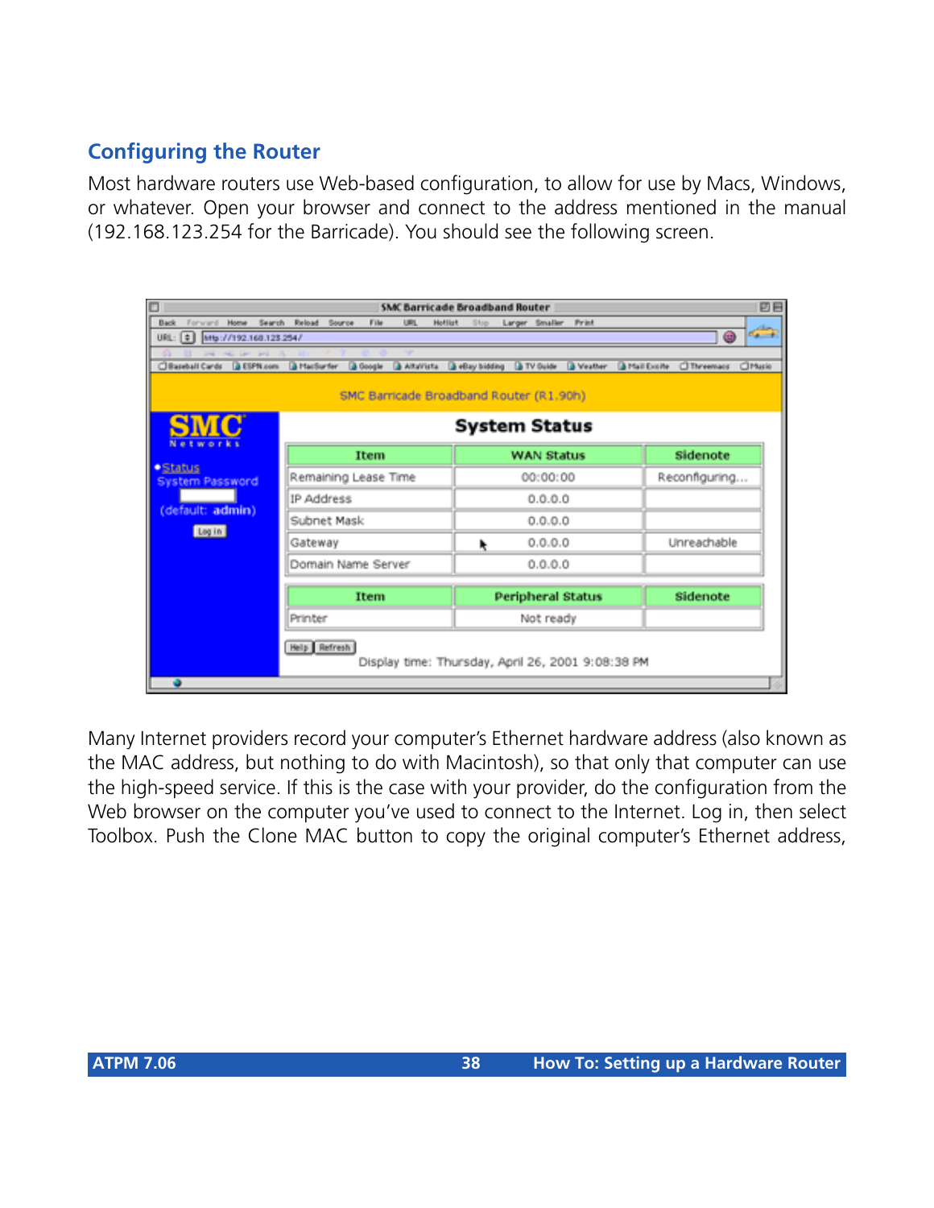## Configuring the Router

Most hardware routers use Web-based configuration, to allow for use by Macs, Windows, or whatever. Open your browser and connect to the address mentioned in the manual (192.168.123.254 for the Barricade). You should see the following screen.

Many Internet providers record your computer's Ethernet hardware address (also known as the MAC address, but nothing to do with Macintosh), so that only that computer can use the high-speed service. If this is the case with your provider, do the configuration from the Web browser on the computer you've used to connect to the Internet. Log in, then select Toolbox. Push the Clone MAC button to copy the original computer's Ethernet address,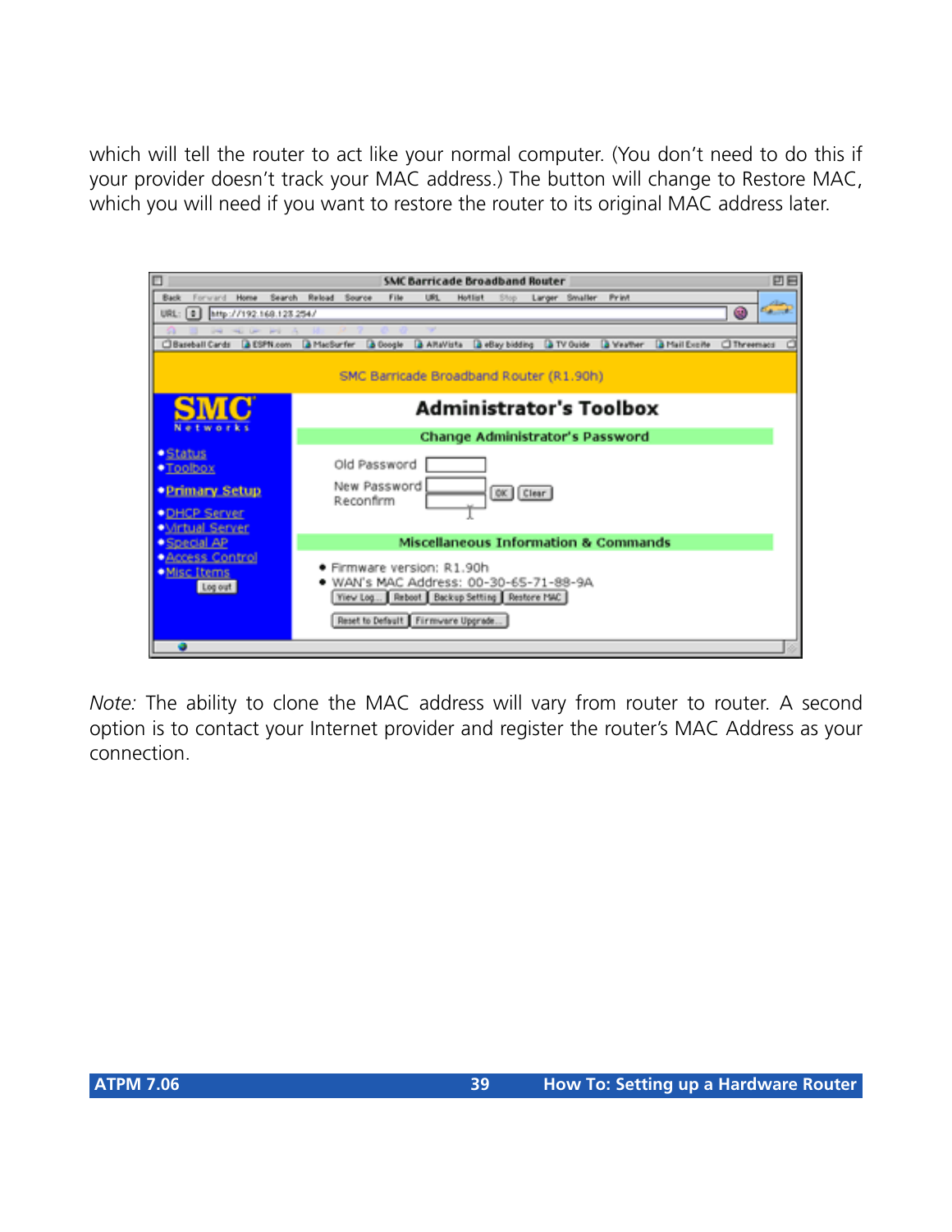which will tell the router to act like your normal computer. (You don't need to do this if your provider doesn't track your MAC address.) The button will change to Restore MAC, which you will need if you want to restore the router to its original MAC address later.

*Note:* The ability to clone the MAC address will vary from router to router. A second option is to contact your Internet provider and register the router's MAC Address as your connection.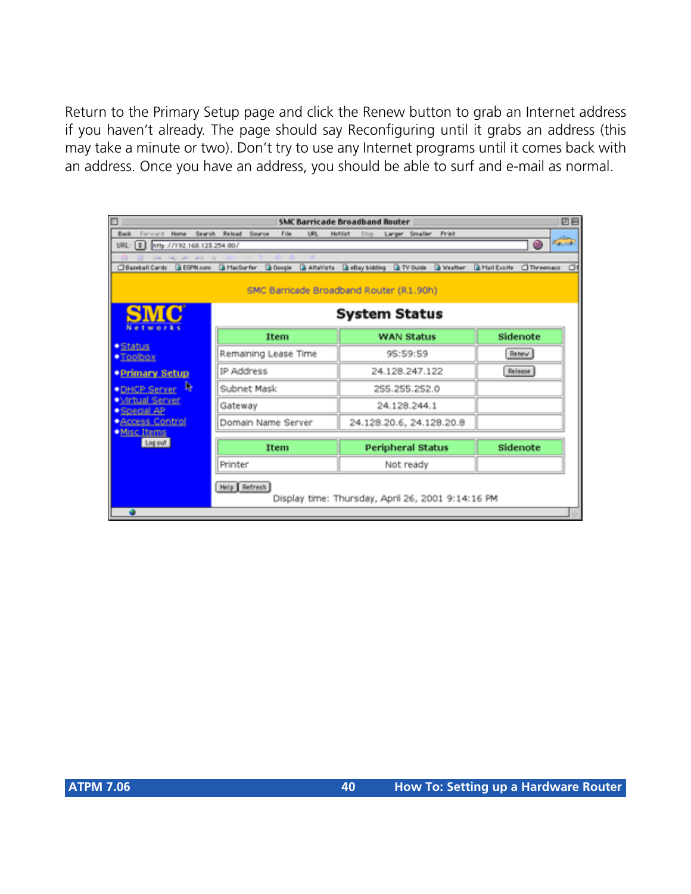Return to the Primary Setup page and click the Renew button to grab an Internet address if you haven't already. The page should say Reconfiguring until it grabs an address (this may take a minute or two). Don't try to use any Internet programs until it comes back with an address. Once you have an address, you should be able to surf and e-mail as normal.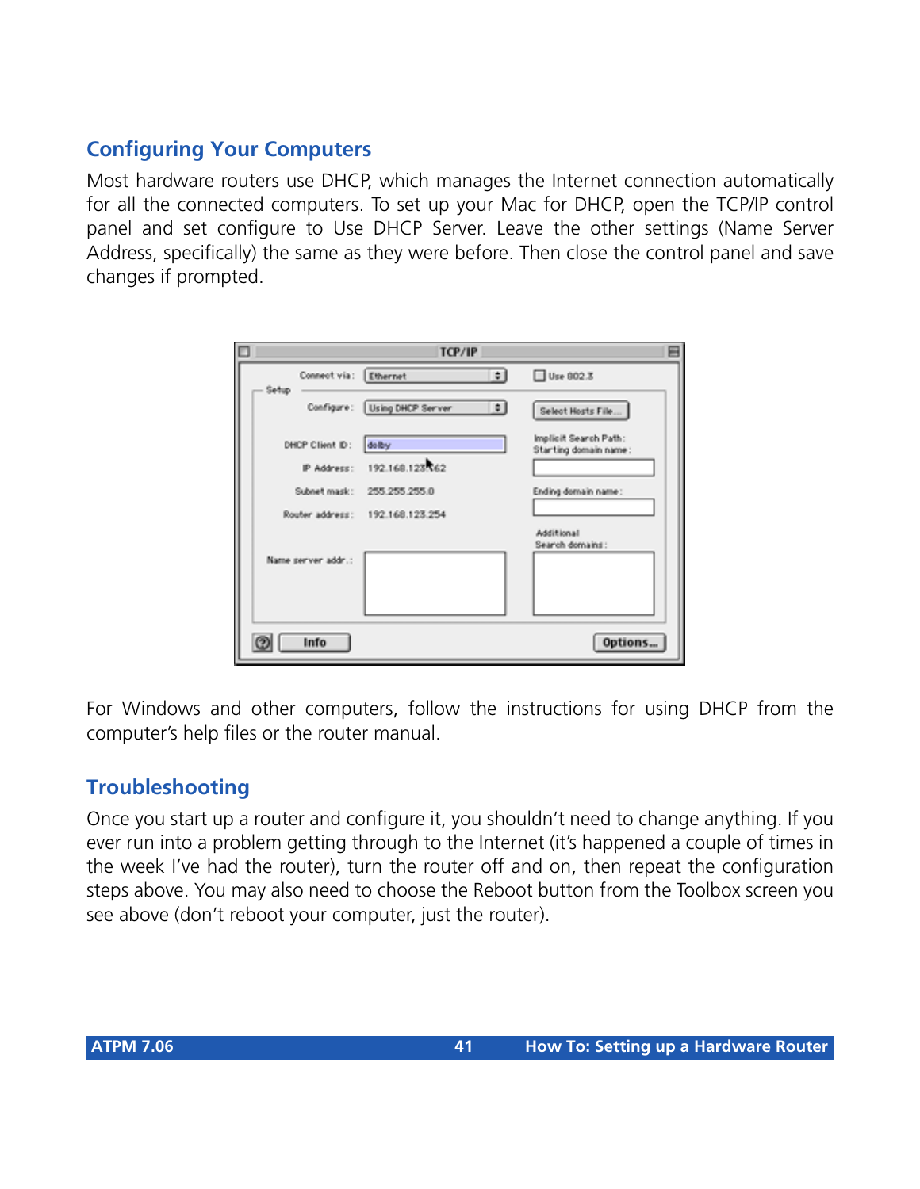## Configuring Your Computers

Most hardware routers use DHCP, which manages the Internet connection automatically for all the connected computers. To set up your Mac for DHCP, open the TCP/IP control panel and set configure to Use DHCP Server. Leave the other settings (Name Server Address, specifically) the same as they were before. Then close the control panel and save changes if prompted.

For Windows and other computers, follow the instructions for using DHCP from the computer's help files or the router manual.

## Troubleshooting

Once you start up a router and configure it, you shouldn't need to change anything. If you ever run into a problem getting through to the Internet (it's happened a couple of times in the week I've had the router), turn the router off and on, then repeat the configuration steps above. You may also need to choose the Reboot button from the Toolbox screen you see above (don't reboot your computer, just the router).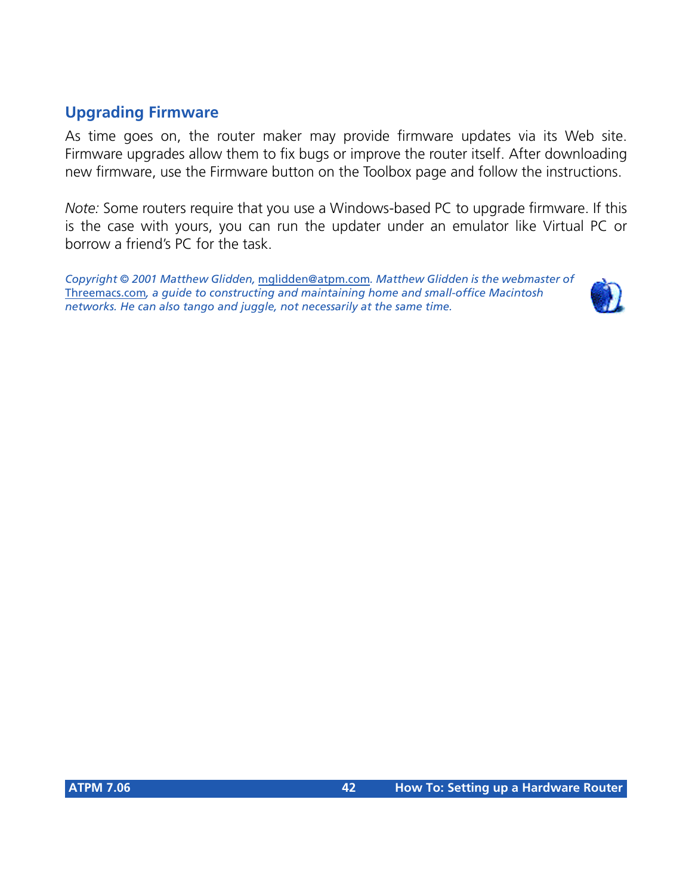## Upgrading Firmware

As time goes on, the router maker may provide firmware updates via its Web site. Firmware upgrades allow them to fix bugs or improve the router itself. After downloading new firmware, use the Firmware button on the Toolbox page and follow the instructions.

*Note:* Some routers require that you use a Windows-based PC to upgrade firmware. If this is the case with yours, you can run the updater under an emulator like Virtual PC or borrow a friend's PC for the task.

*Copyright © 2001 Matthew Glidden, mglidden@atpm.com. Matthew Glidden is the webmaster of Threemacs.com, a guide to constructing and maintaining home and small-office Macintosh networks. He can also tango and juggle, not necessarily at the same time.*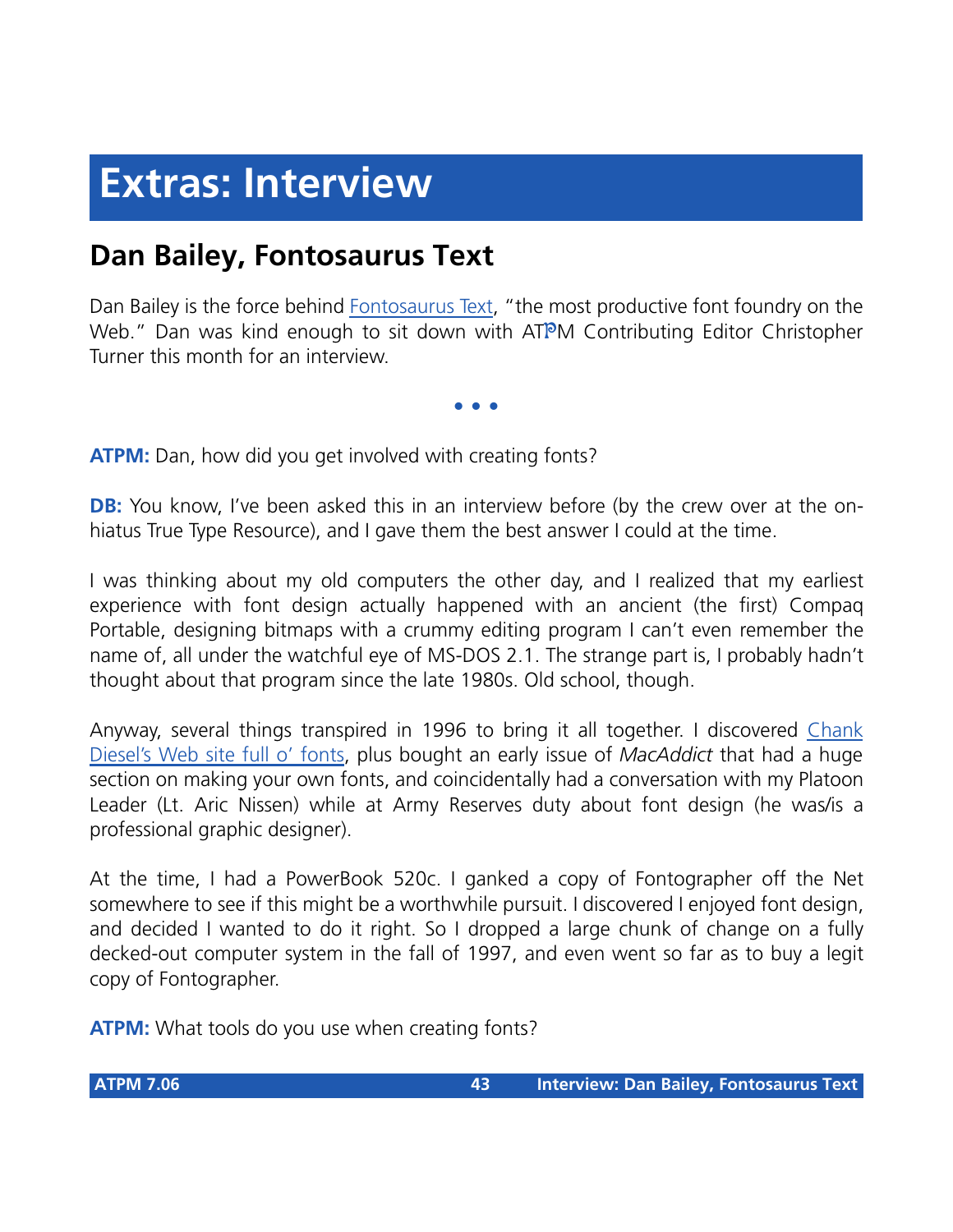# Extras: Interview

## Dan Bailey, Fontosaurus Text

Dan Bailey is the force behind Fontosaurus Text, "the most productive font foundry on the Web." Dan was kind enough to sit down with ATPM Contributing Editor Christopher Turner this month for an interview.

• • •

**ATPM:** Dan, how did you get involved with creating fonts?

**DB:** You know, I've been asked this in an interview before (by the crew over at the on-hiatus True Type Resource), and I gave them the best answer I could at the time.

I was thinking about my old computers the other day, and I realized that my earliest experience with font design actually happened with an ancient (the first) Compaq Portable, designing bitmaps with a crummy editing program I can't even remember the name of, all under the watchful eye of MS-DOS 2.1. The strange part is, I probably hadn't thought about that program since the late 1980s. Old school, though.

Anyway, several things transpired in 1996 to bring it all together. I discovered Chank Diesel's Web site full o' fonts, plus bought an early issue of *MacAddict* that had a huge section on making your own fonts, and coincidentally had a conversation with my Platoon Leader (Lt. Aric Nissen) while at Army Reserves duty about font design (he was/is a professional graphic designer).

At the time, I had a PowerBook 520c. I ganked a copy of Fontographer off the Net somewhere to see if this might be a worthwhile pursuit. I discovered I enjoyed font design, and decided I wanted to do it right. So I dropped a large chunk of change on a fully decked-out computer system in the fall of 1997, and even went so far as to buy a legit copy of Fontographer.

**ATPM:** What tools do you use when creating fonts?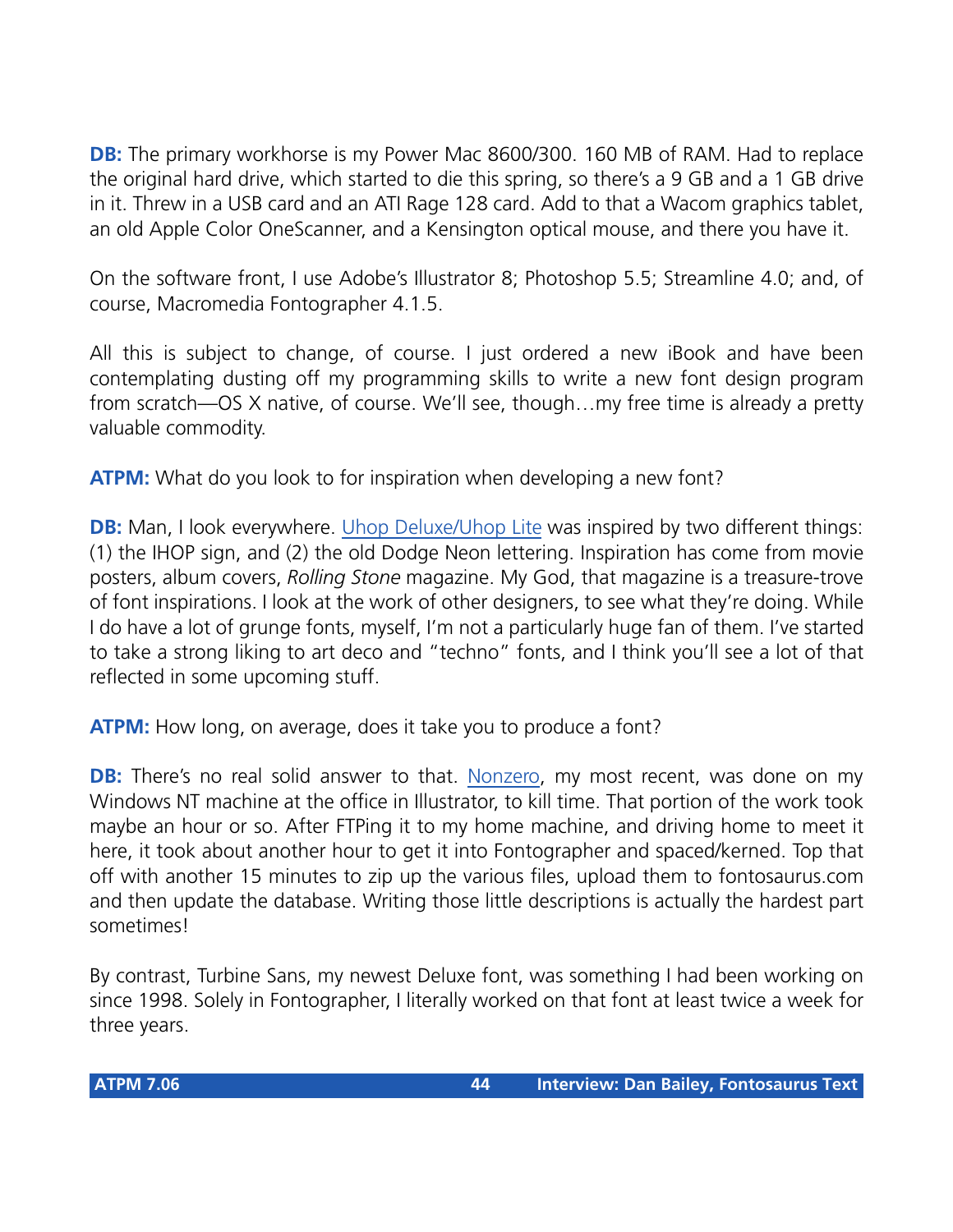**DB:** The primary workhorse is my Power Mac 8600/300. 160 MB of RAM. Had to replace the original hard drive, which started to die this spring, so there's a 9 GB and a 1 GB drive in it. Threw in a USB card and an ATI Rage 128 card. Add to that a Wacom graphics tablet, an old Apple Color OneScanner, and a Kensington optical mouse, and there you have it.

On the software front, I use Adobe's Illustrator 8; Photoshop 5.5; Streamline 4.0; and, of course, Macromedia Fontographer 4.1.5.

All this is subject to change, of course. I just ordered a new iBook and have been contemplating dusting off my programming skills to write a new font design program from scratch—OS X native, of course. We'll see, though…my free time is already a pretty valuable commodity.

**ATPM:** What do you look to for inspiration when developing a new font?

**DB:** Man, I look everywhere. Uhop Deluxe/Uhop Lite was inspired by two different things: (1) the IHOP sign, and (2) the old Dodge Neon lettering. Inspiration has come from movie posters, album covers, *Rolling Stone* magazine. My God, that magazine is a treasure-trove of font inspirations. I look at the work of other designers, to see what they're doing. While I do have a lot of grunge fonts, myself, I'm not a particularly huge fan of them. I've started to take a strong liking to art deco and "techno" fonts, and I think you'll see a lot of that reflected in some upcoming stuff.

**ATPM:** How long, on average, does it take you to produce a font?

**DB:** There's no real solid answer to that. Nonzero, my most recent, was done on my Windows NT machine at the office in Illustrator, to kill time. That portion of the work took maybe an hour or so. After FTPing it to my home machine, and driving home to meet it here, it took about another hour to get it into Fontographer and spaced/kerned. Top that off with another 15 minutes to zip up the various files, upload them to fontosaurus.com and then update the database. Writing those little descriptions is actually the hardest part sometimes!

By contrast, Turbine Sans, my newest Deluxe font, was something I had been working on since 1998. Solely in Fontographer, I literally worked on that font at least twice a week for three years.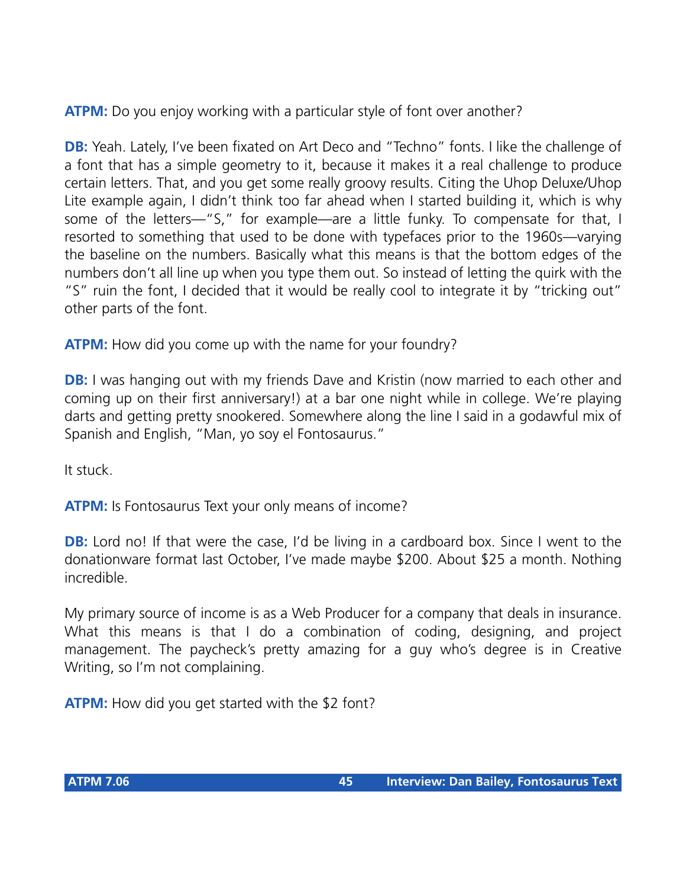**ATPM:** Do you enjoy working with a particular style of font over another?

**DB:** Yeah. Lately, I've been fixated on Art Deco and "Techno" fonts. I like the challenge of a font that has a simple geometry to it, because it makes it a real challenge to produce certain letters. That, and you get some really groovy results. Citing the Uhop Deluxe/Uhop Lite example again, I didn't think too far ahead when I started building it, which is why some of the letters—"S," for example—are a little funky. To compensate for that, I resorted to something that used to be done with typefaces prior to the 1960s—varying the baseline on the numbers. Basically what this means is that the bottom edges of the numbers don't all line up when you type them out. So instead of letting the quirk with the "S" ruin the font, I decided that it would be really cool to integrate it by "tricking out" other parts of the font.

**ATPM:** How did you come up with the name for your foundry?

**DB:** I was hanging out with my friends Dave and Kristin (now married to each other and coming up on their first anniversary!) at a bar one night while in college. We're playing darts and getting pretty snookered. Somewhere along the line I said in a godawful mix of Spanish and English, "Man, yo soy el Fontosaurus."

It stuck.

**ATPM:** Is Fontosaurus Text your only means of income?

**DB:** Lord no! If that were the case, I'd be living in a cardboard box. Since I went to the donationware format last October, I've made maybe $200. About $25 a month. Nothing incredible.

My primary source of income is as a Web Producer for a company that deals in insurance. What this means is that I do a combination of coding, designing, and project management. The paycheck's pretty amazing for a guy who's degree is in Creative Writing, so I'm not complaining.

**ATPM:** How did you get started with the $2 font?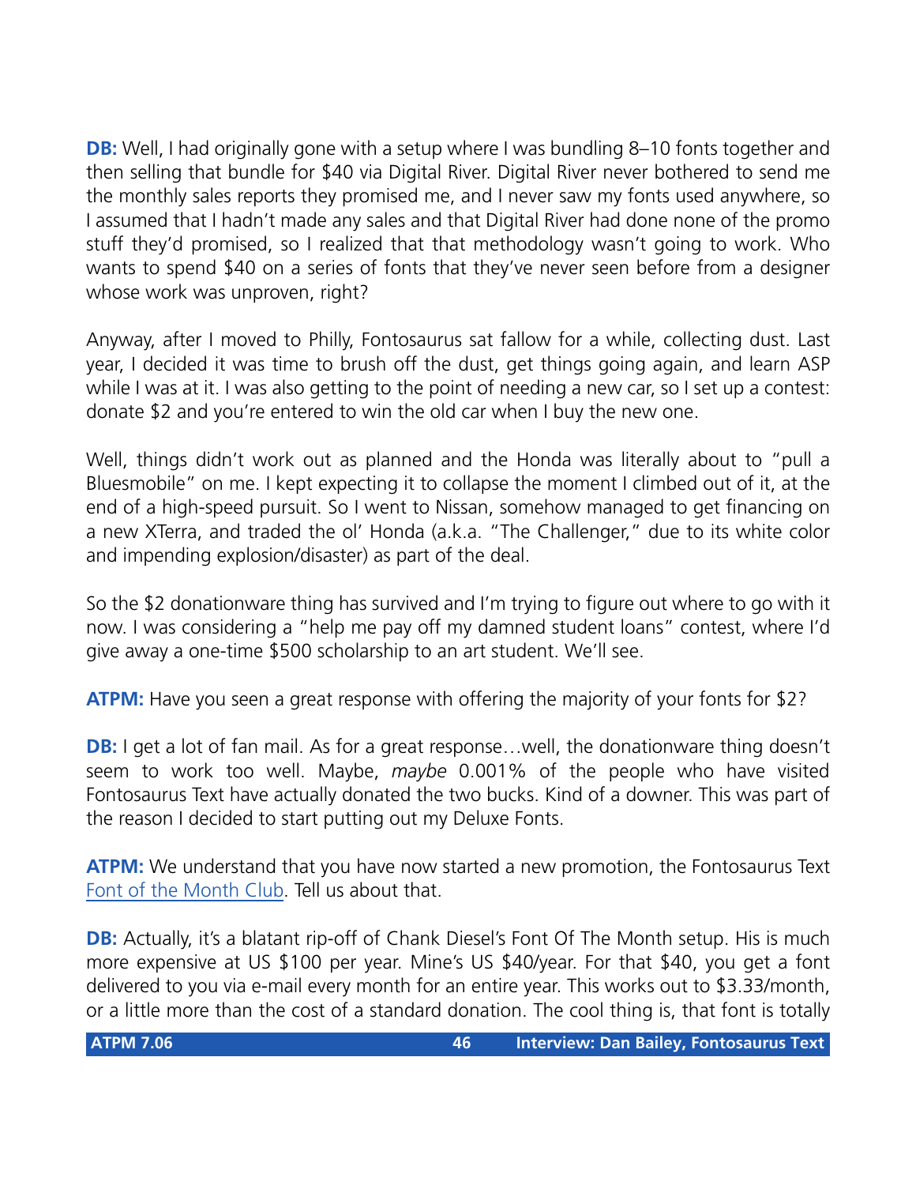**DB:** Well, I had originally gone with a setup where I was bundling 8–10 fonts together and then selling that bundle for $40 via Digital River. Digital River never bothered to send me the monthly sales reports they promised me, and I never saw my fonts used anywhere, so I assumed that I hadn't made any sales and that Digital River had done none of the promo stuff they'd promised, so I realized that that methodology wasn't going to work. Who wants to spend $40 on a series of fonts that they've never seen before from a designer whose work was unproven, right?

Anyway, after I moved to Philly, Fontosaurus sat fallow for a while, collecting dust. Last year, I decided it was time to brush off the dust, get things going again, and learn ASP while I was at it. I was also getting to the point of needing a new car, so I set up a contest: donate $2 and you're entered to win the old car when I buy the new one.

Well, things didn't work out as planned and the Honda was literally about to "pull a Bluesmobile" on me. I kept expecting it to collapse the moment I climbed out of it, at the end of a high-speed pursuit. So I went to Nissan, somehow managed to get financing on a new XTerra, and traded the ol' Honda (a.k.a. "The Challenger," due to its white color and impending explosion/disaster) as part of the deal.

So the $2 donationware thing has survived and I'm trying to figure out where to go with it now. I was considering a "help me pay off my damned student loans" contest, where I'd give away a one-time $500 scholarship to an art student. We'll see.

**ATPM:** Have you seen a great response with offering the majority of your fonts for $2?

**DB:** I get a lot of fan mail. As for a great response…well, the donationware thing doesn't seem to work too well. Maybe, *maybe* 0.001% of the people who have visited Fontosaurus Text have actually donated the two bucks. Kind of a downer. This was part of the reason I decided to start putting out my Deluxe Fonts.

**ATPM:** We understand that you have now started a new promotion, the Fontosaurus Text Font of the Month Club. Tell us about that.

**DB:** Actually, it's a blatant rip-off of Chank Diesel's Font Of The Month setup. His is much more expensive at US $100 per year. Mine's US $40/year. For that $40, you get a font delivered to you via e-mail every month for an entire year. This works out to $3.33/month, or a little more than the cost of a standard donation. The cool thing is, that font is totally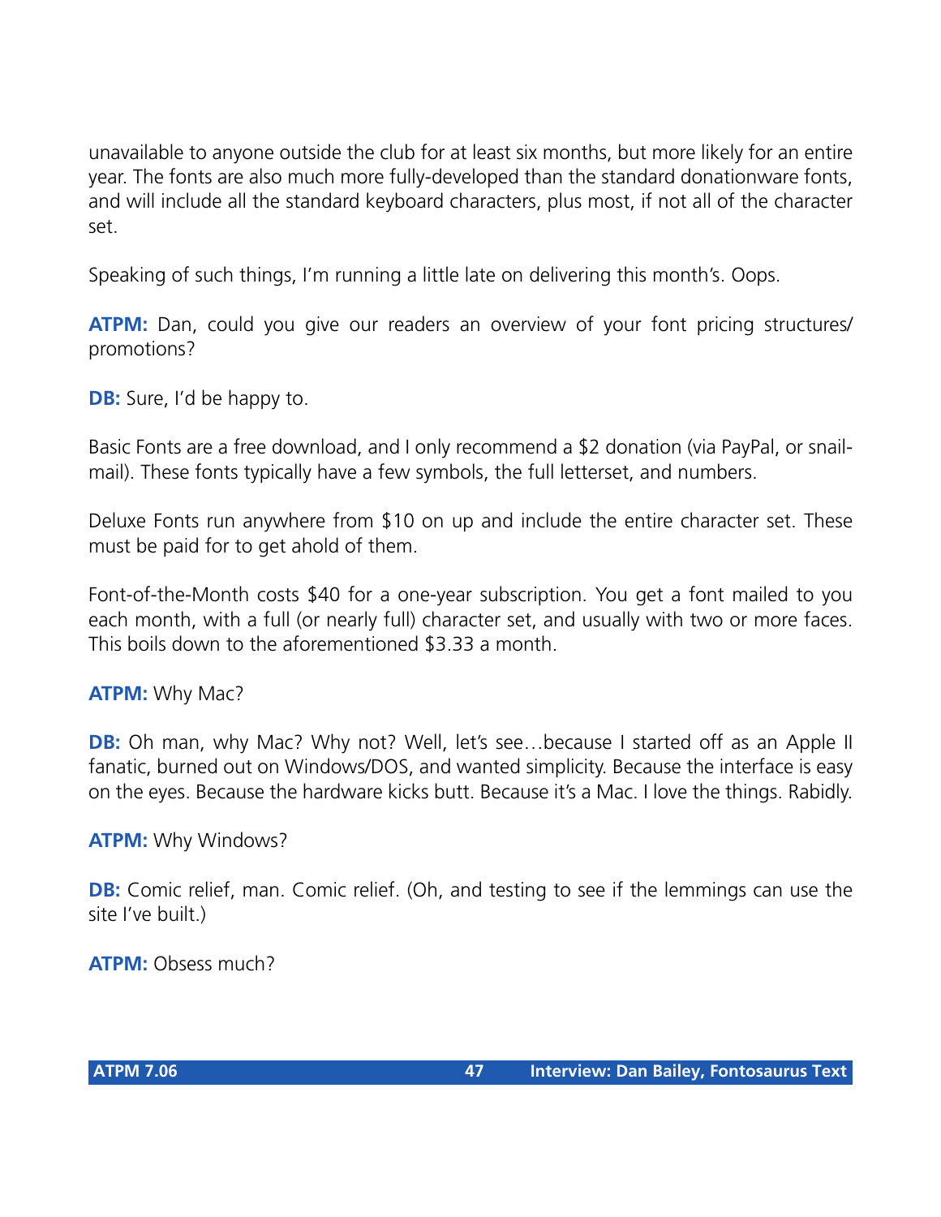unavailable to anyone outside the club for at least six months, but more likely for an entire year. The fonts are also much more fully-developed than the standard donationware fonts, and will include all the standard keyboard characters, plus most, if not all of the character set.

Speaking of such things, I'm running a little late on delivering this month's. Oops.

**ATPM:** Dan, could you give our readers an overview of your font pricing structures/ promotions?

**DB:** Sure, I'd be happy to.

Basic Fonts are a free download, and I only recommend a $2 donation (via PayPal, or snail-mail). These fonts typically have a few symbols, the full letterset, and numbers.

Deluxe Fonts run anywhere from $10 on up and include the entire character set. These must be paid for to get ahold of them.

Font-of-the-Month costs $40 for a one-year subscription. You get a font mailed to you each month, with a full (or nearly full) character set, and usually with two or more faces. This boils down to the aforementioned $3.33 a month.

**ATPM:** Why Mac?

**DB:** Oh man, why Mac? Why not? Well, let's see…because I started off as an Apple II fanatic, burned out on Windows/DOS, and wanted simplicity. Because the interface is easy on the eyes. Because the hardware kicks butt. Because it's a Mac. I love the things. Rabidly.

**ATPM:** Why Windows?

**DB:** Comic relief, man. Comic relief. (Oh, and testing to see if the lemmings can use the site I've built.)

**ATPM:** Obsess much?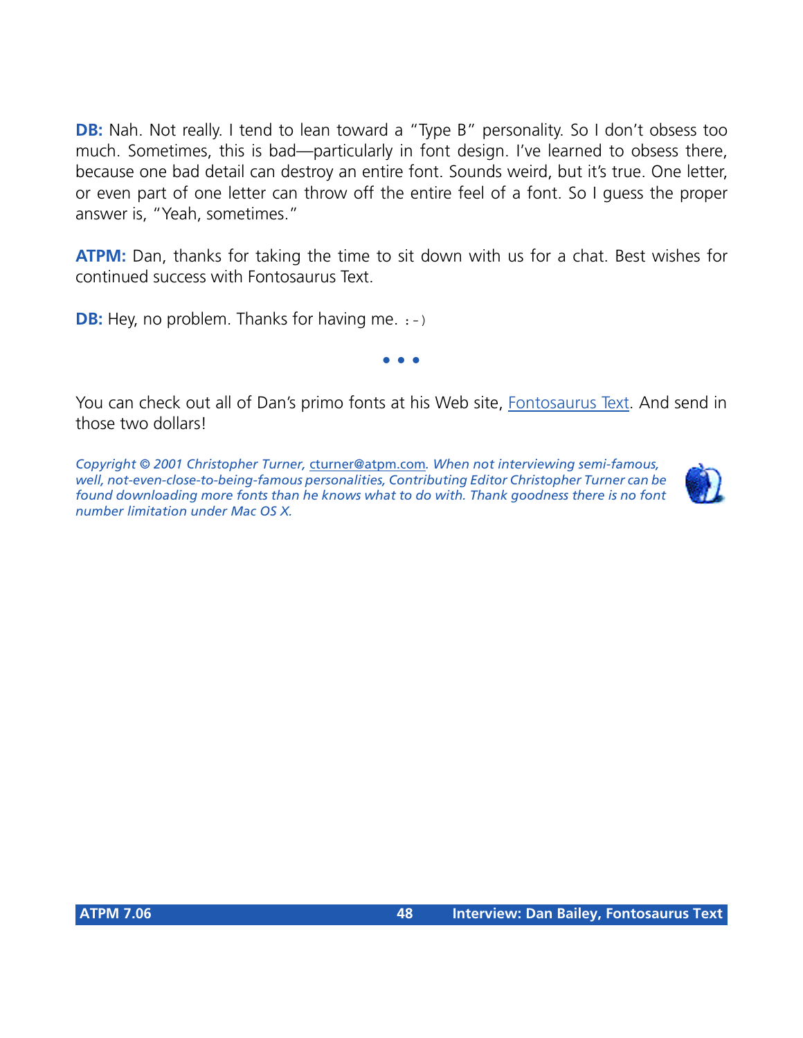**DB:** Nah. Not really. I tend to lean toward a "Type B" personality. So I don't obsess too much. Sometimes, this is bad—particularly in font design. I've learned to obsess there, because one bad detail can destroy an entire font. Sounds weird, but it's true. One letter, or even part of one letter can throw off the entire feel of a font. So I guess the proper answer is, "Yeah, sometimes."

**ATPM:** Dan, thanks for taking the time to sit down with us for a chat. Best wishes for continued success with Fontosaurus Text.

**DB:** Hey, no problem. Thanks for having me. :-)

• • •

You can check out all of Dan's primo fonts at his Web site, Fontosaurus Text. And send in those two dollars!

*Copyright © 2001 Christopher Turner, cturner@atpm.com. When not interviewing semi-famous, well, not-even-close-to-being-famous personalities, Contributing Editor Christopher Turner can be found downloading more fonts than he knows what to do with. Thank goodness there is no font number limitation under Mac OS X.*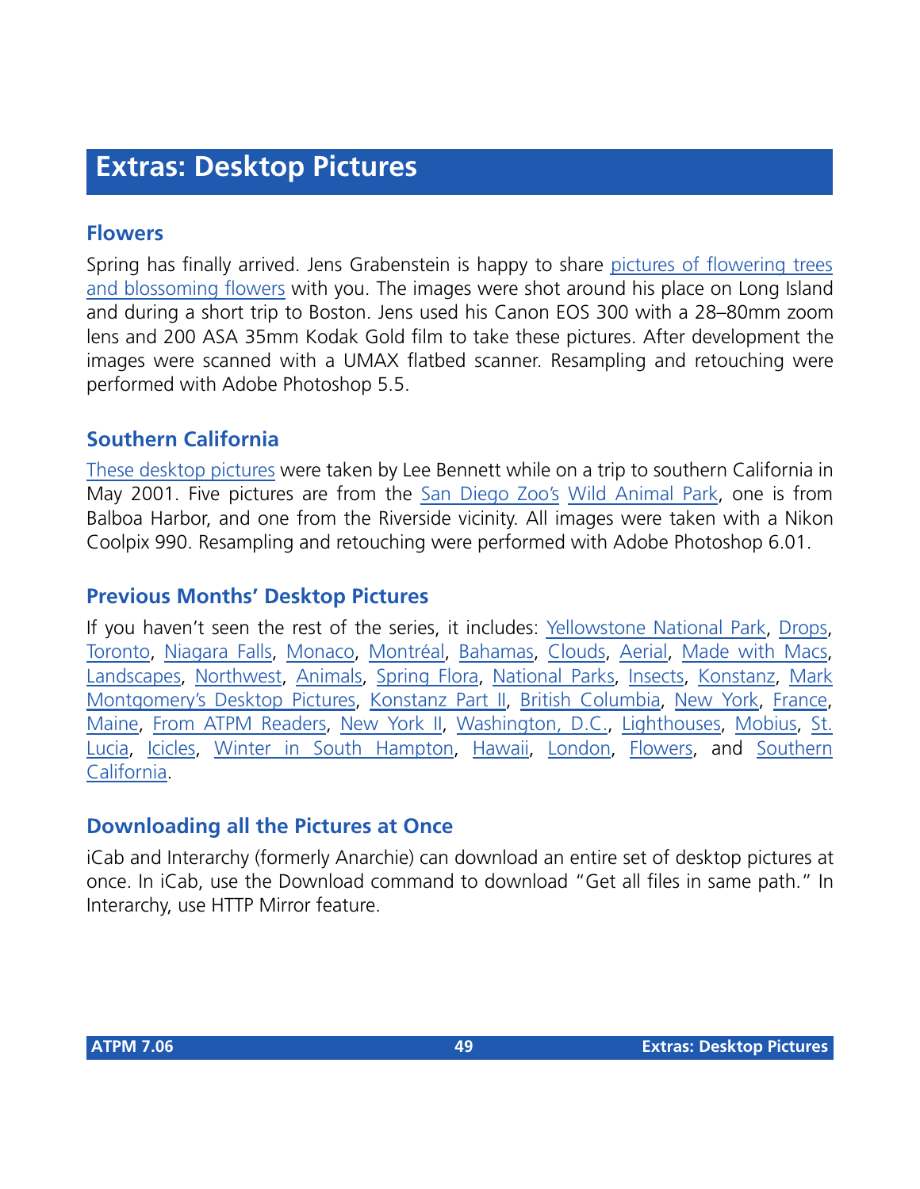# Extras: Desktop Pictures

## Flowers

Spring has finally arrived. Jens Grabenstein is happy to share pictures of flowering trees and blossoming flowers with you. The images were shot around his place on Long Island and during a short trip to Boston. Jens used his Canon EOS 300 with a 28–80mm zoom lens and 200 ASA 35mm Kodak Gold film to take these pictures. After development the images were scanned with a UMAX flatbed scanner. Resampling and retouching were performed with Adobe Photoshop 5.5.

## Southern California

These desktop pictures were taken by Lee Bennett while on a trip to southern California in May 2001. Five pictures are from the San Diego Zoo's Wild Animal Park, one is from Balboa Harbor, and one from the Riverside vicinity. All images were taken with a Nikon Coolpix 990. Resampling and retouching were performed with Adobe Photoshop 6.01.

## Previous Months' Desktop Pictures

If you haven't seen the rest of the series, it includes: Yellowstone National Park, Drops, Toronto, Niagara Falls, Monaco, Montréal, Bahamas, Clouds, Aerial, Made with Macs, Landscapes, Northwest, Animals, Spring Flora, National Parks, Insects, Konstanz, Mark Montgomery's Desktop Pictures, Konstanz Part II, British Columbia, New York, France, Maine, From ATPM Readers, New York II, Washington, D.C., Lighthouses, Mobius, St. Lucia, Icicles, Winter in South Hampton, Hawaii, London, Flowers, and Southern California.

## Downloading all the Pictures at Once

iCab and Interarchy (formerly Anarchie) can download an entire set of desktop pictures at once. In iCab, use the Download command to download "Get all files in same path." In Interarchy, use HTTP Mirror feature.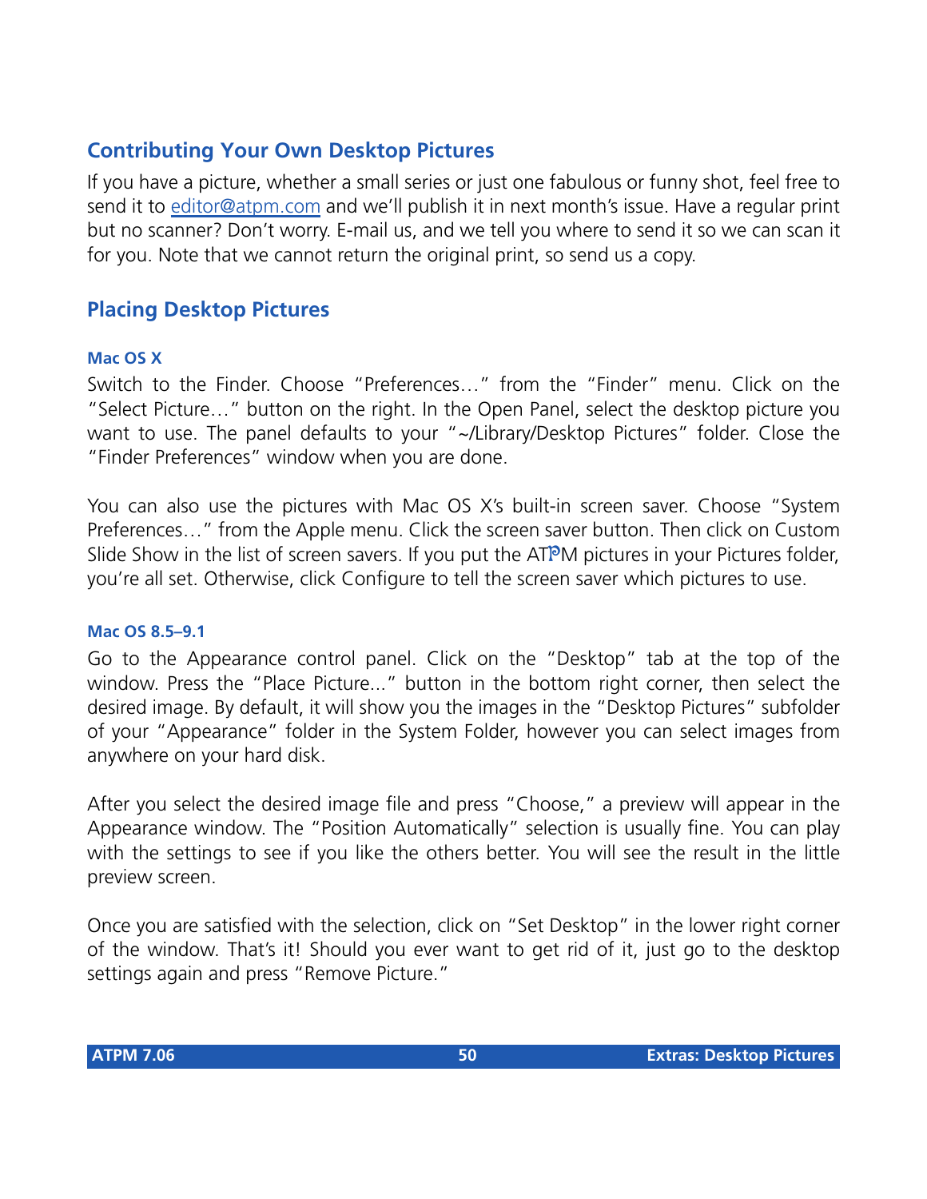## Contributing Your Own Desktop Pictures

If you have a picture, whether a small series or just one fabulous or funny shot, feel free to send it to editor@atpm.com and we'll publish it in next month's issue. Have a regular print but no scanner? Don't worry. E-mail us, and we tell you where to send it so we can scan it for you. Note that we cannot return the original print, so send us a copy.

## Placing Desktop Pictures

### Mac OS X

Switch to the Finder. Choose "Preferences…" from the "Finder" menu. Click on the "Select Picture…" button on the right. In the Open Panel, select the desktop picture you want to use. The panel defaults to your "~/Library/Desktop Pictures" folder. Close the "Finder Preferences" window when you are done.

You can also use the pictures with Mac OS X's built-in screen saver. Choose "System Preferences…" from the Apple menu. Click the screen saver button. Then click on Custom Slide Show in the list of screen savers. If you put the ATPM pictures in your Pictures folder, you're all set. Otherwise, click Configure to tell the screen saver which pictures to use.

### Mac OS 8.5–9.1

Go to the Appearance control panel. Click on the "Desktop" tab at the top of the window. Press the "Place Picture..." button in the bottom right corner, then select the desired image. By default, it will show you the images in the "Desktop Pictures" subfolder of your "Appearance" folder in the System Folder, however you can select images from anywhere on your hard disk.

After you select the desired image file and press "Choose," a preview will appear in the Appearance window. The "Position Automatically" selection is usually fine. You can play with the settings to see if you like the others better. You will see the result in the little preview screen.

Once you are satisfied with the selection, click on "Set Desktop" in the lower right corner of the window. That's it! Should you ever want to get rid of it, just go to the desktop settings again and press "Remove Picture."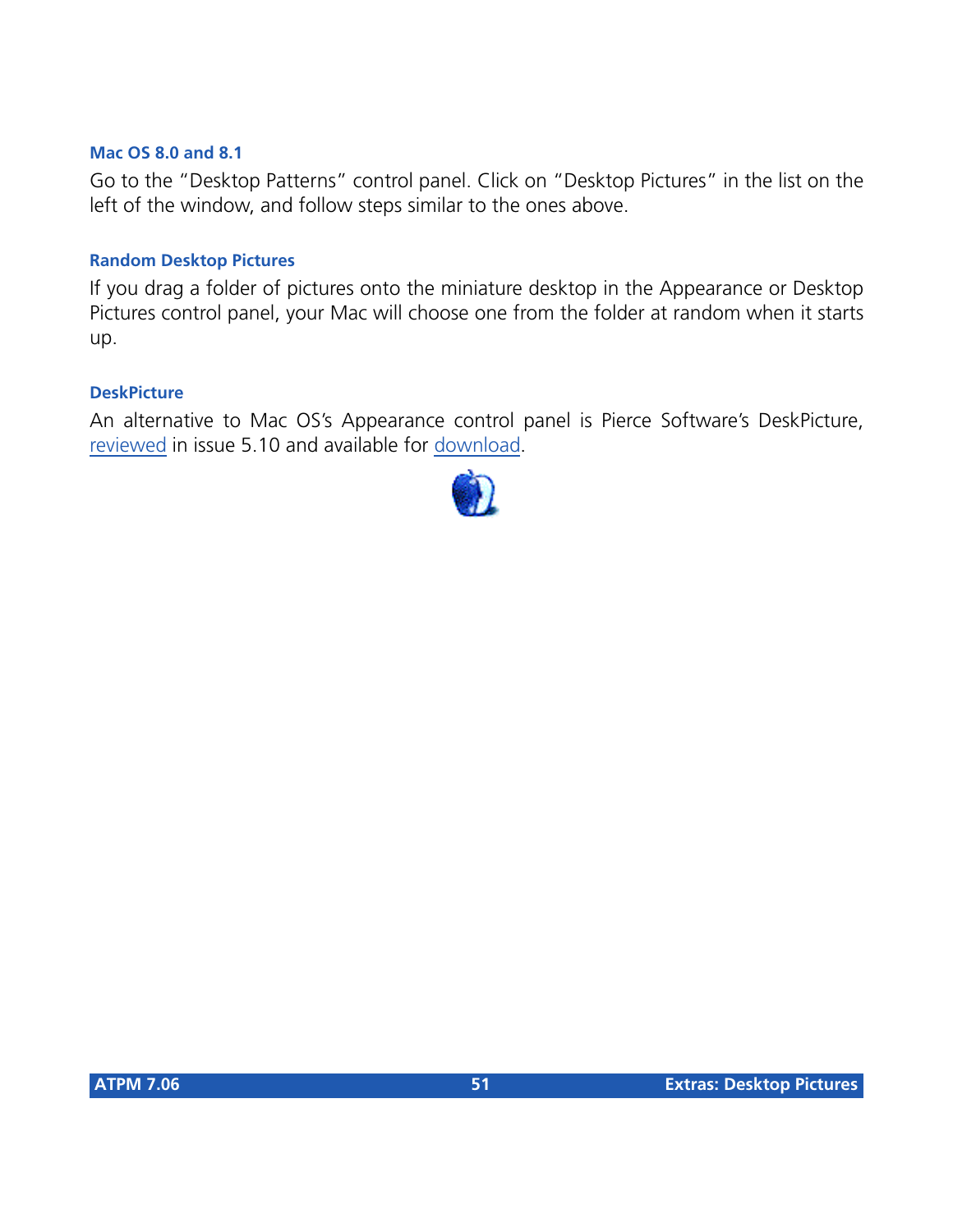### Mac OS 8.0 and 8.1

Go to the “Desktop Patterns” control panel. Click on “Desktop Pictures” in the list on the left of the window, and follow steps similar to the ones above.

### Random Desktop Pictures

If you drag a folder of pictures onto the miniature desktop in the Appearance or Desktop Pictures control panel, your Mac will choose one from the folder at random when it starts up.

### DeskPicture

An alternative to Mac OS’s Appearance control panel is Pierce Software’s DeskPicture, reviewed in issue 5.10 and available for download.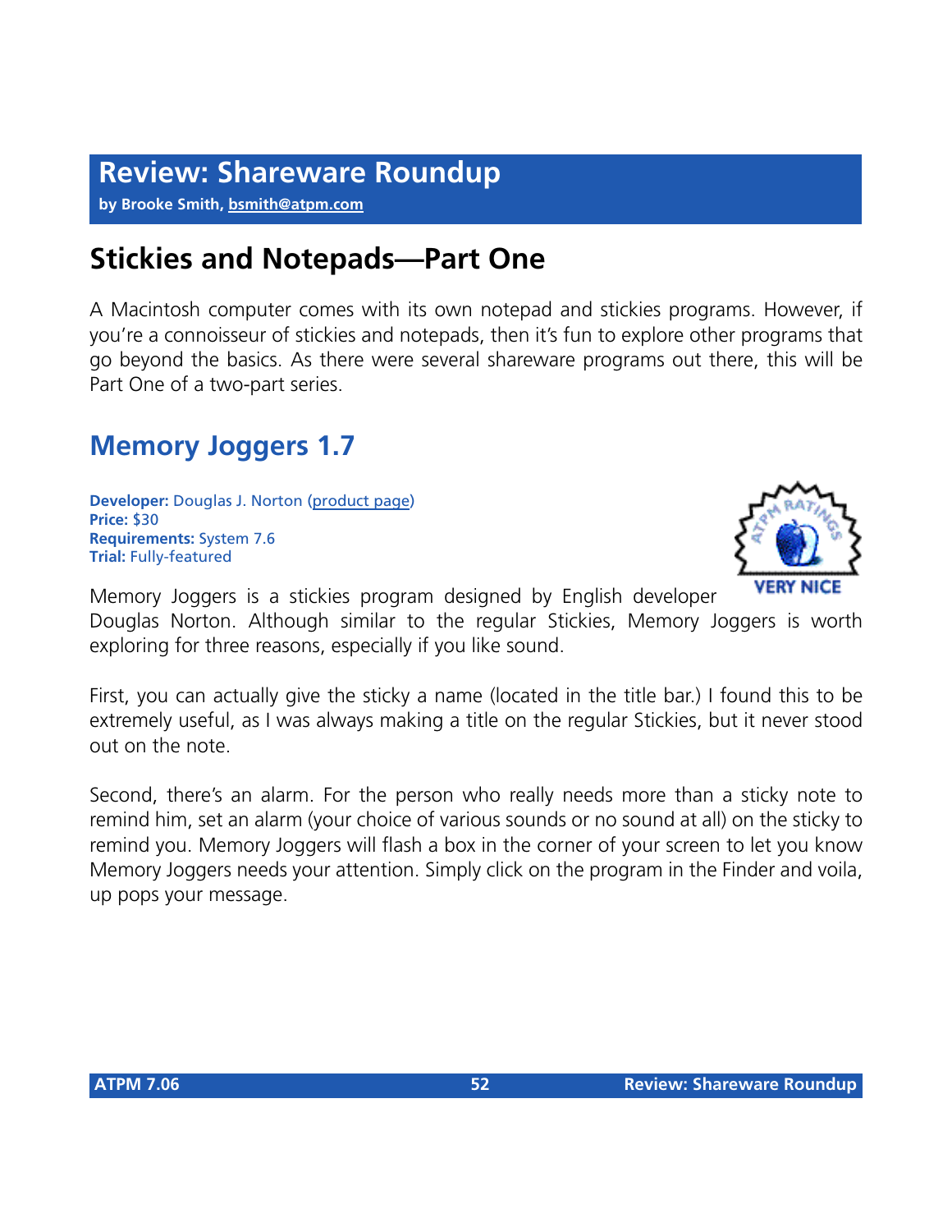# Review: Shareware Roundup

**by Brooke Smith, bsmith@atpm.com**

## Stickies and Notepads—Part One

A Macintosh computer comes with its own notepad and stickies programs. However, if you're a connoisseur of stickies and notepads, then it's fun to explore other programs that go beyond the basics. As there were several shareware programs out there, this will be Part One of a two-part series.

## Memory Joggers 1.7

**Developer:** Douglas J. Norton (product page)
**Price:** $30
**Requirements:** System 7.6
**Trial:** Fully-featured

VERY NICE

Memory Joggers is a stickies program designed by English developer Douglas Norton. Although similar to the regular Stickies, Memory Joggers is worth exploring for three reasons, especially if you like sound.

First, you can actually give the sticky a name (located in the title bar.) I found this to be extremely useful, as I was always making a title on the regular Stickies, but it never stood out on the note.

Second, there's an alarm. For the person who really needs more than a sticky note to remind him, set an alarm (your choice of various sounds or no sound at all) on the sticky to remind you. Memory Joggers will flash a box in the corner of your screen to let you know Memory Joggers needs your attention. Simply click on the program in the Finder and voila, up pops your message.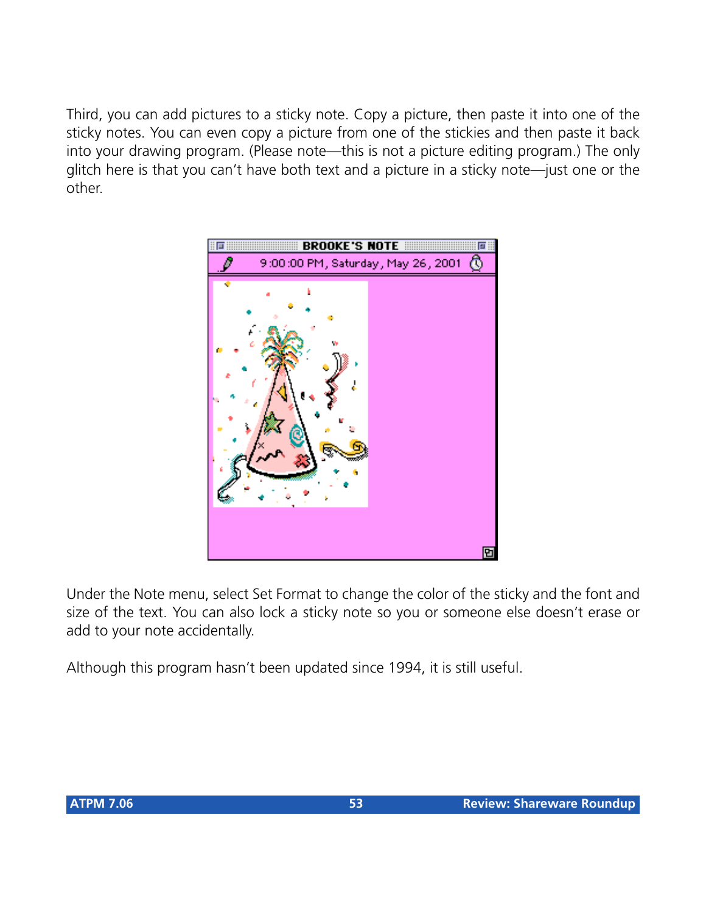Third, you can add pictures to a sticky note. Copy a picture, then paste it into one of the sticky notes. You can even copy a picture from one of the stickies and then paste it back into your drawing program. (Please note—this is not a picture editing program.) The only glitch here is that you can't have both text and a picture in a sticky note—just one or the other.

Under the Note menu, select Set Format to change the color of the sticky and the font and size of the text. You can also lock a sticky note so you or someone else doesn't erase or add to your note accidentally.

Although this program hasn't been updated since 1994, it is still useful.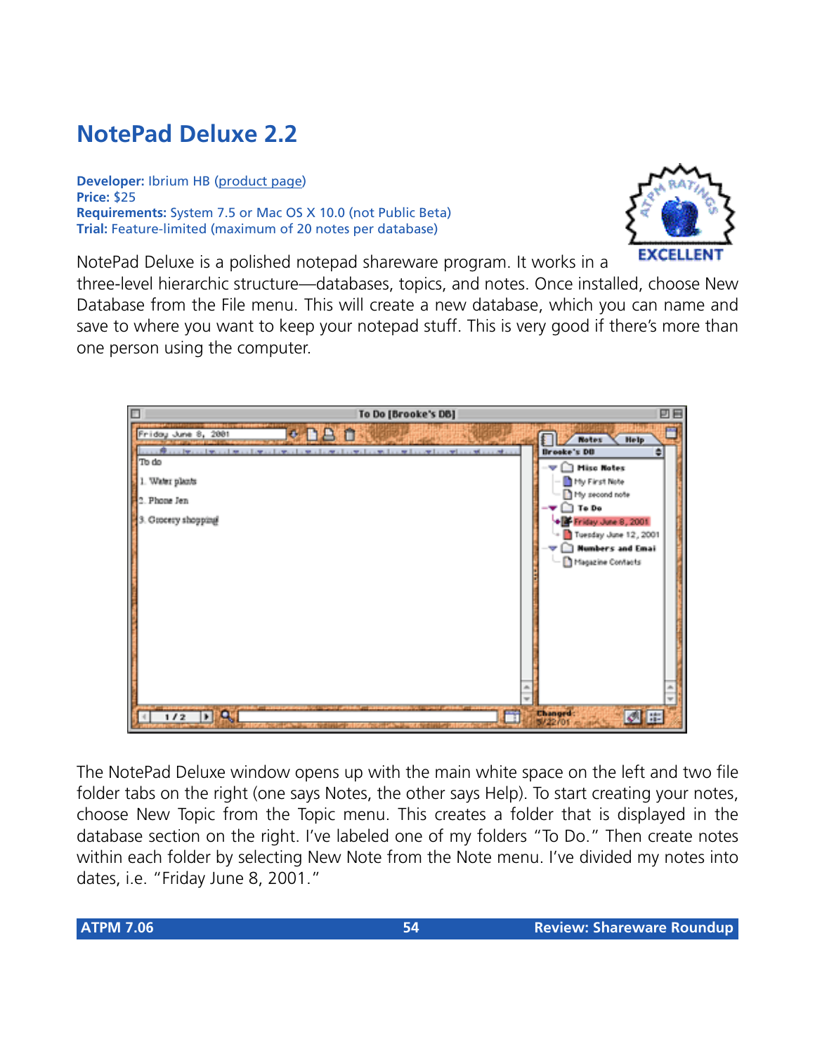## NotePad Deluxe 2.2

**Developer:** Ibrium HB (product page)
**Price:** $25
**Requirements:** System 7.5 or Mac OS X 10.0 (not Public Beta)
**Trial:** Feature-limited (maximum of 20 notes per database)

NotePad Deluxe is a polished notepad shareware program. It works in a three-level hierarchic structure—databases, topics, and notes. Once installed, choose New Database from the File menu. This will create a new database, which you can name and save to where you want to keep your notepad stuff. This is very good if there's more than one person using the computer.

The NotePad Deluxe window opens up with the main white space on the left and two file folder tabs on the right (one says Notes, the other says Help). To start creating your notes, choose New Topic from the Topic menu. This creates a folder that is displayed in the database section on the right. I've labeled one of my folders "To Do." Then create notes within each folder by selecting New Note from the Note menu. I've divided my notes into dates, i.e. "Friday June 8, 2001."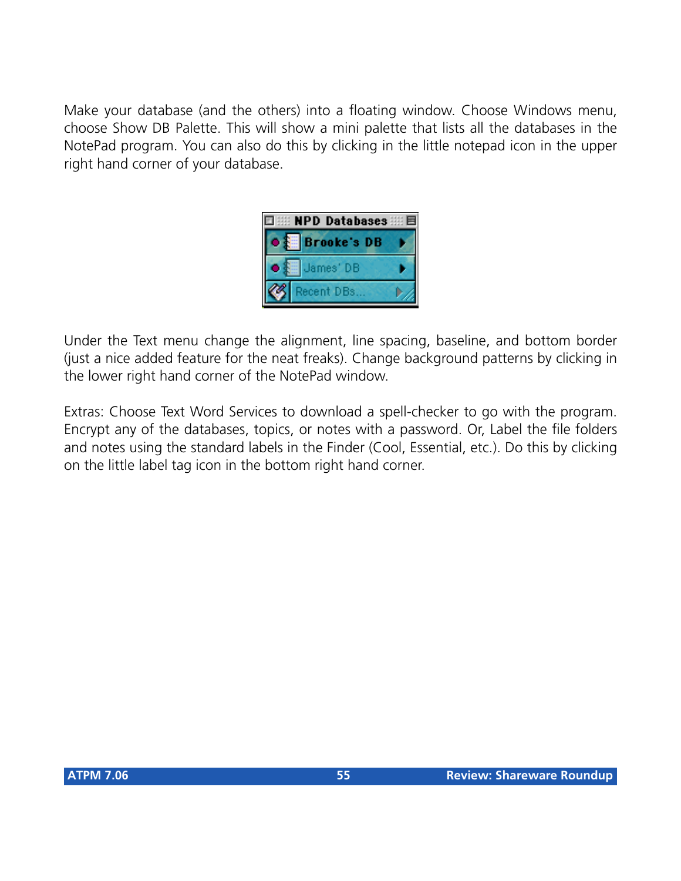Make your database (and the others) into a floating window. Choose Windows menu, choose Show DB Palette. This will show a mini palette that lists all the databases in the NotePad program. You can also do this by clicking in the little notepad icon in the upper right hand corner of your database.

Under the Text menu change the alignment, line spacing, baseline, and bottom border (just a nice added feature for the neat freaks). Change background patterns by clicking in the lower right hand corner of the NotePad window.

Extras: Choose Text Word Services to download a spell-checker to go with the program. Encrypt any of the databases, topics, or notes with a password. Or, Label the file folders and notes using the standard labels in the Finder (Cool, Essential, etc.). Do this by clicking on the little label tag icon in the bottom right hand corner.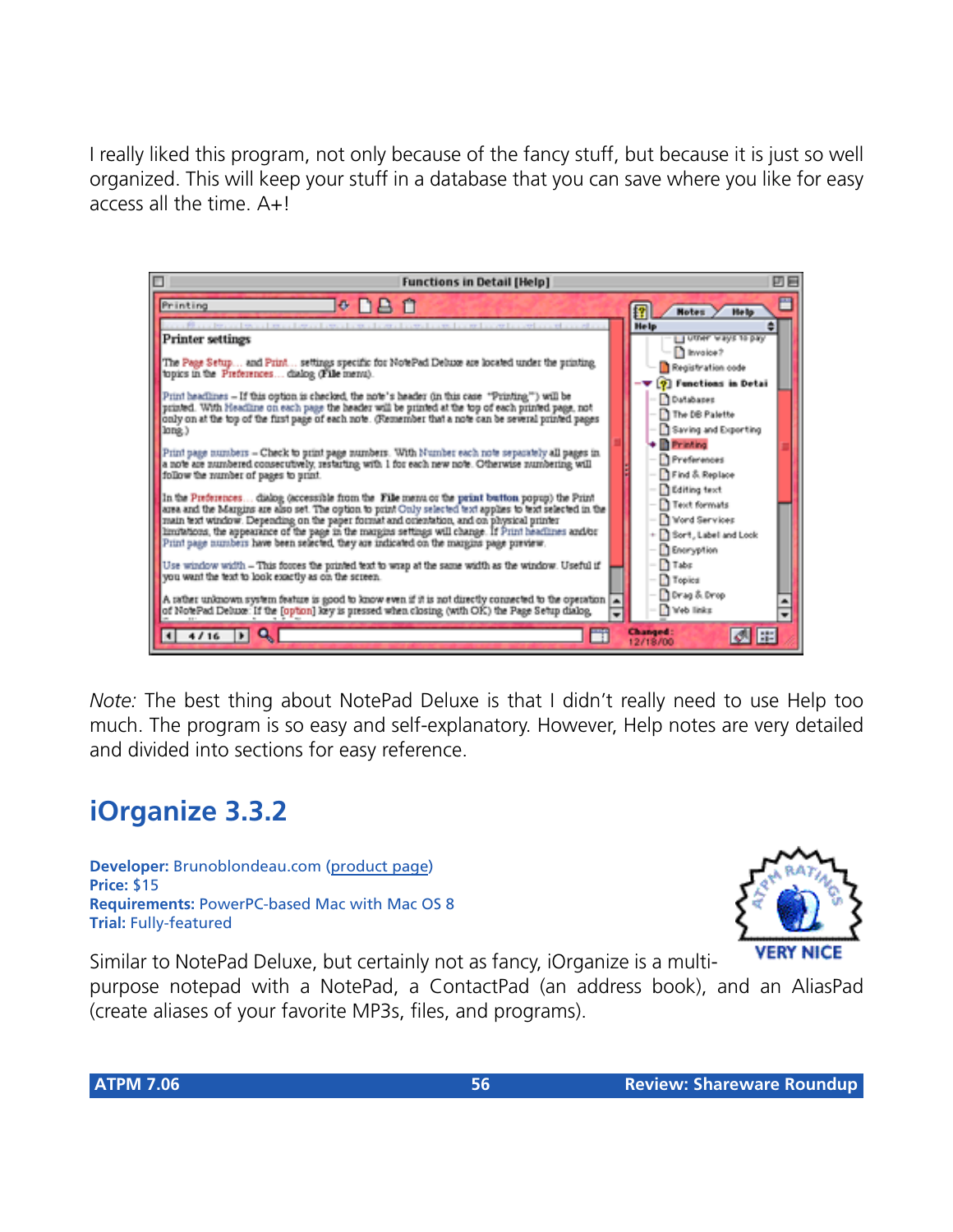I really liked this program, not only because of the fancy stuff, but because it is just so well organized. This will keep your stuff in a database that you can save where you like for easy access all the time. A+!

*Note:* The best thing about NotePad Deluxe is that I didn't really need to use Help too much. The program is so easy and self-explanatory. However, Help notes are very detailed and divided into sections for easy reference.

## iOrganize 3.3.2

**Developer:** Brunoblondeau.com (product page)
**Price:** $15
**Requirements:** PowerPC-based Mac with Mac OS 8
**Trial:** Fully-featured

Similar to NotePad Deluxe, but certainly not as fancy, iOrganize is a multi-purpose notepad with a NotePad, a ContactPad (an address book), and an AliasPad (create aliases of your favorite MP3s, files, and programs).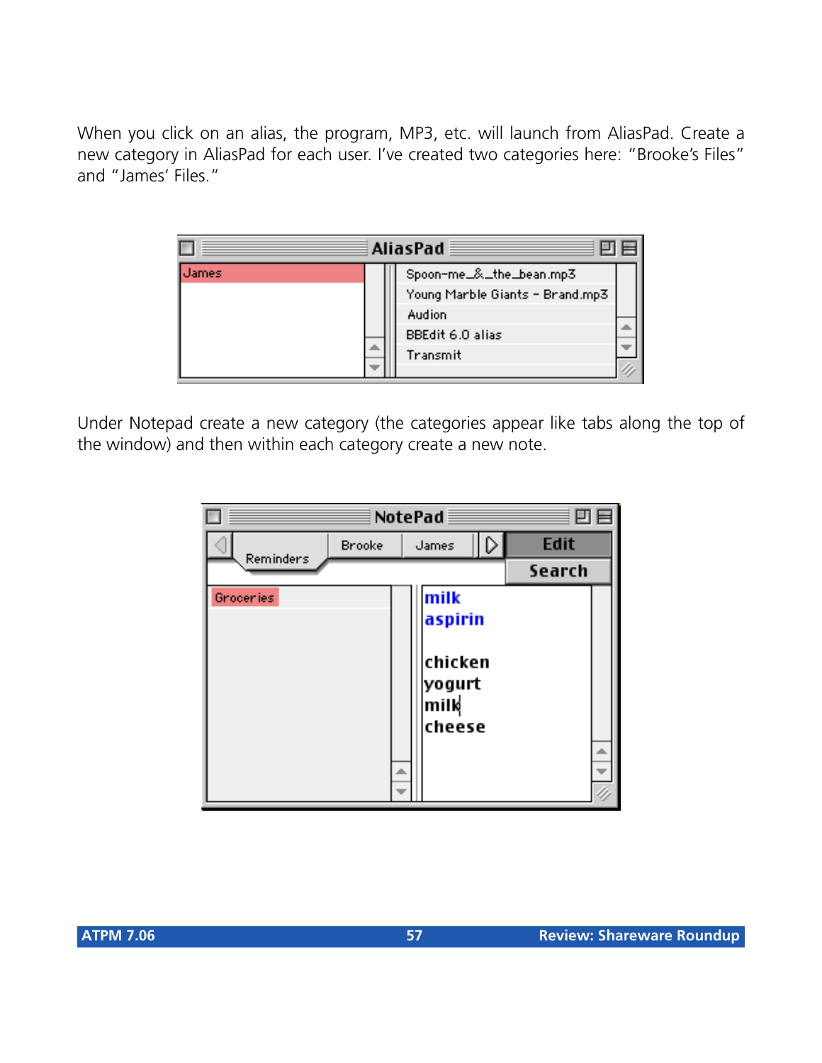When you click on an alias, the program, MP3, etc. will launch from AliasPad. Create a new category in AliasPad for each user. I've created two categories here: "Brooke's Files" and "James' Files."

Under Notepad create a new category (the categories appear like tabs along the top of the window) and then within each category create a new note.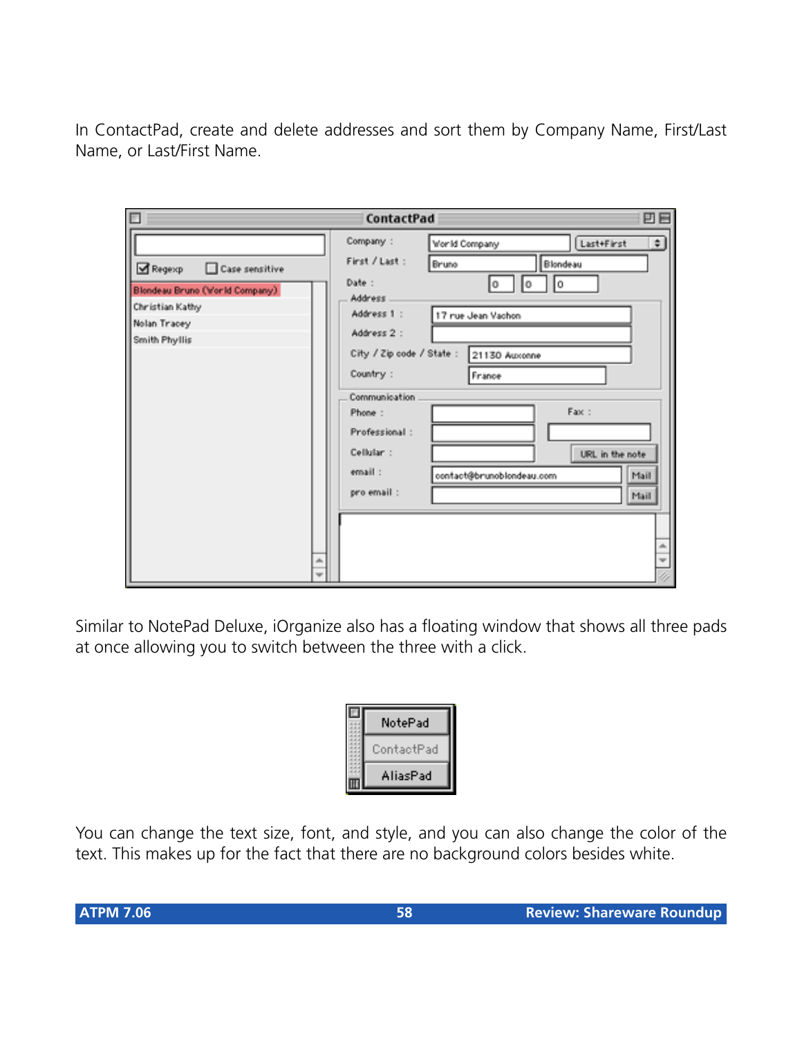In ContactPad, create and delete addresses and sort them by Company Name, First/Last Name, or Last/First Name.

Similar to NotePad Deluxe, iOrganize also has a floating window that shows all three pads at once allowing you to switch between the three with a click.

You can change the text size, font, and style, and you can also change the color of the text. This makes up for the fact that there are no background colors besides white.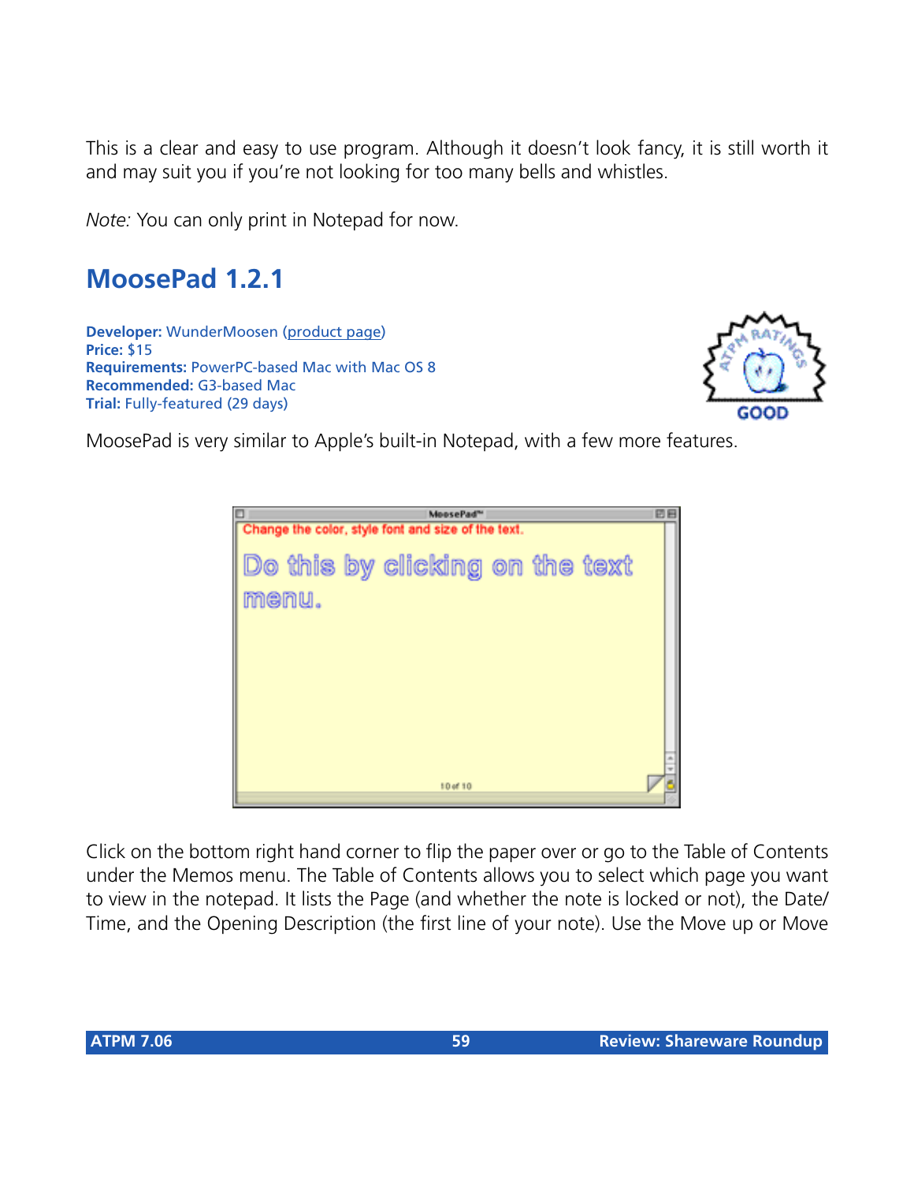This is a clear and easy to use program. Although it doesn't look fancy, it is still worth it and may suit you if you're not looking for too many bells and whistles.

*Note:* You can only print in Notepad for now.

## MoosePad 1.2.1

**Developer:** WunderMoosen (product page)
**Price:** $15
**Requirements:** PowerPC-based Mac with Mac OS 8
**Recommended:** G3-based Mac
**Trial:** Fully-featured (29 days)

MoosePad is very similar to Apple's built-in Notepad, with a few more features.

Click on the bottom right hand corner to flip the paper over or go to the Table of Contents under the Memos menu. The Table of Contents allows you to select which page you want to view in the notepad. It lists the Page (and whether the note is locked or not), the Date/Time, and the Opening Description (the first line of your note). Use the Move up or Move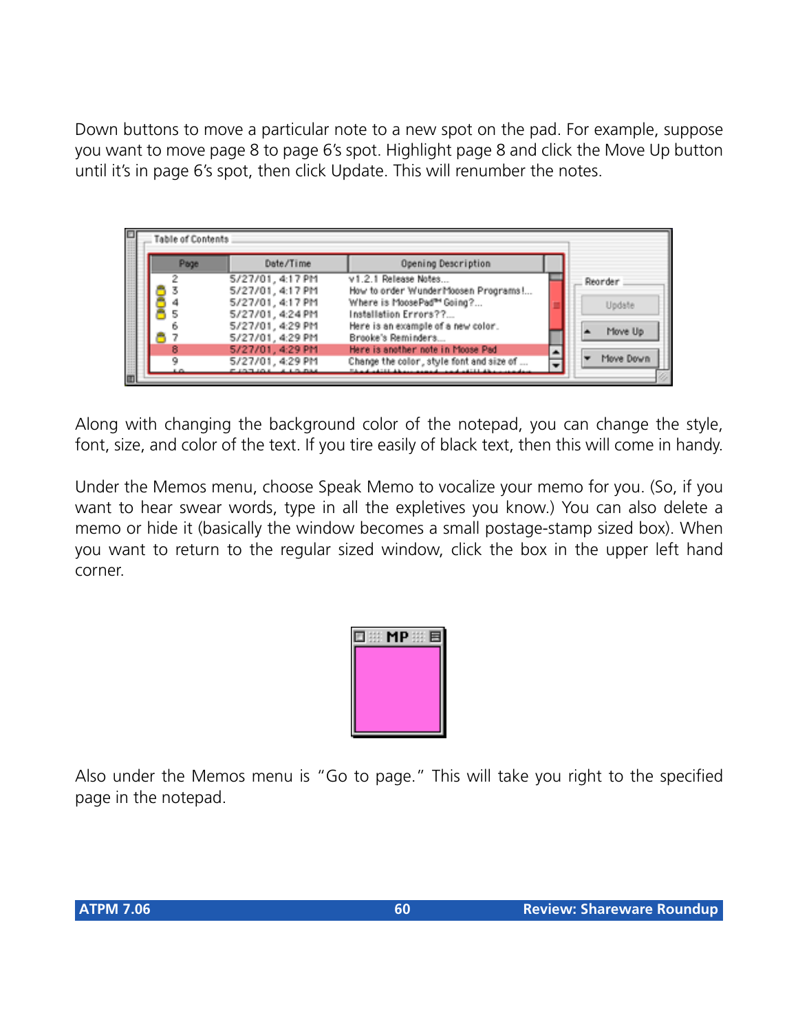Down buttons to move a particular note to a new spot on the pad. For example, suppose you want to move page 8 to page 6's spot. Highlight page 8 and click the Move Up button until it's in page 6's spot, then click Update. This will renumber the notes.

Along with changing the background color of the notepad, you can change the style, font, size, and color of the text. If you tire easily of black text, then this will come in handy.

Under the Memos menu, choose Speak Memo to vocalize your memo for you. (So, if you want to hear swear words, type in all the expletives you know.) You can also delete a memo or hide it (basically the window becomes a small postage-stamp sized box). When you want to return to the regular sized window, click the box in the upper left hand corner.

Also under the Memos menu is "Go to page." This will take you right to the specified page in the notepad.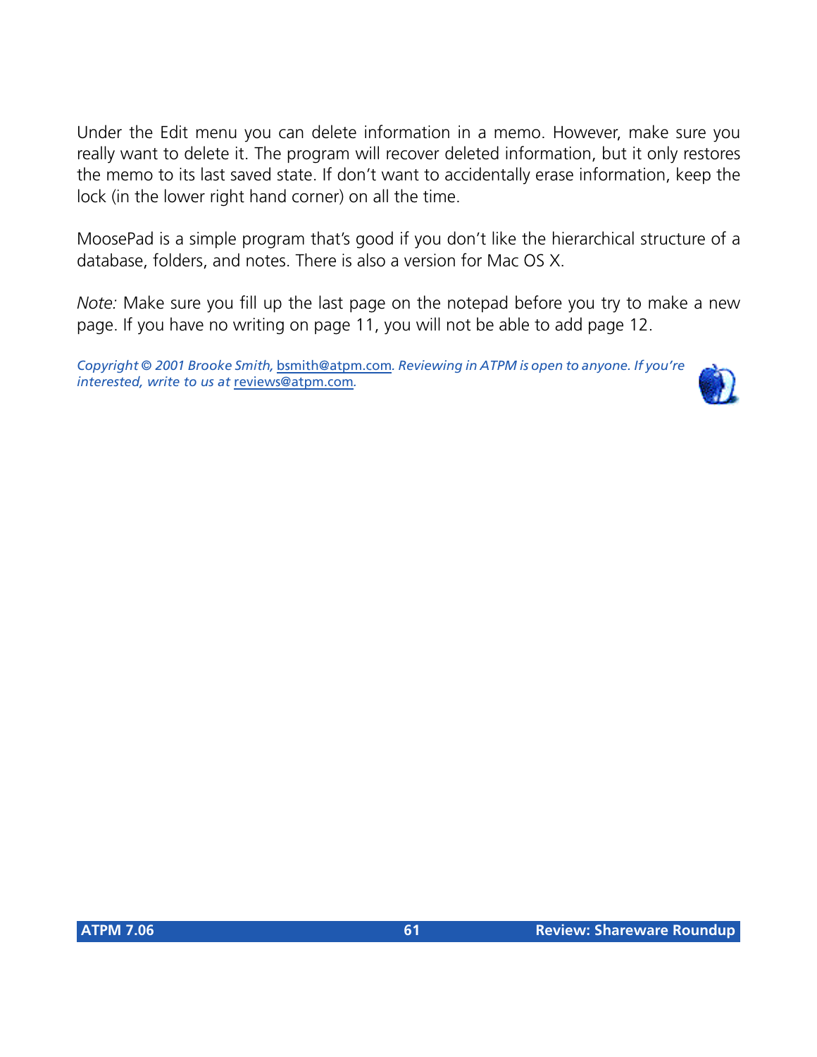Under the Edit menu you can delete information in a memo. However, make sure you really want to delete it. The program will recover deleted information, but it only restores the memo to its last saved state. If don't want to accidentally erase information, keep the lock (in the lower right hand corner) on all the time.

MoosePad is a simple program that's good if you don't like the hierarchical structure of a database, folders, and notes. There is also a version for Mac OS X.

*Note:* Make sure you fill up the last page on the notepad before you try to make a new page. If you have no writing on page 11, you will not be able to add page 12.

*Copyright © 2001 Brooke Smith, bsmith@atpm.com. Reviewing in ATPM is open to anyone. If you're interested, write to us at reviews@atpm.com.*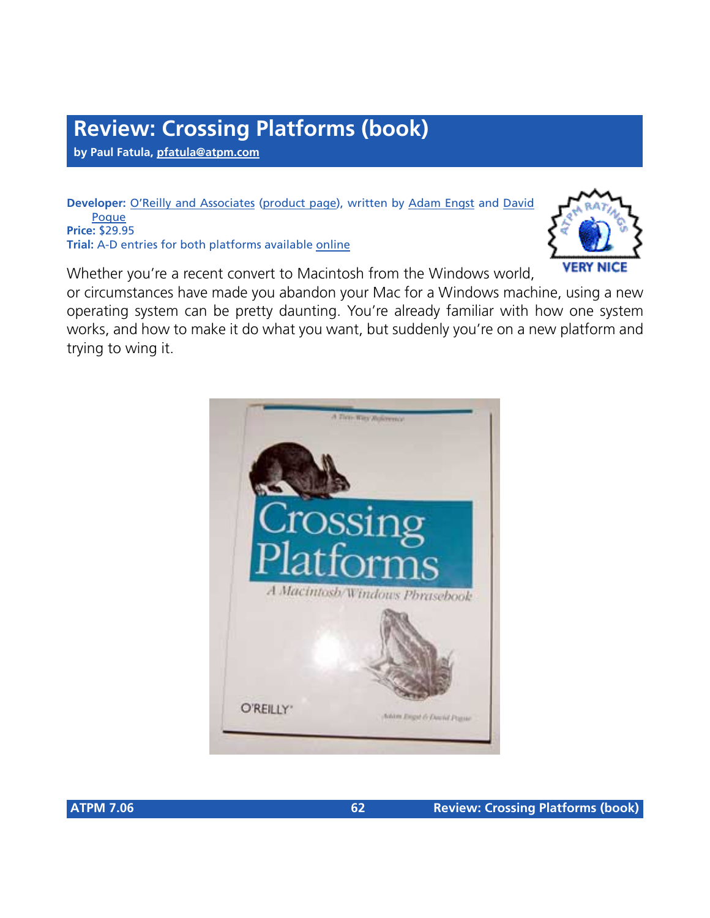# Review: Crossing Platforms (book)

**by Paul Fatula, pfatula@atpm.com**

**Developer:** O'Reilly and Associates (product page), written by Adam Engst and David Pogue
**Price:** $29.95
**Trial:** A-D entries for both platforms available online

VERY NICE

Whether you're a recent convert to Macintosh from the Windows world, or circumstances have made you abandon your Mac for a Windows machine, using a new operating system can be pretty daunting. You're already familiar with how one system works, and how to make it do what you want, but suddenly you're on a new platform and trying to wing it.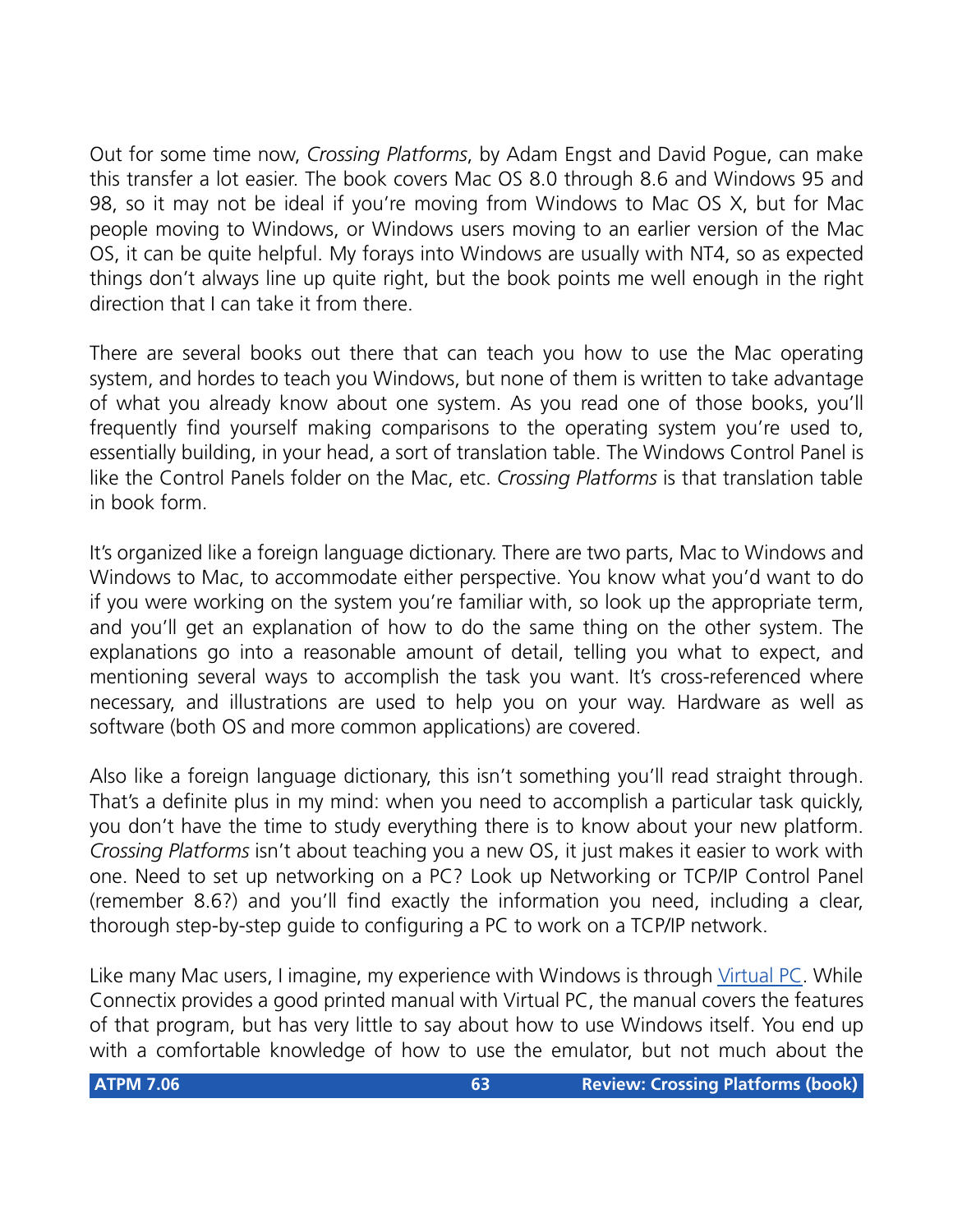Out for some time now, *Crossing Platforms*, by Adam Engst and David Pogue, can make this transfer a lot easier. The book covers Mac OS 8.0 through 8.6 and Windows 95 and 98, so it may not be ideal if you're moving from Windows to Mac OS X, but for Mac people moving to Windows, or Windows users moving to an earlier version of the Mac OS, it can be quite helpful. My forays into Windows are usually with NT4, so as expected things don't always line up quite right, but the book points me well enough in the right direction that I can take it from there.

There are several books out there that can teach you how to use the Mac operating system, and hordes to teach you Windows, but none of them is written to take advantage of what you already know about one system. As you read one of those books, you'll frequently find yourself making comparisons to the operating system you're used to, essentially building, in your head, a sort of translation table. The Windows Control Panel is like the Control Panels folder on the Mac, etc. *Crossing Platforms* is that translation table in book form.

It's organized like a foreign language dictionary. There are two parts, Mac to Windows and Windows to Mac, to accommodate either perspective. You know what you'd want to do if you were working on the system you're familiar with, so look up the appropriate term, and you'll get an explanation of how to do the same thing on the other system. The explanations go into a reasonable amount of detail, telling you what to expect, and mentioning several ways to accomplish the task you want. It's cross-referenced where necessary, and illustrations are used to help you on your way. Hardware as well as software (both OS and more common applications) are covered.

Also like a foreign language dictionary, this isn't something you'll read straight through. That's a definite plus in my mind: when you need to accomplish a particular task quickly, you don't have the time to study everything there is to know about your new platform. *Crossing Platforms* isn't about teaching you a new OS, it just makes it easier to work with one. Need to set up networking on a PC? Look up Networking or TCP/IP Control Panel (remember 8.6?) and you'll find exactly the information you need, including a clear, thorough step-by-step guide to configuring a PC to work on a TCP/IP network.

Like many Mac users, I imagine, my experience with Windows is through Virtual PC. While Connectix provides a good printed manual with Virtual PC, the manual covers the features of that program, but has very little to say about how to use Windows itself. You end up with a comfortable knowledge of how to use the emulator, but not much about the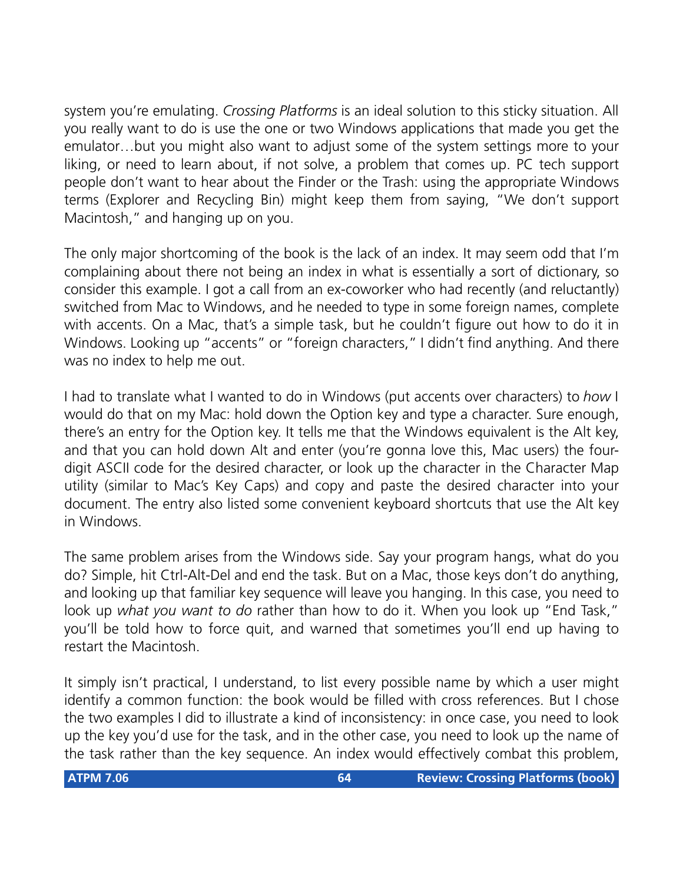system you're emulating. *Crossing Platforms* is an ideal solution to this sticky situation. All you really want to do is use the one or two Windows applications that made you get the emulator…but you might also want to adjust some of the system settings more to your liking, or need to learn about, if not solve, a problem that comes up. PC tech support people don't want to hear about the Finder or the Trash: using the appropriate Windows terms (Explorer and Recycling Bin) might keep them from saying, "We don't support Macintosh," and hanging up on you.

The only major shortcoming of the book is the lack of an index. It may seem odd that I'm complaining about there not being an index in what is essentially a sort of dictionary, so consider this example. I got a call from an ex-coworker who had recently (and reluctantly) switched from Mac to Windows, and he needed to type in some foreign names, complete with accents. On a Mac, that's a simple task, but he couldn't figure out how to do it in Windows. Looking up "accents" or "foreign characters," I didn't find anything. And there was no index to help me out.

I had to translate what I wanted to do in Windows (put accents over characters) to *how* I would do that on my Mac: hold down the Option key and type a character. Sure enough, there's an entry for the Option key. It tells me that the Windows equivalent is the Alt key, and that you can hold down Alt and enter (you're gonna love this, Mac users) the four-digit ASCII code for the desired character, or look up the character in the Character Map utility (similar to Mac's Key Caps) and copy and paste the desired character into your document. The entry also listed some convenient keyboard shortcuts that use the Alt key in Windows.

The same problem arises from the Windows side. Say your program hangs, what do you do? Simple, hit Ctrl-Alt-Del and end the task. But on a Mac, those keys don't do anything, and looking up that familiar key sequence will leave you hanging. In this case, you need to look up *what you want to do* rather than how to do it. When you look up "End Task," you'll be told how to force quit, and warned that sometimes you'll end up having to restart the Macintosh.

It simply isn't practical, I understand, to list every possible name by which a user might identify a common function: the book would be filled with cross references. But I chose the two examples I did to illustrate a kind of inconsistency: in once case, you need to look up the key you'd use for the task, and in the other case, you need to look up the name of the task rather than the key sequence. An index would effectively combat this problem,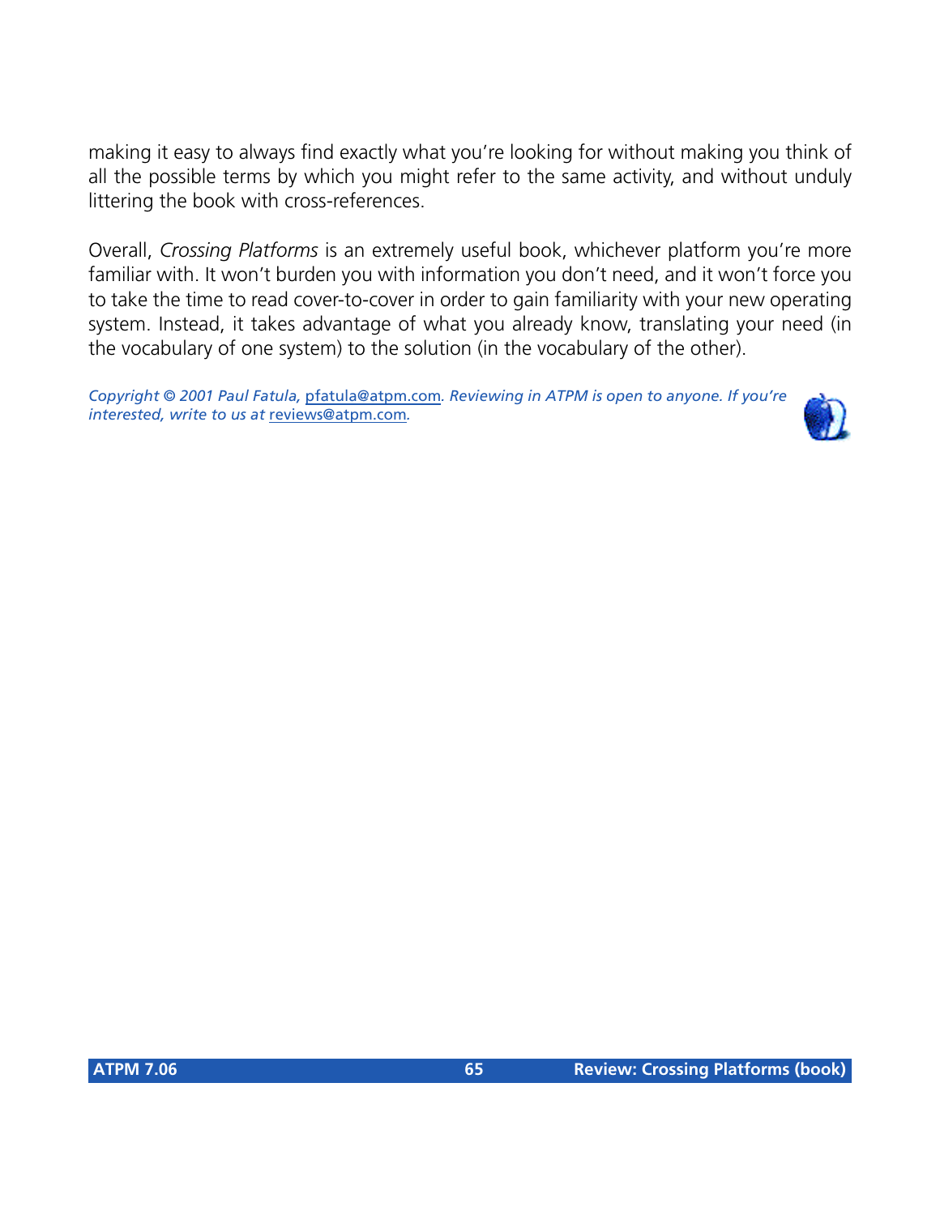making it easy to always find exactly what you're looking for without making you think of all the possible terms by which you might refer to the same activity, and without unduly littering the book with cross-references.

Overall, *Crossing Platforms* is an extremely useful book, whichever platform you're more familiar with. It won't burden you with information you don't need, and it won't force you to take the time to read cover-to-cover in order to gain familiarity with your new operating system. Instead, it takes advantage of what you already know, translating your need (in the vocabulary of one system) to the solution (in the vocabulary of the other).

*Copyright © 2001 Paul Fatula, pfatula@atpm.com. Reviewing in ATPM is open to anyone. If you're interested, write to us at reviews@atpm.com.*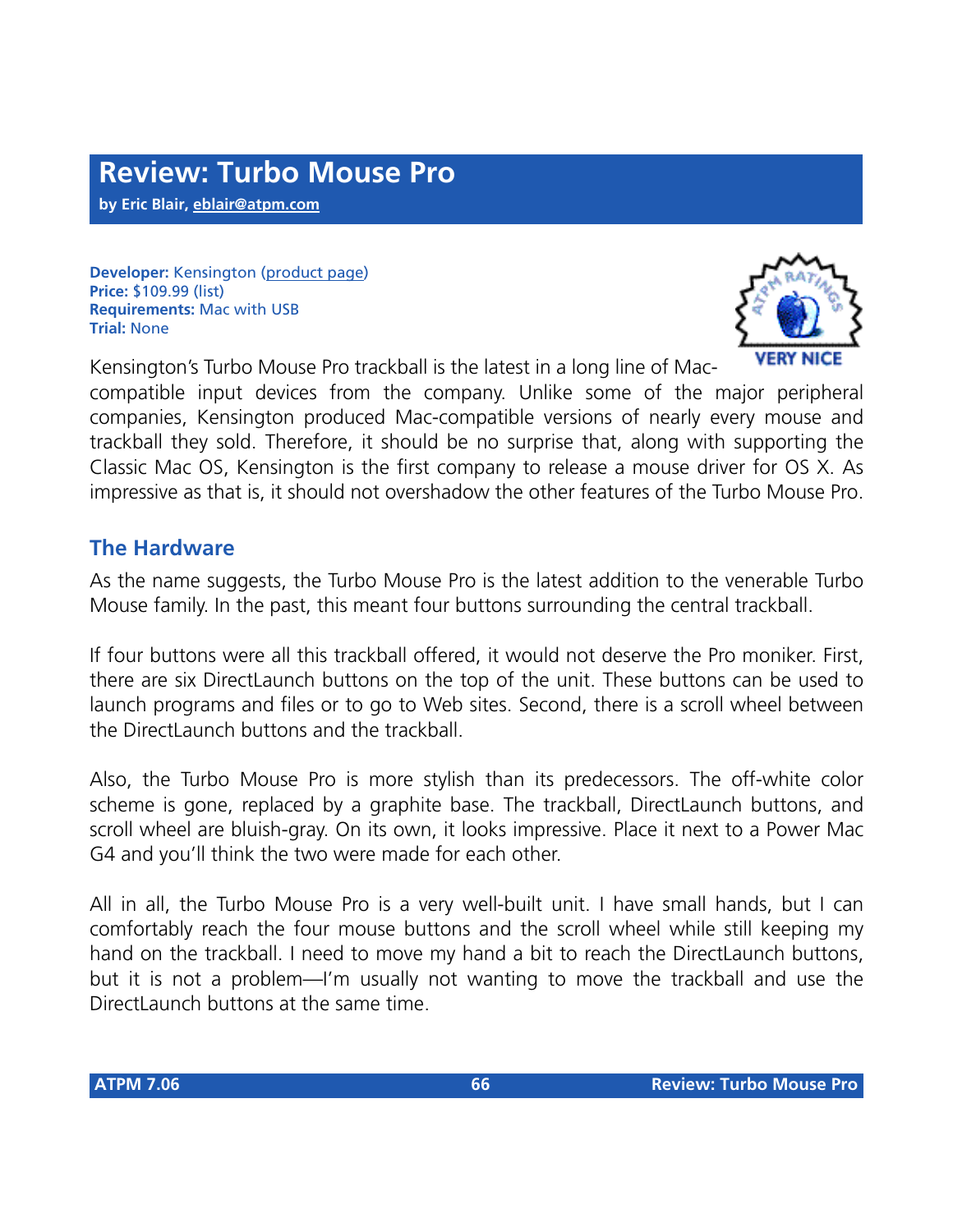# Review: Turbo Mouse Pro

**by Eric Blair, eblair@atpm.com**

**Developer:** Kensington (product page)
**Price:** $109.99 (list)
**Requirements:** Mac with USB
**Trial:** None

VERY NICE

Kensington's Turbo Mouse Pro trackball is the latest in a long line of Mac-compatible input devices from the company. Unlike some of the major peripheral companies, Kensington produced Mac-compatible versions of nearly every mouse and trackball they sold. Therefore, it should be no surprise that, along with supporting the Classic Mac OS, Kensington is the first company to release a mouse driver for OS X. As impressive as that is, it should not overshadow the other features of the Turbo Mouse Pro.

## The Hardware

As the name suggests, the Turbo Mouse Pro is the latest addition to the venerable Turbo Mouse family. In the past, this meant four buttons surrounding the central trackball.

If four buttons were all this trackball offered, it would not deserve the Pro moniker. First, there are six DirectLaunch buttons on the top of the unit. These buttons can be used to launch programs and files or to go to Web sites. Second, there is a scroll wheel between the DirectLaunch buttons and the trackball.

Also, the Turbo Mouse Pro is more stylish than its predecessors. The off-white color scheme is gone, replaced by a graphite base. The trackball, DirectLaunch buttons, and scroll wheel are bluish-gray. On its own, it looks impressive. Place it next to a Power Mac G4 and you'll think the two were made for each other.

All in all, the Turbo Mouse Pro is a very well-built unit. I have small hands, but I can comfortably reach the four mouse buttons and the scroll wheel while still keeping my hand on the trackball. I need to move my hand a bit to reach the DirectLaunch buttons, but it is not a problem—I'm usually not wanting to move the trackball and use the DirectLaunch buttons at the same time.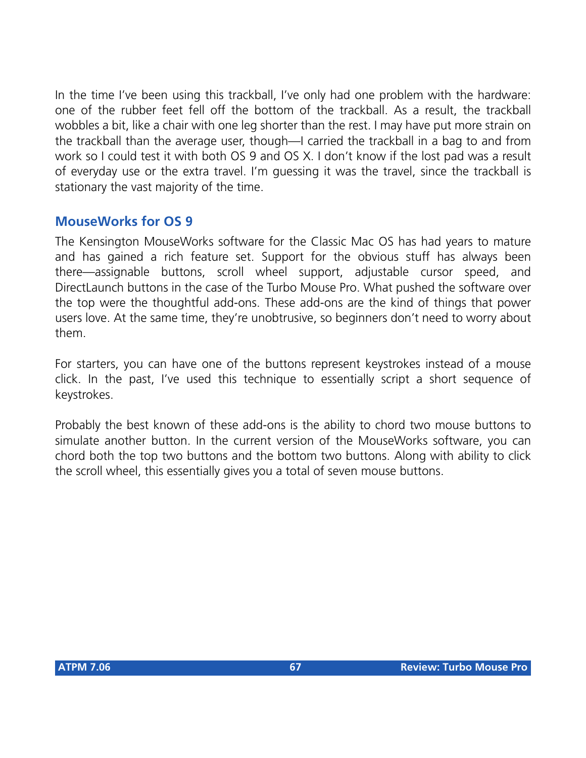In the time I've been using this trackball, I've only had one problem with the hardware: one of the rubber feet fell off the bottom of the trackball. As a result, the trackball wobbles a bit, like a chair with one leg shorter than the rest. I may have put more strain on the trackball than the average user, though—I carried the trackball in a bag to and from work so I could test it with both OS 9 and OS X. I don't know if the lost pad was a result of everyday use or the extra travel. I'm guessing it was the travel, since the trackball is stationary the vast majority of the time.

### MouseWorks for OS 9

The Kensington MouseWorks software for the Classic Mac OS has had years to mature and has gained a rich feature set. Support for the obvious stuff has always been there—assignable buttons, scroll wheel support, adjustable cursor speed, and DirectLaunch buttons in the case of the Turbo Mouse Pro. What pushed the software over the top were the thoughtful add-ons. These add-ons are the kind of things that power users love. At the same time, they're unobtrusive, so beginners don't need to worry about them.

For starters, you can have one of the buttons represent keystrokes instead of a mouse click. In the past, I've used this technique to essentially script a short sequence of keystrokes.

Probably the best known of these add-ons is the ability to chord two mouse buttons to simulate another button. In the current version of the MouseWorks software, you can chord both the top two buttons and the bottom two buttons. Along with ability to click the scroll wheel, this essentially gives you a total of seven mouse buttons.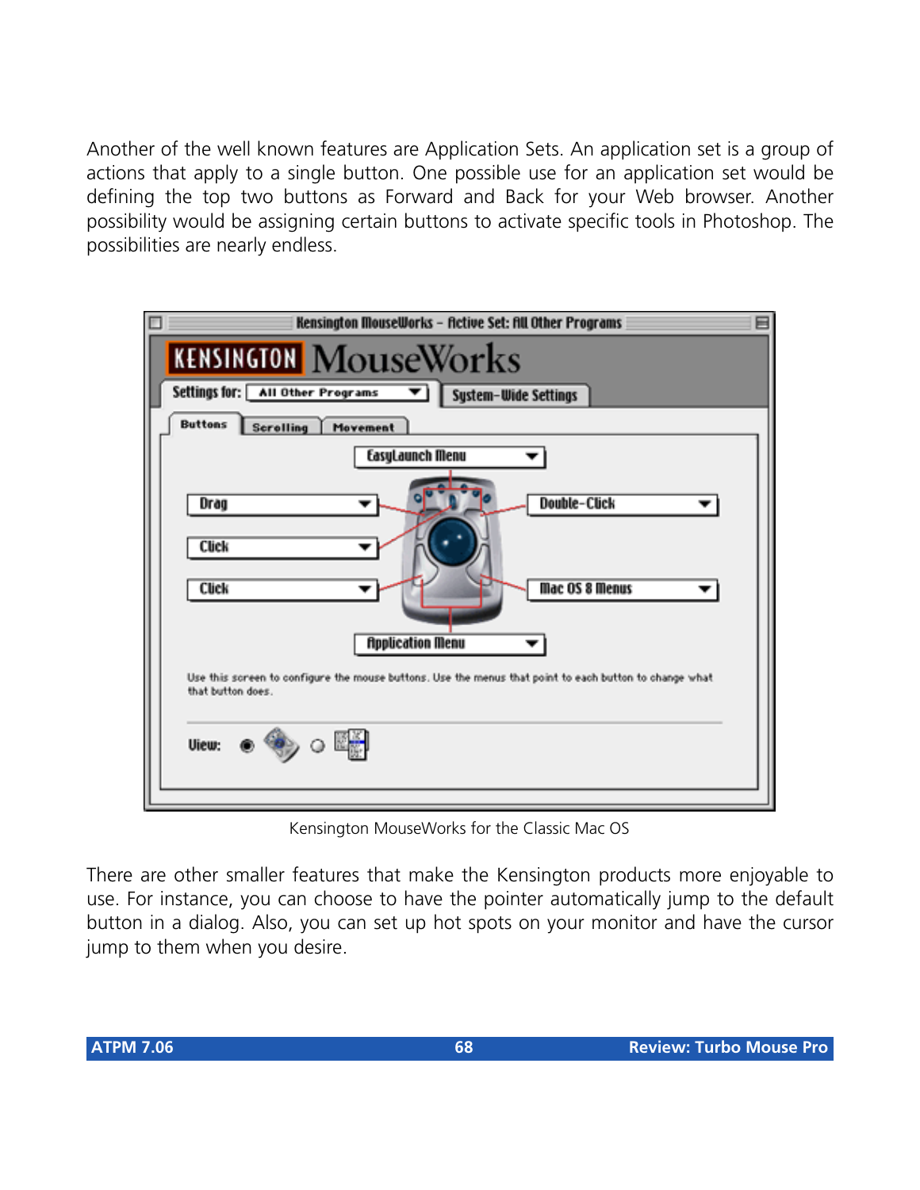Another of the well known features are Application Sets. An application set is a group of actions that apply to a single button. One possible use for an application set would be defining the top two buttons as Forward and Back for your Web browser. Another possibility would be assigning certain buttons to activate specific tools in Photoshop. The possibilities are nearly endless.

Kensington MouseWorks for the Classic Mac OS

There are other smaller features that make the Kensington products more enjoyable to use. For instance, you can choose to have the pointer automatically jump to the default button in a dialog. Also, you can set up hot spots on your monitor and have the cursor jump to them when you desire.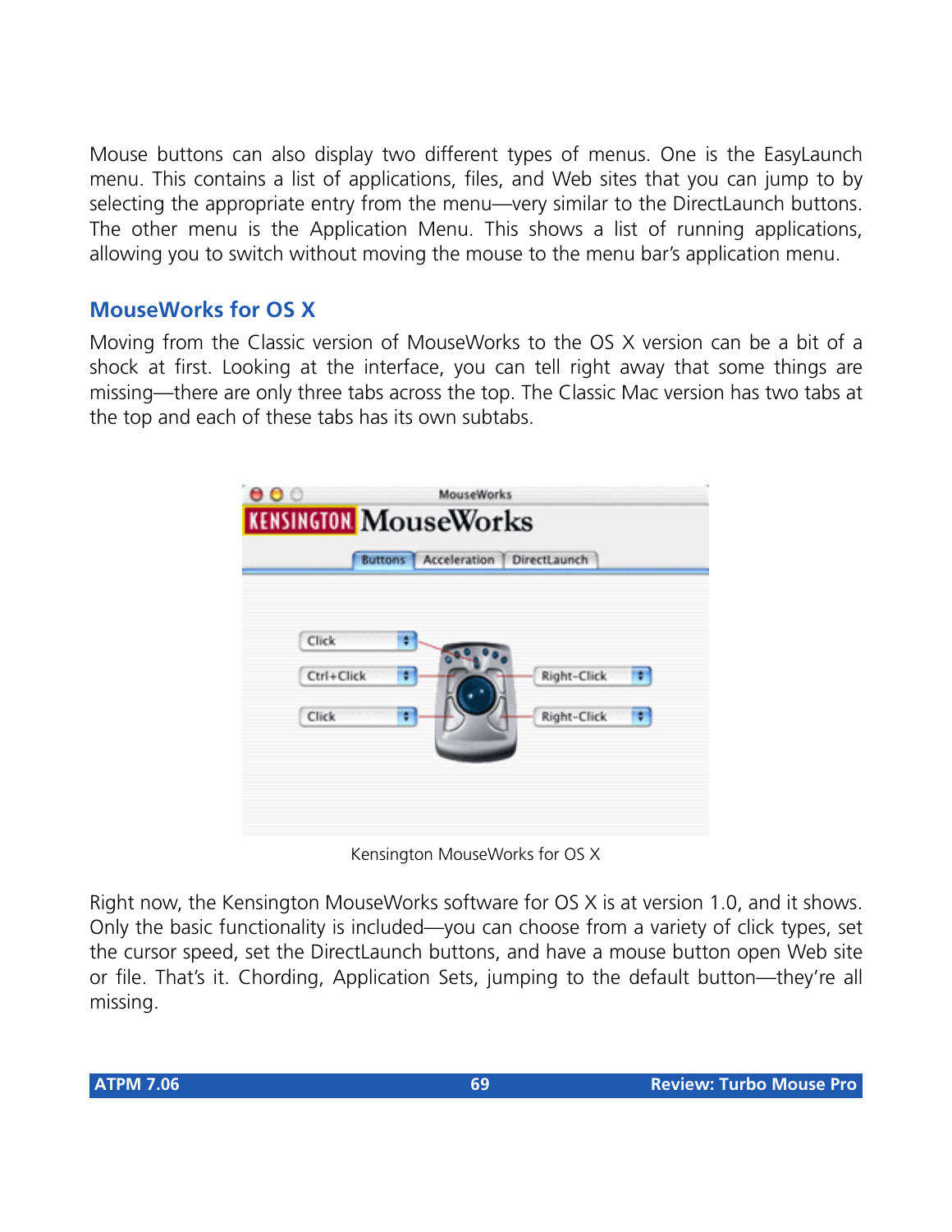Mouse buttons can also display two different types of menus. One is the EasyLaunch menu. This contains a list of applications, files, and Web sites that you can jump to by selecting the appropriate entry from the menu—very similar to the DirectLaunch buttons. The other menu is the Application Menu. This shows a list of running applications, allowing you to switch without moving the mouse to the menu bar's application menu.

## MouseWorks for OS X

Moving from the Classic version of MouseWorks to the OS X version can be a bit of a shock at first. Looking at the interface, you can tell right away that some things are missing—there are only three tabs across the top. The Classic Mac version has two tabs at the top and each of these tabs has its own subtabs.

Kensington MouseWorks for OS X

Right now, the Kensington MouseWorks software for OS X is at version 1.0, and it shows. Only the basic functionality is included—you can choose from a variety of click types, set the cursor speed, set the DirectLaunch buttons, and have a mouse button open Web site or file. That's it. Chording, Application Sets, jumping to the default button—they're all missing.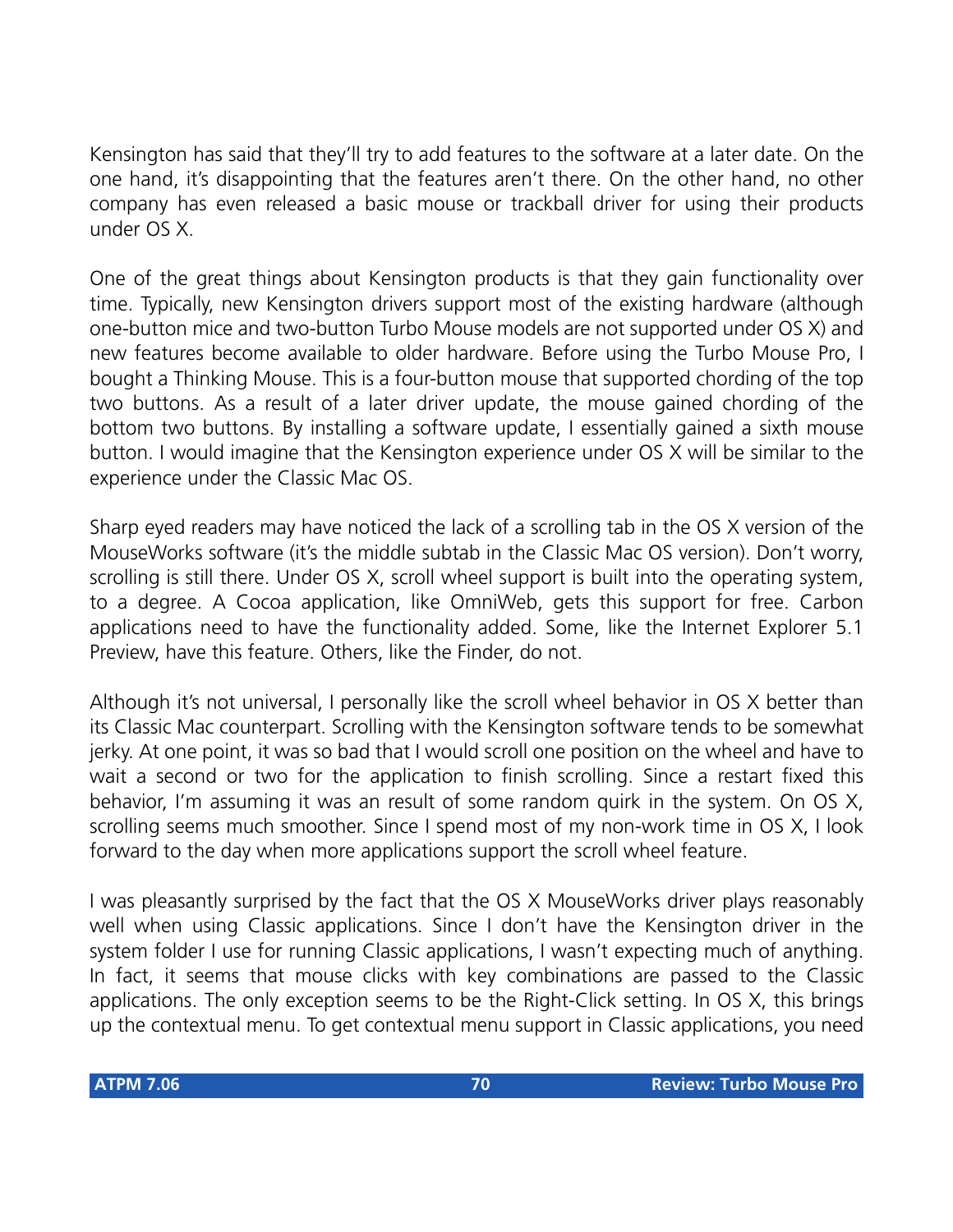Kensington has said that they'll try to add features to the software at a later date. On the one hand, it's disappointing that the features aren't there. On the other hand, no other company has even released a basic mouse or trackball driver for using their products under OS X.

One of the great things about Kensington products is that they gain functionality over time. Typically, new Kensington drivers support most of the existing hardware (although one-button mice and two-button Turbo Mouse models are not supported under OS X) and new features become available to older hardware. Before using the Turbo Mouse Pro, I bought a Thinking Mouse. This is a four-button mouse that supported chording of the top two buttons. As a result of a later driver update, the mouse gained chording of the bottom two buttons. By installing a software update, I essentially gained a sixth mouse button. I would imagine that the Kensington experience under OS X will be similar to the experience under the Classic Mac OS.

Sharp eyed readers may have noticed the lack of a scrolling tab in the OS X version of the MouseWorks software (it's the middle subtab in the Classic Mac OS version). Don't worry, scrolling is still there. Under OS X, scroll wheel support is built into the operating system, to a degree. A Cocoa application, like OmniWeb, gets this support for free. Carbon applications need to have the functionality added. Some, like the Internet Explorer 5.1 Preview, have this feature. Others, like the Finder, do not.

Although it's not universal, I personally like the scroll wheel behavior in OS X better than its Classic Mac counterpart. Scrolling with the Kensington software tends to be somewhat jerky. At one point, it was so bad that I would scroll one position on the wheel and have to wait a second or two for the application to finish scrolling. Since a restart fixed this behavior, I'm assuming it was an result of some random quirk in the system. On OS X, scrolling seems much smoother. Since I spend most of my non-work time in OS X, I look forward to the day when more applications support the scroll wheel feature.

I was pleasantly surprised by the fact that the OS X MouseWorks driver plays reasonably well when using Classic applications. Since I don't have the Kensington driver in the system folder I use for running Classic applications, I wasn't expecting much of anything. In fact, it seems that mouse clicks with key combinations are passed to the Classic applications. The only exception seems to be the Right-Click setting. In OS X, this brings up the contextual menu. To get contextual menu support in Classic applications, you need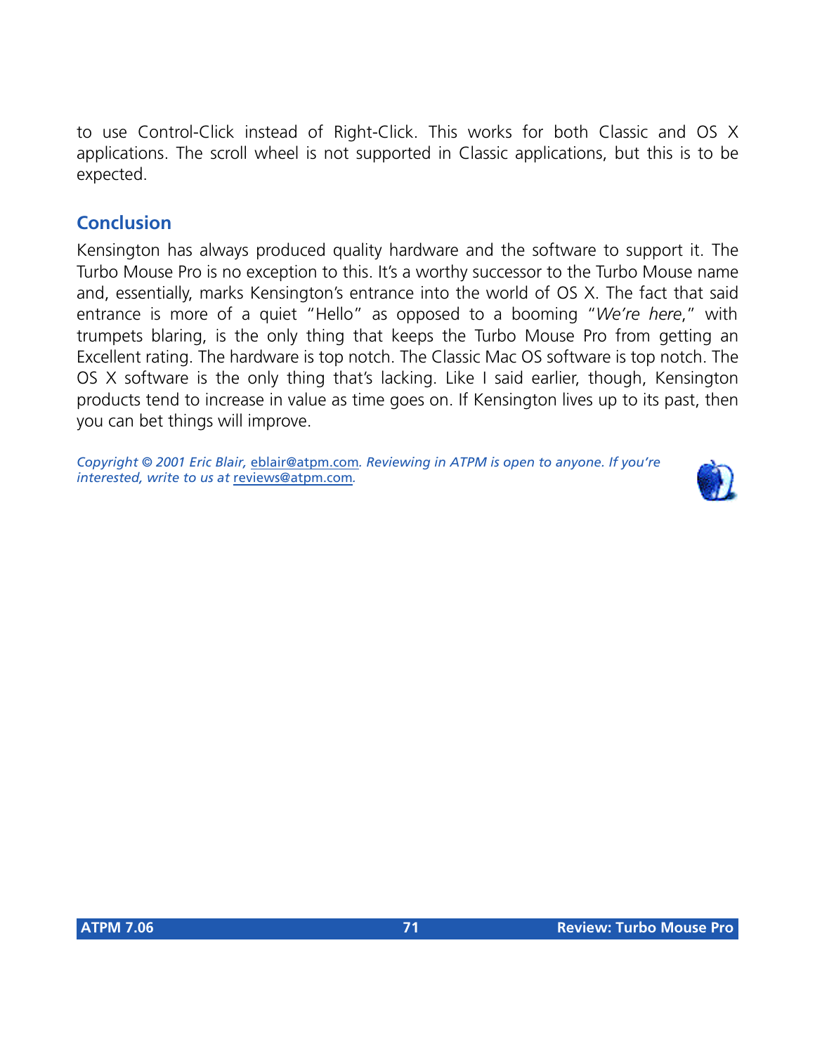to use Control-Click instead of Right-Click. This works for both Classic and OS X applications. The scroll wheel is not supported in Classic applications, but this is to be expected.

## Conclusion

Kensington has always produced quality hardware and the software to support it. The Turbo Mouse Pro is no exception to this. It's a worthy successor to the Turbo Mouse name and, essentially, marks Kensington's entrance into the world of OS X. The fact that said entrance is more of a quiet "Hello" as opposed to a booming "*We're here*," with trumpets blaring, is the only thing that keeps the Turbo Mouse Pro from getting an Excellent rating. The hardware is top notch. The Classic Mac OS software is top notch. The OS X software is the only thing that's lacking. Like I said earlier, though, Kensington products tend to increase in value as time goes on. If Kensington lives up to its past, then you can bet things will improve.

*Copyright © 2001 Eric Blair, eblair@atpm.com. Reviewing in ATPM is open to anyone. If you're interested, write to us at reviews@atpm.com.*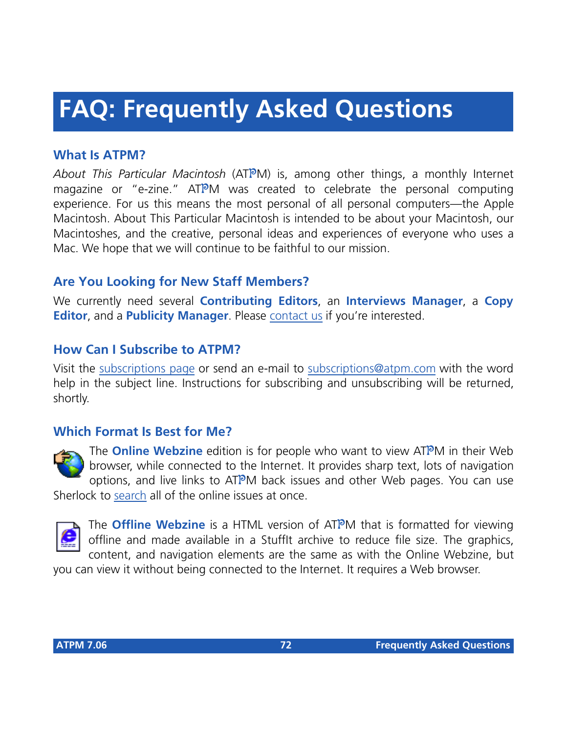# FAQ: Frequently Asked Questions

### What Is ATPM?

*About This Particular Macintosh* (ATPM) is, among other things, a monthly Internet magazine or "e-zine." ATPM was created to celebrate the personal computing experience. For us this means the most personal of all personal computers—the Apple Macintosh. About This Particular Macintosh is intended to be about your Macintosh, our Macintoshes, and the creative, personal ideas and experiences of everyone who uses a Mac. We hope that we will continue to be faithful to our mission.

### Are You Looking for New Staff Members?

We currently need several **Contributing Editors**, an **Interviews Manager**, a **Copy Editor**, and a **Publicity Manager**. Please contact us if you're interested.

### How Can I Subscribe to ATPM?

Visit the subscriptions page or send an e-mail to subscriptions@atpm.com with the word help in the subject line. Instructions for subscribing and unsubscribing will be returned, shortly.

### Which Format Is Best for Me?

The **Online Webzine** edition is for people who want to view ATPM in their Web browser, while connected to the Internet. It provides sharp text, lots of navigation options, and live links to ATPM back issues and other Web pages. You can use Sherlock to search all of the online issues at once.

The **Offline Webzine** is a HTML version of ATPM that is formatted for viewing offline and made available in a StuffIt archive to reduce file size. The graphics, content, and navigation elements are the same as with the Online Webzine, but you can view it without being connected to the Internet. It requires a Web browser.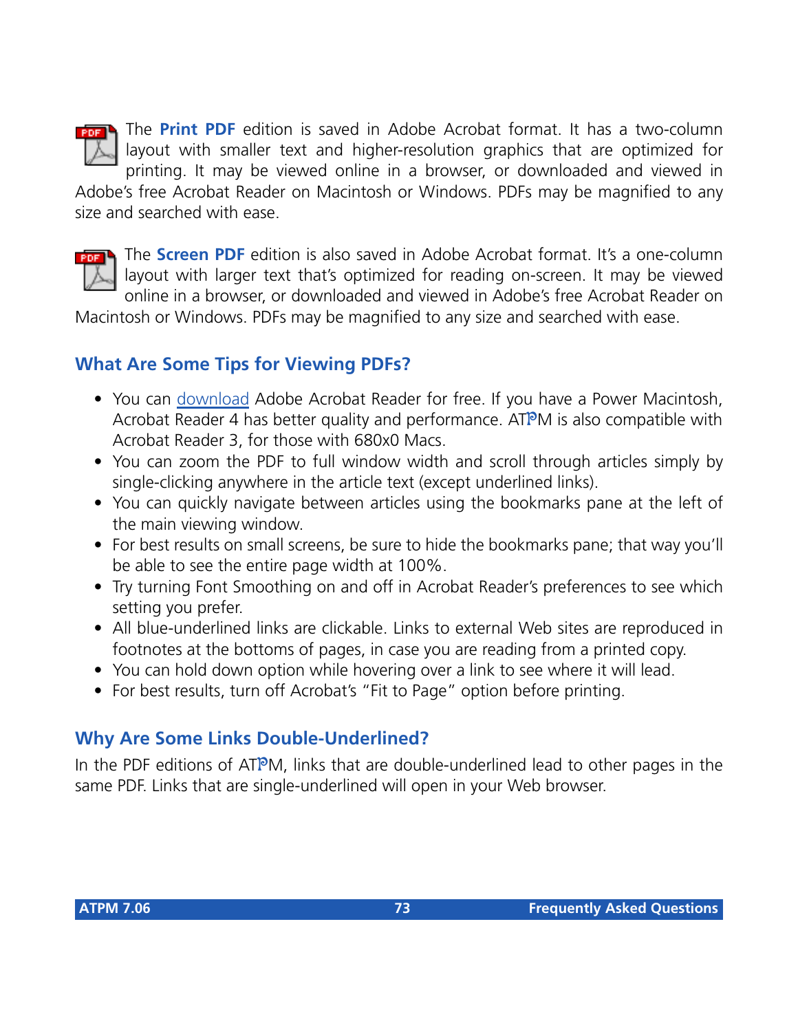The **Print PDF** edition is saved in Adobe Acrobat format. It has a two-column layout with smaller text and higher-resolution graphics that are optimized for printing. It may be viewed online in a browser, or downloaded and viewed in Adobe's free Acrobat Reader on Macintosh or Windows. PDFs may be magnified to any size and searched with ease.

The **Screen PDF** edition is also saved in Adobe Acrobat format. It's a one-column layout with larger text that's optimized for reading on-screen. It may be viewed online in a browser, or downloaded and viewed in Adobe's free Acrobat Reader on Macintosh or Windows. PDFs may be magnified to any size and searched with ease.

## What Are Some Tips for Viewing PDFs?

- You can download Adobe Acrobat Reader for free. If you have a Power Macintosh, Acrobat Reader 4 has better quality and performance. ATPM is also compatible with Acrobat Reader 3, for those with 680x0 Macs.
- You can zoom the PDF to full window width and scroll through articles simply by single-clicking anywhere in the article text (except underlined links).
- You can quickly navigate between articles using the bookmarks pane at the left of the main viewing window.
- For best results on small screens, be sure to hide the bookmarks pane; that way you'll be able to see the entire page width at 100%.
- Try turning Font Smoothing on and off in Acrobat Reader's preferences to see which setting you prefer.
- All blue-underlined links are clickable. Links to external Web sites are reproduced in footnotes at the bottoms of pages, in case you are reading from a printed copy.
- You can hold down option while hovering over a link to see where it will lead.
- For best results, turn off Acrobat's "Fit to Page" option before printing.

## Why Are Some Links Double-Underlined?

In the PDF editions of ATPM, links that are double-underlined lead to other pages in the same PDF. Links that are single-underlined will open in your Web browser.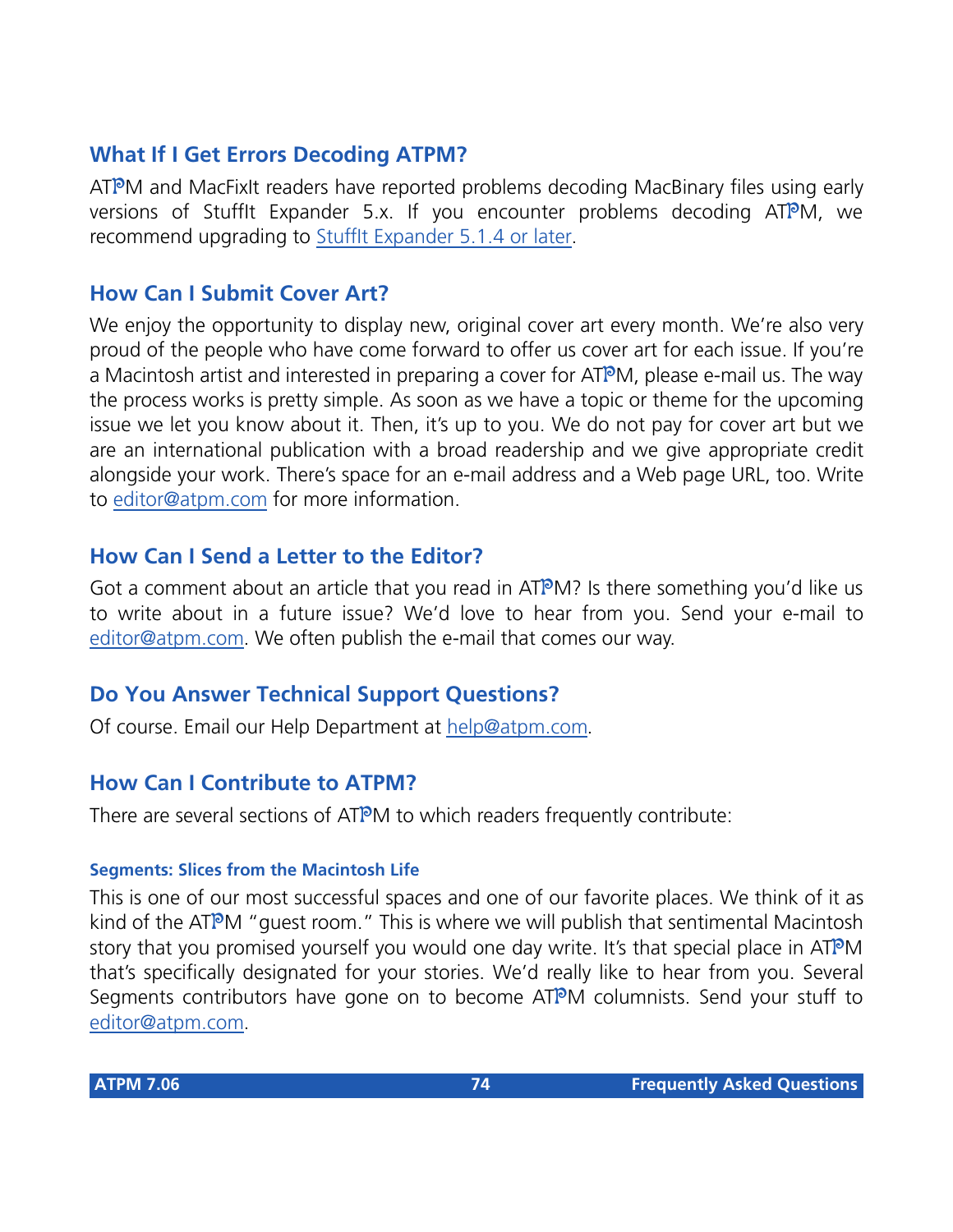## What If I Get Errors Decoding ATPM?

ATPM and MacFixIt readers have reported problems decoding MacBinary files using early versions of StuffIt Expander 5.x. If you encounter problems decoding ATPM, we recommend upgrading to StuffIt Expander 5.1.4 or later.

## How Can I Submit Cover Art?

We enjoy the opportunity to display new, original cover art every month. We're also very proud of the people who have come forward to offer us cover art for each issue. If you're a Macintosh artist and interested in preparing a cover for ATPM, please e-mail us. The way the process works is pretty simple. As soon as we have a topic or theme for the upcoming issue we let you know about it. Then, it's up to you. We do not pay for cover art but we are an international publication with a broad readership and we give appropriate credit alongside your work. There's space for an e-mail address and a Web page URL, too. Write to editor@atpm.com for more information.

## How Can I Send a Letter to the Editor?

Got a comment about an article that you read in ATPM? Is there something you'd like us to write about in a future issue? We'd love to hear from you. Send your e-mail to editor@atpm.com. We often publish the e-mail that comes our way.

## Do You Answer Technical Support Questions?

Of course. Email our Help Department at help@atpm.com.

## How Can I Contribute to ATPM?

There are several sections of ATPM to which readers frequently contribute:

### Segments: Slices from the Macintosh Life

This is one of our most successful spaces and one of our favorite places. We think of it as kind of the ATPM "guest room." This is where we will publish that sentimental Macintosh story that you promised yourself you would one day write. It's that special place in ATPM that's specifically designated for your stories. We'd really like to hear from you. Several Segments contributors have gone on to become ATPM columnists. Send your stuff to editor@atpm.com.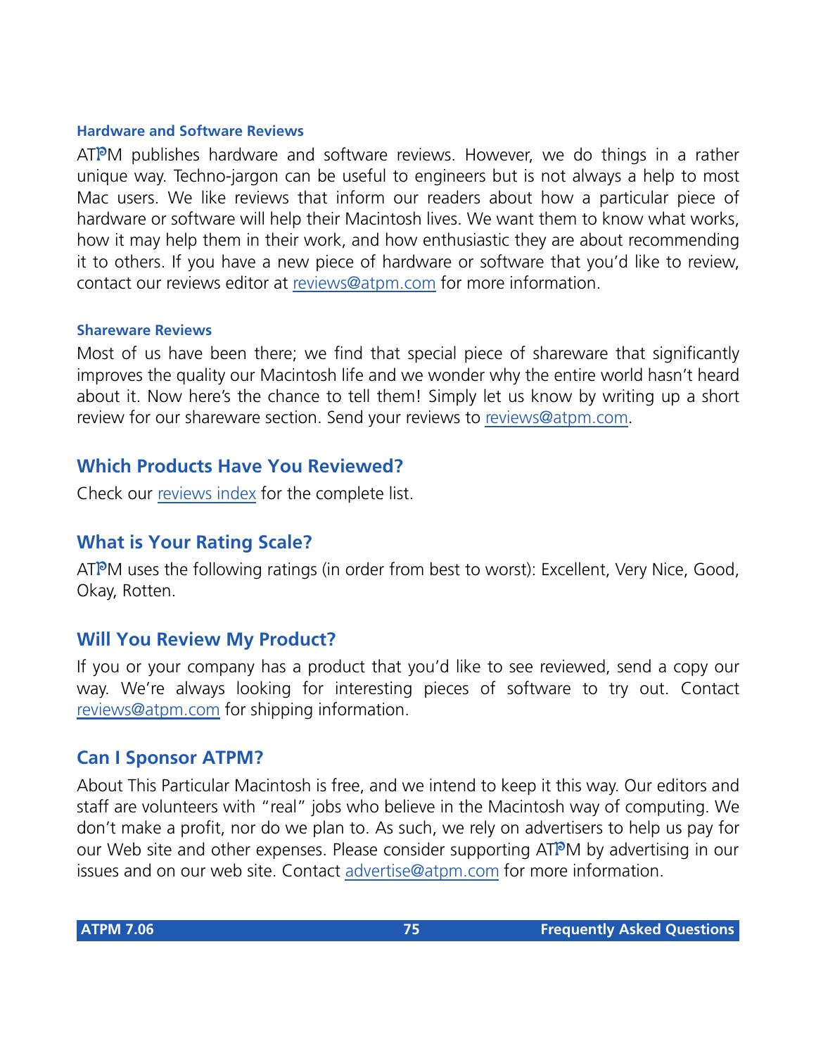### Hardware and Software Reviews

ATPM publishes hardware and software reviews. However, we do things in a rather unique way. Techno-jargon can be useful to engineers but is not always a help to most Mac users. We like reviews that inform our readers about how a particular piece of hardware or software will help their Macintosh lives. We want them to know what works, how it may help them in their work, and how enthusiastic they are about recommending it to others. If you have a new piece of hardware or software that you'd like to review, contact our reviews editor at reviews@atpm.com for more information.

### Shareware Reviews

Most of us have been there; we find that special piece of shareware that significantly improves the quality our Macintosh life and we wonder why the entire world hasn't heard about it. Now here's the chance to tell them! Simply let us know by writing up a short review for our shareware section. Send your reviews to reviews@atpm.com.

## Which Products Have You Reviewed?

Check our reviews index for the complete list.

## What is Your Rating Scale?

ATPM uses the following ratings (in order from best to worst): Excellent, Very Nice, Good, Okay, Rotten.

## Will You Review My Product?

If you or your company has a product that you'd like to see reviewed, send a copy our way. We're always looking for interesting pieces of software to try out. Contact reviews@atpm.com for shipping information.

## Can I Sponsor ATPM?

About This Particular Macintosh is free, and we intend to keep it this way. Our editors and staff are volunteers with "real" jobs who believe in the Macintosh way of computing. We don't make a profit, nor do we plan to. As such, we rely on advertisers to help us pay for our Web site and other expenses. Please consider supporting ATPM by advertising in our issues and on our web site. Contact advertise@atpm.com for more information.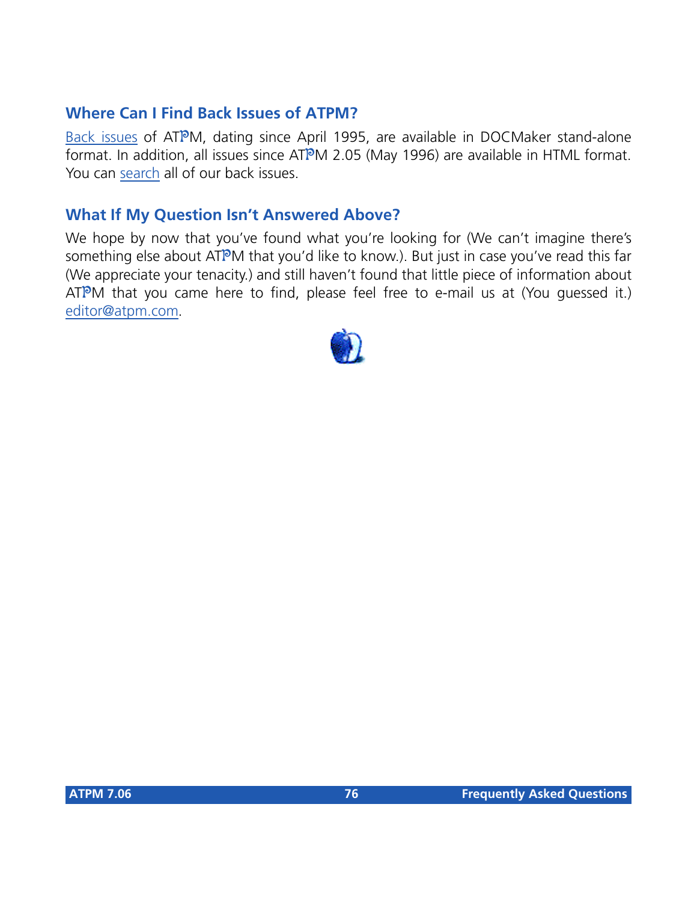## Where Can I Find Back Issues of ATPM?

Back issues of ATPM, dating since April 1995, are available in DOCMaker stand-alone format. In addition, all issues since ATPM 2.05 (May 1996) are available in HTML format. You can search all of our back issues.

## What If My Question Isn't Answered Above?

We hope by now that you've found what you're looking for (We can't imagine there's something else about ATPM that you'd like to know.). But just in case you've read this far (We appreciate your tenacity.) and still haven't found that little piece of information about ATPM that you came here to find, please feel free to e-mail us at (You guessed it.) editor@atpm.com.